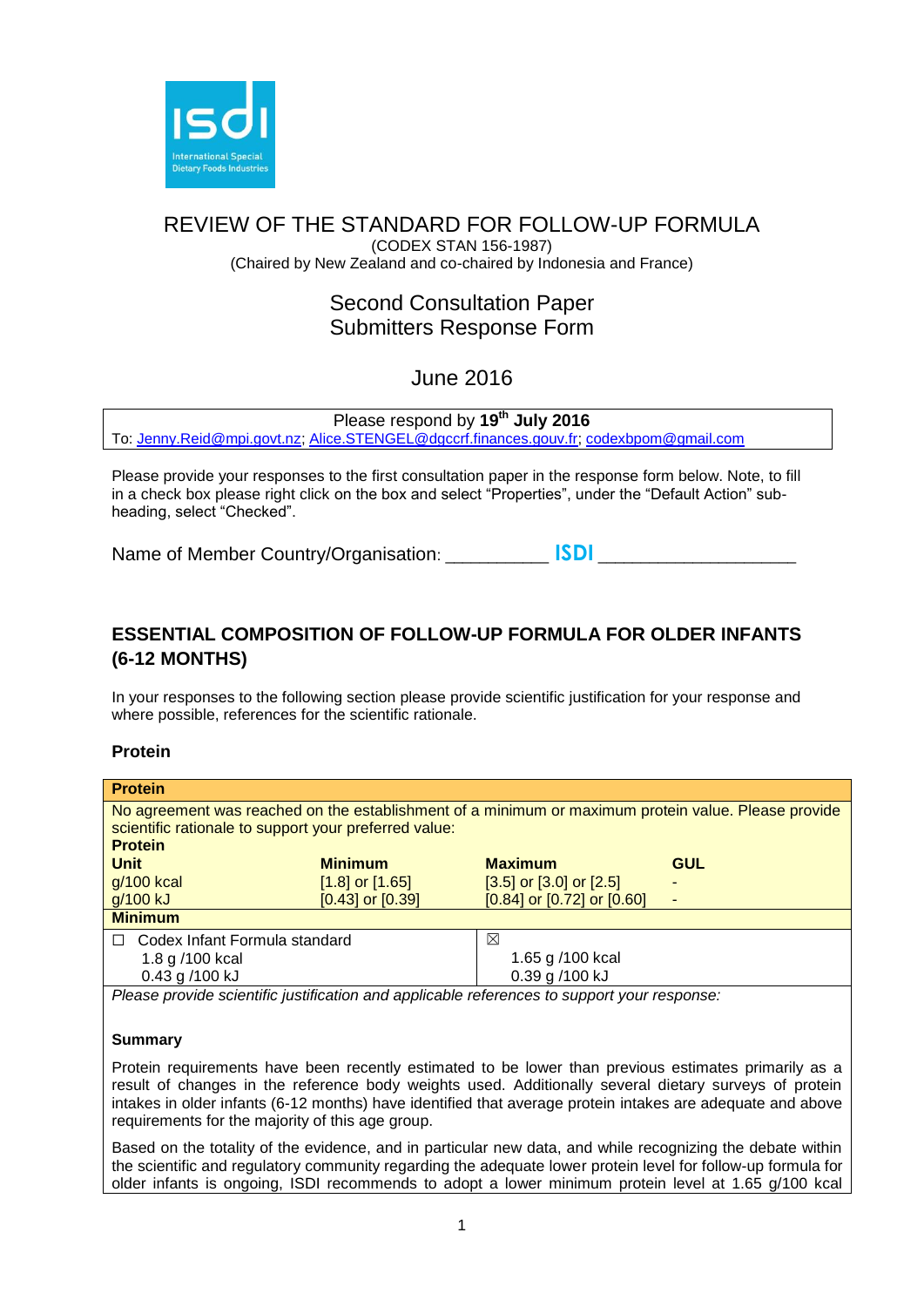# REVIEW OF THE STANDARD FOR FOLLOW-UP FORMULA

(CODEX STAN 156-1987)

(Chaired by New Zealand and co-chaired by Indonesia and France)

## Second Consultation Paper
## Submitters Response Form

### June 2016

Please respond by 19th July 2016

To: Jenny.Reid@mpi.govt.nz; Alice.STENGEL@dgccrf.finances.gouv.fr; codexbpom@gmail.com

Please provide your responses to the first consultation paper in the response form below. Note, to fill in a check box please right click on the box and select "Properties", under the "Default Action" sub-heading, select "Checked".

Name of Member Country/Organisation: __________ ISDI ___________________

## ESSENTIAL COMPOSITION OF FOLLOW-UP FORMULA FOR OLDER INFANTS (6-12 MONTHS)

In your responses to the following section please provide scientific justification for your response and where possible, references for the scientific rationale.

### Protein

**Protein**

No agreement was reached on the establishment of a minimum or maximum protein value. Please provide scientific rationale to support your preferred value:

| **Unit** | **Minimum** | **Maximum** | **GUL** |
|---|---|---|---|
| g/100 kcal | [1.8] or [1.65] | [3.5] or [3.0] or [2.5] | - |
| g/100 kJ | [0.43] or [0.39] | [0.84] or [0.72] or [0.60] | - |

**Minimum**

| | |
|---|---|
| ☐ Codex Infant Formula standard<br>1.8 g /100 kcal<br>0.43 g /100 kJ | ☒<br>1.65 g /100 kcal<br>0.39 g /100 kJ |

*Please provide scientific justification and applicable references to support your response:*

**Summary**

Protein requirements have been recently estimated to be lower than previous estimates primarily as a result of changes in the reference body weights used. Additionally several dietary surveys of protein intakes in older infants (6-12 months) have identified that average protein intakes are adequate and above requirements for the majority of this age group.

Based on the totality of the evidence, and in particular new data, and while recognizing the debate within the scientific and regulatory community regarding the adequate lower protein level for follow-up formula for older infants is ongoing, ISDI recommends to adopt a lower minimum protein level at 1.65 g/100 kcal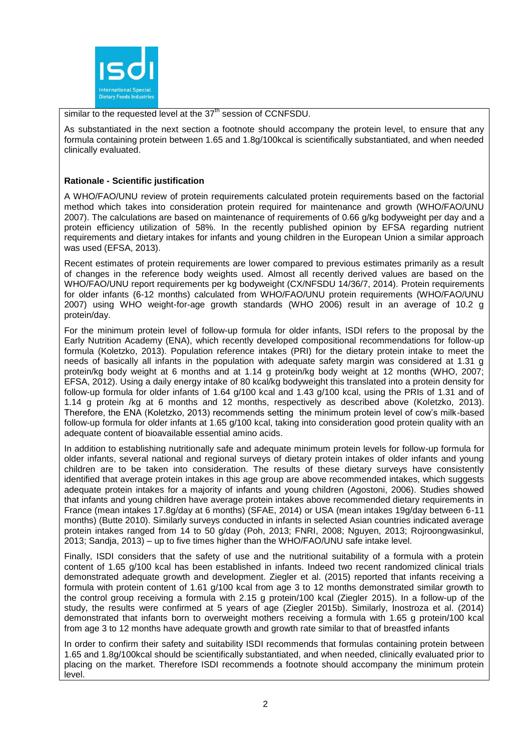similar to the requested level at the 37th session of CCNFSDU.

As substantiated in the next section a footnote should accompany the protein level, to ensure that any formula containing protein between 1.65 and 1.8g/100kcal is scientifically substantiated, and when needed clinically evaluated.

**Rationale - Scientific justification**

A WHO/FAO/UNU review of protein requirements calculated protein requirements based on the factorial method which takes into consideration protein required for maintenance and growth (WHO/FAO/UNU 2007). The calculations are based on maintenance of requirements of 0.66 g/kg bodyweight per day and a protein efficiency utilization of 58%. In the recently published opinion by EFSA regarding nutrient requirements and dietary intakes for infants and young children in the European Union a similar approach was used (EFSA, 2013).

Recent estimates of protein requirements are lower compared to previous estimates primarily as a result of changes in the reference body weights used. Almost all recently derived values are based on the WHO/FAO/UNU report requirements per kg bodyweight (CX/NFSDU 14/36/7, 2014). Protein requirements for older infants (6-12 months) calculated from WHO/FAO/UNU protein requirements (WHO/FAO/UNU 2007) using WHO weight-for-age growth standards (WHO 2006) result in an average of 10.2 g protein/day.

For the minimum protein level of follow-up formula for older infants, ISDI refers to the proposal by the Early Nutrition Academy (ENA), which recently developed compositional recommendations for follow-up formula (Koletzko, 2013). Population reference intakes (PRI) for the dietary protein intake to meet the needs of basically all infants in the population with adequate safety margin was considered at 1.31 g protein/kg body weight at 6 months and at 1.14 g protein/kg body weight at 12 months (WHO, 2007; EFSA, 2012). Using a daily energy intake of 80 kcal/kg bodyweight this translated into a protein density for follow-up formula for older infants of 1.64 g/100 kcal and 1.43 g/100 kcal, using the PRIs of 1.31 and of 1.14 g protein /kg at 6 months and 12 months, respectively as described above (Koletzko, 2013). Therefore, the ENA (Koletzko, 2013) recommends setting the minimum protein level of cow's milk-based follow-up formula for older infants at 1.65 g/100 kcal, taking into consideration good protein quality with an adequate content of bioavailable essential amino acids.

In addition to establishing nutritionally safe and adequate minimum protein levels for follow-up formula for older infants, several national and regional surveys of dietary protein intakes of older infants and young children are to be taken into consideration. The results of these dietary surveys have consistently identified that average protein intakes in this age group are above recommended intakes, which suggests adequate protein intakes for a majority of infants and young children (Agostoni, 2006). Studies showed that infants and young children have average protein intakes above recommended dietary requirements in France (mean intakes 17.8g/day at 6 months) (SFAE, 2014) or USA (mean intakes 19g/day between 6-11 months) (Butte 2010). Similarly surveys conducted in infants in selected Asian countries indicated average protein intakes ranged from 14 to 50 g/day (Poh, 2013; FNRI, 2008; Nguyen, 2013; Rojroongwasinkul, 2013; Sandja, 2013) – up to five times higher than the WHO/FAO/UNU safe intake level.

Finally, ISDI considers that the safety of use and the nutritional suitability of a formula with a protein content of 1.65 g/100 kcal has been established in infants. Indeed two recent randomized clinical trials demonstrated adequate growth and development. Ziegler et al. (2015) reported that infants receiving a formula with protein content of 1.61 g/100 kcal from age 3 to 12 months demonstrated similar growth to the control group receiving a formula with 2.15 g protein/100 kcal (Ziegler 2015). In a follow-up of the study, the results were confirmed at 5 years of age (Ziegler 2015b). Similarly, Inostroza et al. (2014) demonstrated that infants born to overweight mothers receiving a formula with 1.65 g protein/100 kcal from age 3 to 12 months have adequate growth and growth rate similar to that of breastfed infants

In order to confirm their safety and suitability ISDI recommends that formulas containing protein between 1.65 and 1.8g/100kcal should be scientifically substantiated, and when needed, clinically evaluated prior to placing on the market. Therefore ISDI recommends a footnote should accompany the minimum protein level.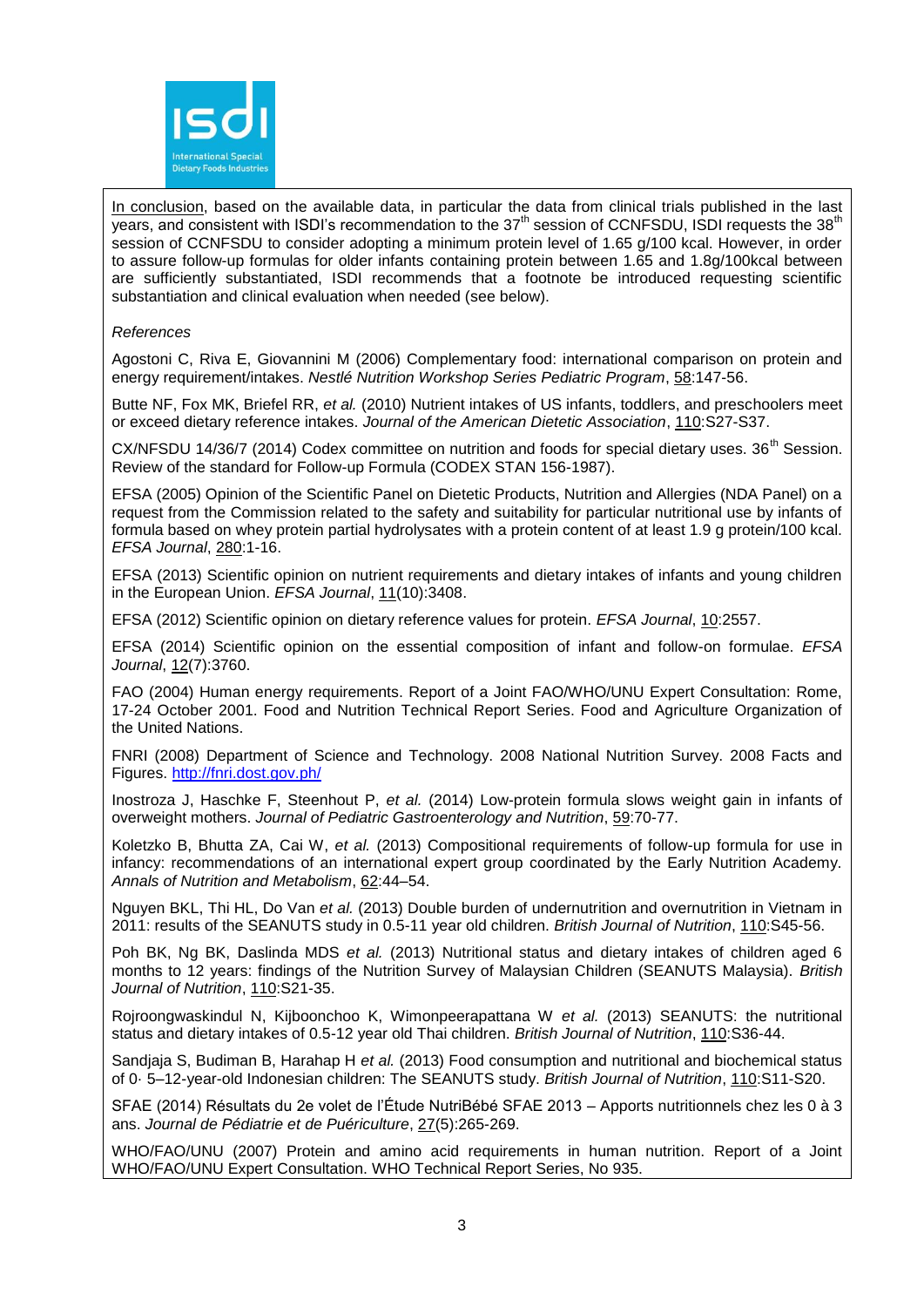In conclusion, based on the available data, in particular the data from clinical trials published in the last years, and consistent with ISDI's recommendation to the 37th session of CCNFSDU, ISDI requests the 38th session of CCNFSDU to consider adopting a minimum protein level of 1.65 g/100 kcal. However, in order to assure follow-up formulas for older infants containing protein between 1.65 and 1.8g/100kcal between are sufficiently substantiated, ISDI recommends that a footnote be introduced requesting scientific substantiation and clinical evaluation when needed (see below).

*References*

Agostoni C, Riva E, Giovannini M (2006) Complementary food: international comparison on protein and energy requirement/intakes. *Nestlé Nutrition Workshop Series Pediatric Program*, 58:147-56.

Butte NF, Fox MK, Briefel RR, *et al.* (2010) Nutrient intakes of US infants, toddlers, and preschoolers meet or exceed dietary reference intakes. *Journal of the American Dietetic Association*, 110:S27-S37.

CX/NFSDU 14/36/7 (2014) Codex committee on nutrition and foods for special dietary uses. 36th Session. Review of the standard for Follow-up Formula (CODEX STAN 156-1987).

EFSA (2005) Opinion of the Scientific Panel on Dietetic Products, Nutrition and Allergies (NDA Panel) on a request from the Commission related to the safety and suitability for particular nutritional use by infants of formula based on whey protein partial hydrolysates with a protein content of at least 1.9 g protein/100 kcal. *EFSA Journal*, 280:1-16.

EFSA (2013) Scientific opinion on nutrient requirements and dietary intakes of infants and young children in the European Union. *EFSA Journal*, 11(10):3408.

EFSA (2012) Scientific opinion on dietary reference values for protein. *EFSA Journal*, 10:2557.

EFSA (2014) Scientific opinion on the essential composition of infant and follow-on formulae. *EFSA Journal*, 12(7):3760.

FAO (2004) Human energy requirements. Report of a Joint FAO/WHO/UNU Expert Consultation: Rome, 17-24 October 2001. Food and Nutrition Technical Report Series. Food and Agriculture Organization of the United Nations.

FNRI (2008) Department of Science and Technology. 2008 National Nutrition Survey. 2008 Facts and Figures. http://fnri.dost.gov.ph/

Inostroza J, Haschke F, Steenhout P, *et al.* (2014) Low-protein formula slows weight gain in infants of overweight mothers. *Journal of Pediatric Gastroenterology and Nutrition*, 59:70-77.

Koletzko B, Bhutta ZA, Cai W, *et al.* (2013) Compositional requirements of follow-up formula for use in infancy: recommendations of an international expert group coordinated by the Early Nutrition Academy. *Annals of Nutrition and Metabolism*, 62:44–54.

Nguyen BKL, Thi HL, Do Van *et al.* (2013) Double burden of undernutrition and overnutrition in Vietnam in 2011: results of the SEANUTS study in 0.5-11 year old children. *British Journal of Nutrition*, 110:S45-56.

Poh BK, Ng BK, Daslinda MDS *et al.* (2013) Nutritional status and dietary intakes of children aged 6 months to 12 years: findings of the Nutrition Survey of Malaysian Children (SEANUTS Malaysia). *British Journal of Nutrition*, 110:S21-35.

Rojroongwaskindul N, Kijboonchoo K, Wimonpeerapattana W *et al.* (2013) SEANUTS: the nutritional status and dietary intakes of 0.5-12 year old Thai children. *British Journal of Nutrition*, 110:S36-44.

Sandjaja S, Budiman B, Harahap H *et al.* (2013) Food consumption and nutritional and biochemical status of 0· 5–12-year-old Indonesian children: The SEANUTS study. *British Journal of Nutrition*, 110:S11-S20.

SFAE (2014) Résultats du 2e volet de l'Étude NutriBébé SFAE 2013 – Apports nutritionnels chez les 0 à 3 ans. *Journal de Pédiatrie et de Puériculture*, 27(5):265-269.

WHO/FAO/UNU (2007) Protein and amino acid requirements in human nutrition. Report of a Joint WHO/FAO/UNU Expert Consultation. WHO Technical Report Series, No 935.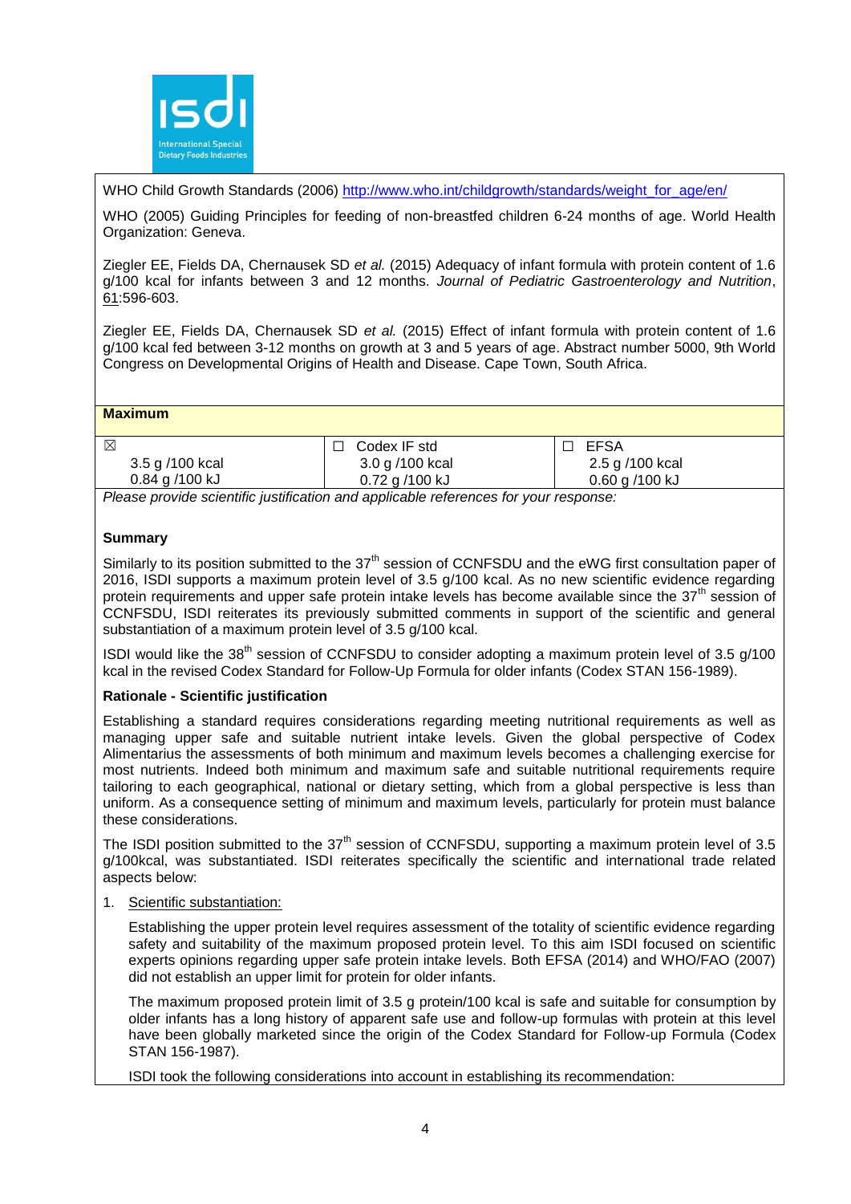WHO Child Growth Standards (2006) http://www.who.int/childgrowth/standards/weight_for_age/en/

WHO (2005) Guiding Principles for feeding of non-breastfed children 6-24 months of age. World Health Organization: Geneva.

Ziegler EE, Fields DA, Chernausek SD *et al.* (2015) Adequacy of infant formula with protein content of 1.6 g/100 kcal for infants between 3 and 12 months. *Journal of Pediatric Gastroenterology and Nutrition*, 61:596-603.

Ziegler EE, Fields DA, Chernausek SD *et al.* (2015) Effect of infant formula with protein content of 1.6 g/100 kcal fed between 3-12 months on growth at 3 and 5 years of age. Abstract number 5000, 9th World Congress on Developmental Origins of Health and Disease. Cape Town, South Africa.

**Maximum**

| ☒ | ☐ Codex IF std | ☐ EFSA |
|---|---|---|
| 3.5 g /100 kcal<br>0.84 g /100 kJ | 3.0 g /100 kcal<br>0.72 g /100 kJ | 2.5 g /100 kcal<br>0.60 g /100 kJ |

*Please provide scientific justification and applicable references for your response:*

**Summary**

Similarly to its position submitted to the 37th session of CCNFSDU and the eWG first consultation paper of 2016, ISDI supports a maximum protein level of 3.5 g/100 kcal. As no new scientific evidence regarding protein requirements and upper safe protein intake levels has become available since the 37th session of CCNFSDU, ISDI reiterates its previously submitted comments in support of the scientific and general substantiation of a maximum protein level of 3.5 g/100 kcal.

ISDI would like the 38th session of CCNFSDU to consider adopting a maximum protein level of 3.5 g/100 kcal in the revised Codex Standard for Follow-Up Formula for older infants (Codex STAN 156-1989).

**Rationale - Scientific justification**

Establishing a standard requires considerations regarding meeting nutritional requirements as well as managing upper safe and suitable nutrient intake levels. Given the global perspective of Codex Alimentarius the assessments of both minimum and maximum levels becomes a challenging exercise for most nutrients. Indeed both minimum and maximum safe and suitable nutritional requirements require tailoring to each geographical, national or dietary setting, which from a global perspective is less than uniform. As a consequence setting of minimum and maximum levels, particularly for protein must balance these considerations.

The ISDI position submitted to the 37th session of CCNFSDU, supporting a maximum protein level of 3.5 g/100kcal, was substantiated. ISDI reiterates specifically the scientific and international trade related aspects below:

1. Scientific substantiation:

   Establishing the upper protein level requires assessment of the totality of scientific evidence regarding safety and suitability of the maximum proposed protein level. To this aim ISDI focused on scientific experts opinions regarding upper safe protein intake levels. Both EFSA (2014) and WHO/FAO (2007) did not establish an upper limit for protein for older infants.

   The maximum proposed protein limit of 3.5 g protein/100 kcal is safe and suitable for consumption by older infants has a long history of apparent safe use and follow-up formulas with protein at this level have been globally marketed since the origin of the Codex Standard for Follow-up Formula (Codex STAN 156-1987).

   ISDI took the following considerations into account in establishing its recommendation: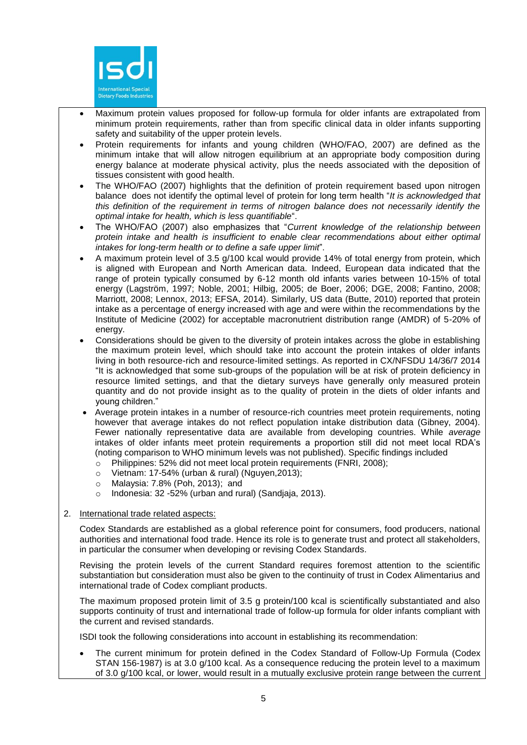- Maximum protein values proposed for follow-up formula for older infants are extrapolated from minimum protein requirements, rather than from specific clinical data in older infants supporting safety and suitability of the upper protein levels.
- Protein requirements for infants and young children (WHO/FAO, 2007) are defined as the minimum intake that will allow nitrogen equilibrium at an appropriate body composition during energy balance at moderate physical activity, plus the needs associated with the deposition of tissues consistent with good health.
- The WHO/FAO (2007) highlights that the definition of protein requirement based upon nitrogen balance does not identify the optimal level of protein for long term health "*It is acknowledged that this definition of the requirement in terms of nitrogen balance does not necessarily identify the optimal intake for health, which is less quantifiable*".
- The WHO/FAO (2007) also emphasizes that "*Current knowledge of the relationship between protein intake and health is insufficient to enable clear recommendations about either optimal intakes for long-term health or to define a safe upper limit*".
- A maximum protein level of 3.5 g/100 kcal would provide 14% of total energy from protein, which is aligned with European and North American data. Indeed, European data indicated that the range of protein typically consumed by 6-12 month old infants varies between 10-15% of total energy (Lagström, 1997; Noble, 2001; Hilbig, 2005; de Boer, 2006; DGE, 2008; Fantino, 2008; Marriott, 2008; Lennox, 2013; EFSA, 2014). Similarly, US data (Butte, 2010) reported that protein intake as a percentage of energy increased with age and were within the recommendations by the Institute of Medicine (2002) for acceptable macronutrient distribution range (AMDR) of 5-20% of energy.
- Considerations should be given to the diversity of protein intakes across the globe in establishing the maximum protein level, which should take into account the protein intakes of older infants living in both resource-rich and resource-limited settings. As reported in CX/NFSDU 14/36/7 2014 "It is acknowledged that some sub-groups of the population will be at risk of protein deficiency in resource limited settings, and that the dietary surveys have generally only measured protein quantity and do not provide insight as to the quality of protein in the diets of older infants and young children."
- Average protein intakes in a number of resource-rich countries meet protein requirements, noting however that average intakes do not reflect population intake distribution data (Gibney, 2004). Fewer nationally representative data are available from developing countries. While *average* intakes of older infants meet protein requirements a proportion still did not meet local RDA's (noting comparison to WHO minimum levels was not published). Specific findings included
  - Philippines: 52% did not meet local protein requirements (FNRI, 2008);
  - Vietnam: 17-54% (urban & rural) (Nguyen,2013);
  - Malaysia: 7.8% (Poh, 2013); and
  - Indonesia: 32 -52% (urban and rural) (Sandjaja, 2013).

2. International trade related aspects:

Codex Standards are established as a global reference point for consumers, food producers, national authorities and international food trade. Hence its role is to generate trust and protect all stakeholders, in particular the consumer when developing or revising Codex Standards.

Revising the protein levels of the current Standard requires foremost attention to the scientific substantiation but consideration must also be given to the continuity of trust in Codex Alimentarius and international trade of Codex compliant products.

The maximum proposed protein limit of 3.5 g protein/100 kcal is scientifically substantiated and also supports continuity of trust and international trade of follow-up formula for older infants compliant with the current and revised standards.

ISDI took the following considerations into account in establishing its recommendation:

- The current minimum for protein defined in the Codex Standard of Follow-Up Formula (Codex STAN 156-1987) is at 3.0 g/100 kcal. As a consequence reducing the protein level to a maximum of 3.0 g/100 kcal, or lower, would result in a mutually exclusive protein range between the current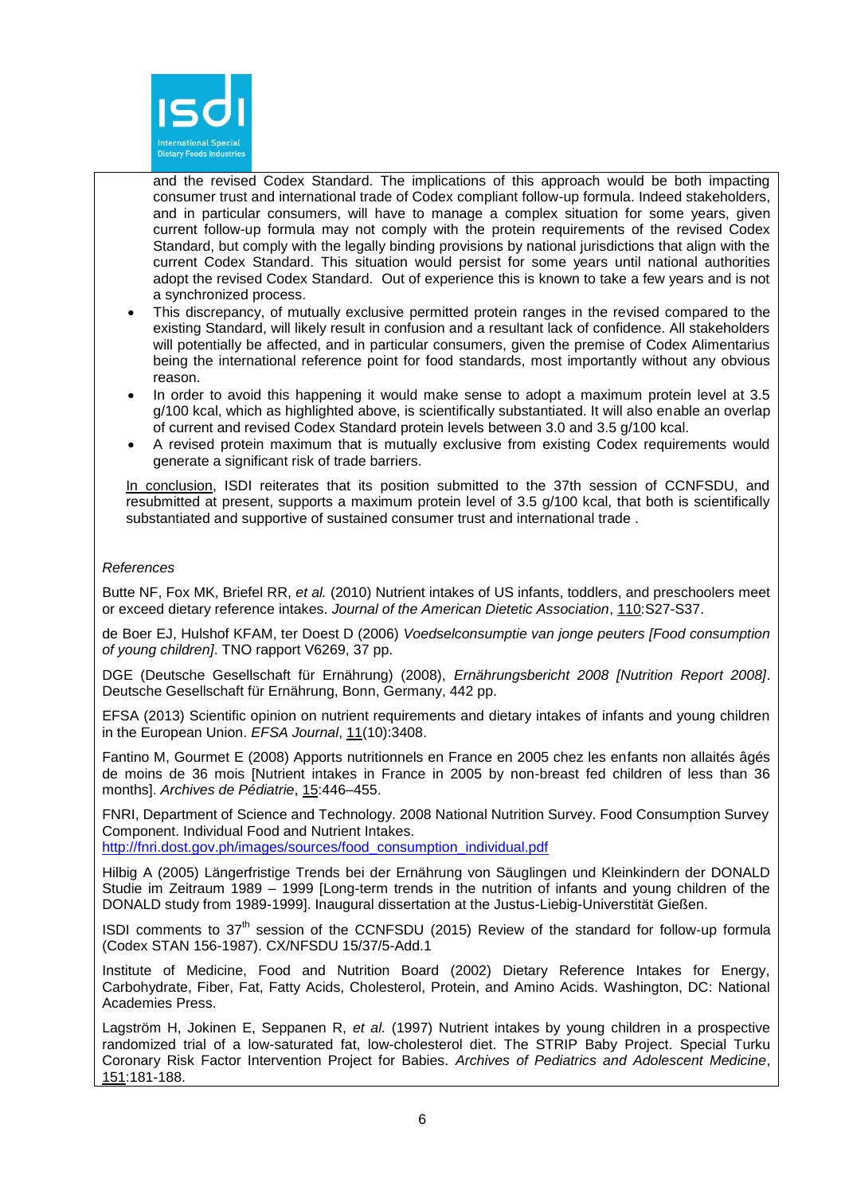and the revised Codex Standard. The implications of this approach would be both impacting consumer trust and international trade of Codex compliant follow-up formula. Indeed stakeholders, and in particular consumers, will have to manage a complex situation for some years, given current follow-up formula may not comply with the protein requirements of the revised Codex Standard, but comply with the legally binding provisions by national jurisdictions that align with the current Codex Standard. This situation would persist for some years until national authorities adopt the revised Codex Standard. Out of experience this is known to take a few years and is not a synchronized process.

- This discrepancy, of mutually exclusive permitted protein ranges in the revised compared to the existing Standard, will likely result in confusion and a resultant lack of confidence. All stakeholders will potentially be affected, and in particular consumers, given the premise of Codex Alimentarius being the international reference point for food standards, most importantly without any obvious reason.
- In order to avoid this happening it would make sense to adopt a maximum protein level at 3.5 g/100 kcal, which as highlighted above, is scientifically substantiated. It will also enable an overlap of current and revised Codex Standard protein levels between 3.0 and 3.5 g/100 kcal.
- A revised protein maximum that is mutually exclusive from existing Codex requirements would generate a significant risk of trade barriers.

In conclusion, ISDI reiterates that its position submitted to the 37th session of CCNFSDU, and resubmitted at present, supports a maximum protein level of 3.5 g/100 kcal, that both is scientifically substantiated and supportive of sustained consumer trust and international trade .

*References*

Butte NF, Fox MK, Briefel RR, *et al.* (2010) Nutrient intakes of US infants, toddlers, and preschoolers meet or exceed dietary reference intakes. *Journal of the American Dietetic Association*, 110:S27-S37.

de Boer EJ, Hulshof KFAM, ter Doest D (2006) *Voedselconsumptie van jonge peuters [Food consumption of young children]*. TNO rapport V6269, 37 pp.

DGE (Deutsche Gesellschaft für Ernährung) (2008), *Ernährungsbericht 2008 [Nutrition Report 2008]*. Deutsche Gesellschaft für Ernährung, Bonn, Germany, 442 pp.

EFSA (2013) Scientific opinion on nutrient requirements and dietary intakes of infants and young children in the European Union. *EFSA Journal*, 11(10):3408.

Fantino M, Gourmet E (2008) Apports nutritionnels en France en 2005 chez les enfants non allaités âgés de moins de 36 mois [Nutrient intakes in France in 2005 by non-breast fed children of less than 36 months]. *Archives de Pédiatrie*, 15:446–455.

FNRI, Department of Science and Technology. 2008 National Nutrition Survey. Food Consumption Survey Component. Individual Food and Nutrient Intakes.
http://fnri.dost.gov.ph/images/sources/food_consumption_individual.pdf

Hilbig A (2005) Längerfristige Trends bei der Ernährung von Säuglingen und Kleinkindern der DONALD Studie im Zeitraum 1989 – 1999 [Long-term trends in the nutrition of infants and young children of the DONALD study from 1989-1999]. Inaugural dissertation at the Justus-Liebig-Universtität Gießen.

ISDI comments to 37th session of the CCNFSDU (2015) Review of the standard for follow-up formula (Codex STAN 156-1987). CX/NFSDU 15/37/5-Add.1

Institute of Medicine, Food and Nutrition Board (2002) Dietary Reference Intakes for Energy, Carbohydrate, Fiber, Fat, Fatty Acids, Cholesterol, Protein, and Amino Acids. Washington, DC: National Academies Press.

Lagström H, Jokinen E, Seppanen R, *et al.* (1997) Nutrient intakes by young children in a prospective randomized trial of a low-saturated fat, low-cholesterol diet. The STRIP Baby Project. Special Turku Coronary Risk Factor Intervention Project for Babies. *Archives of Pediatrics and Adolescent Medicine*, 151:181-188.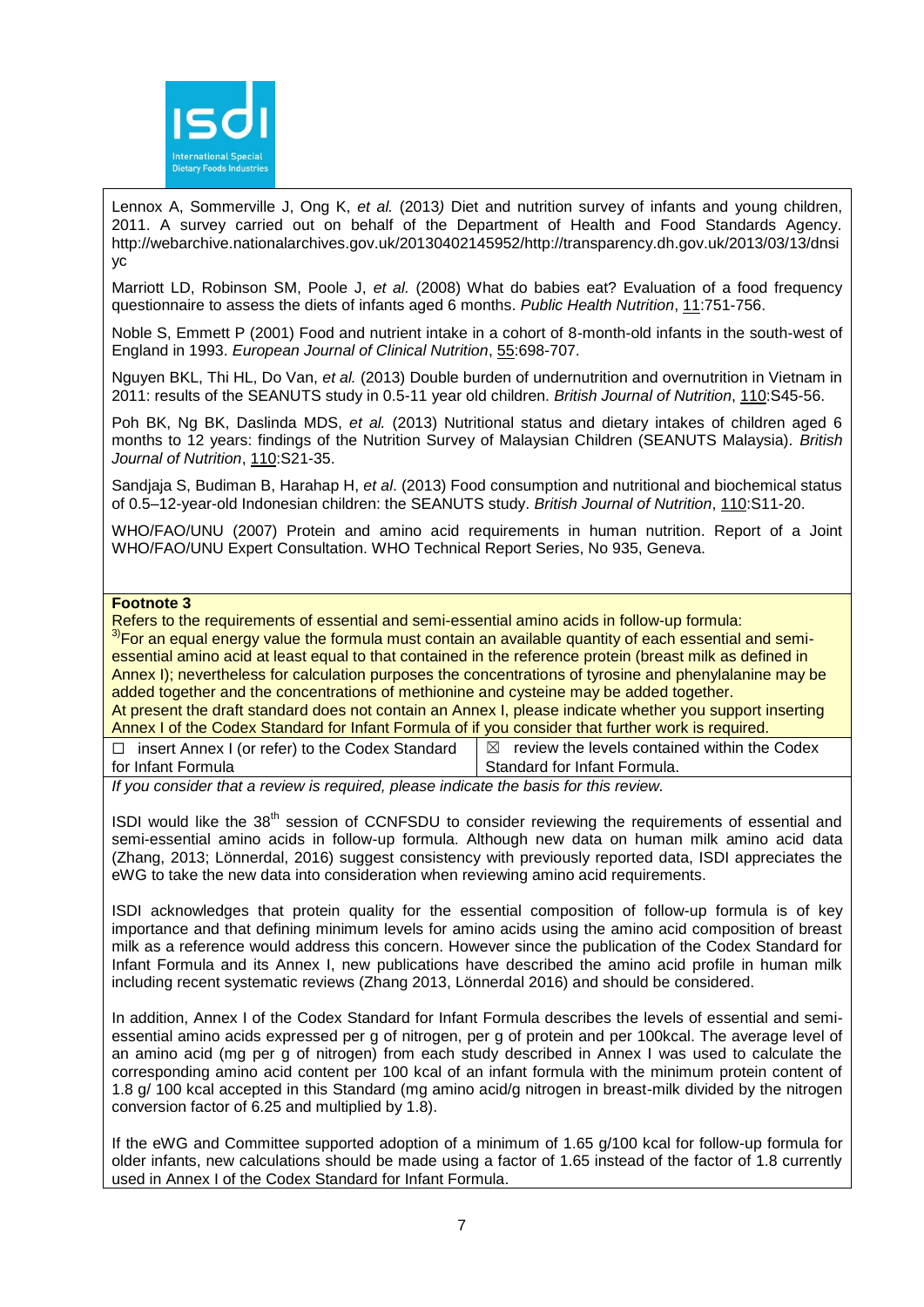Lennox A, Sommerville J, Ong K, *et al.* (2013*)* Diet and nutrition survey of infants and young children, 2011. A survey carried out on behalf of the Department of Health and Food Standards Agency. http://webarchive.nationalarchives.gov.uk/20130402145952/http://transparency.dh.gov.uk/2013/03/13/dnsiyc

Marriott LD, Robinson SM, Poole J, *et al.* (2008) What do babies eat? Evaluation of a food frequency questionnaire to assess the diets of infants aged 6 months. *Public Health Nutrition*, 11:751-756.

Noble S, Emmett P (2001) Food and nutrient intake in a cohort of 8-month-old infants in the south-west of England in 1993. *European Journal of Clinical Nutrition*, 55:698-707.

Nguyen BKL, Thi HL, Do Van, *et al.* (2013) Double burden of undernutrition and overnutrition in Vietnam in 2011: results of the SEANUTS study in 0.5-11 year old children. *British Journal of Nutrition*, 110:S45-56.

Poh BK, Ng BK, Daslinda MDS, *et al.* (2013) Nutritional status and dietary intakes of children aged 6 months to 12 years: findings of the Nutrition Survey of Malaysian Children (SEANUTS Malaysia). *British Journal of Nutrition*, 110:S21-35.

Sandjaja S, Budiman B, Harahap H, *et al*. (2013) Food consumption and nutritional and biochemical status of 0.5–12-year-old Indonesian children: the SEANUTS study. *British Journal of Nutrition*, 110:S11-20.

WHO/FAO/UNU (2007) Protein and amino acid requirements in human nutrition. Report of a Joint WHO/FAO/UNU Expert Consultation. WHO Technical Report Series, No 935, Geneva.

**Footnote 3**

Refers to the requirements of essential and semi-essential amino acids in follow-up formula:

[3)] For an equal energy value the formula must contain an available quantity of each essential and semi-essential amino acid at least equal to that contained in the reference protein (breast milk as defined in Annex I); nevertheless for calculation purposes the concentrations of tyrosine and phenylalanine may be added together and the concentrations of methionine and cysteine may be added together.

At present the draft standard does not contain an Annex I, please indicate whether you support inserting Annex I of the Codex Standard for Infant Formula of if you consider that further work is required.

| ☐ insert Annex I (or refer) to the Codex Standard for Infant Formula | ☒ review the levels contained within the Codex Standard for Infant Formula. |
|---|---|

*If you consider that a review is required, please indicate the basis for this review.*

ISDI would like the 38th session of CCNFSDU to consider reviewing the requirements of essential and semi-essential amino acids in follow-up formula. Although new data on human milk amino acid data (Zhang, 2013; Lönnerdal, 2016) suggest consistency with previously reported data, ISDI appreciates the eWG to take the new data into consideration when reviewing amino acid requirements.

ISDI acknowledges that protein quality for the essential composition of follow-up formula is of key importance and that defining minimum levels for amino acids using the amino acid composition of breast milk as a reference would address this concern. However since the publication of the Codex Standard for Infant Formula and its Annex I, new publications have described the amino acid profile in human milk including recent systematic reviews (Zhang 2013, Lönnerdal 2016) and should be considered.

In addition, Annex I of the Codex Standard for Infant Formula describes the levels of essential and semi-essential amino acids expressed per g of nitrogen, per g of protein and per 100kcal. The average level of an amino acid (mg per g of nitrogen) from each study described in Annex I was used to calculate the corresponding amino acid content per 100 kcal of an infant formula with the minimum protein content of 1.8 g/ 100 kcal accepted in this Standard (mg amino acid/g nitrogen in breast-milk divided by the nitrogen conversion factor of 6.25 and multiplied by 1.8).

If the eWG and Committee supported adoption of a minimum of 1.65 g/100 kcal for follow-up formula for older infants, new calculations should be made using a factor of 1.65 instead of the factor of 1.8 currently used in Annex I of the Codex Standard for Infant Formula.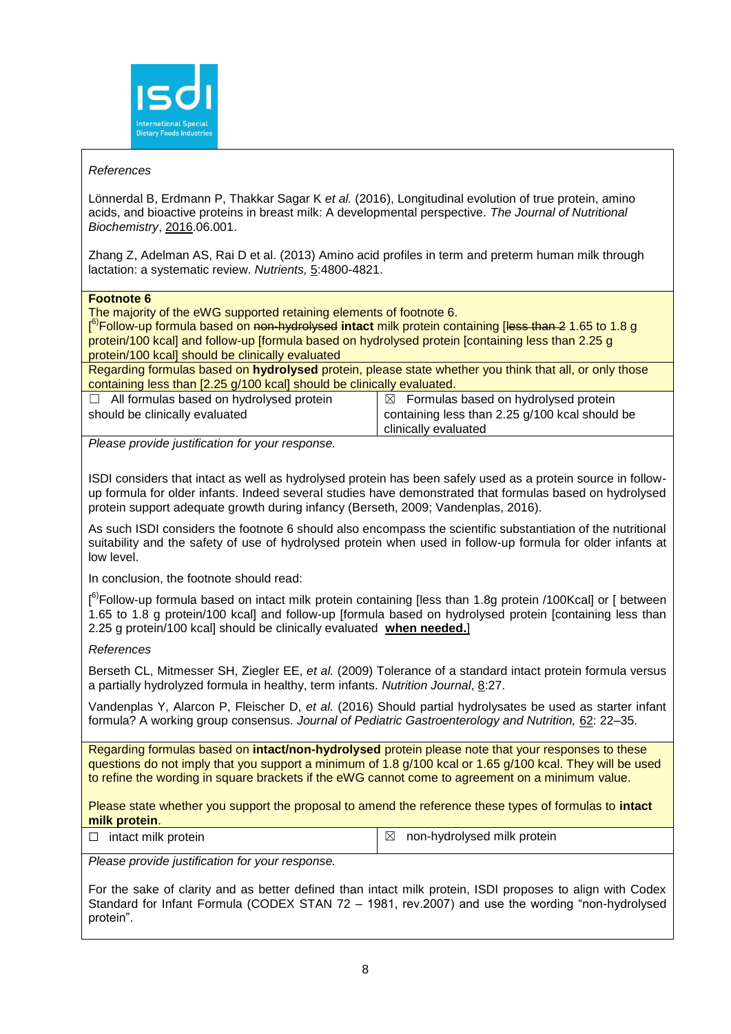*References*

Lönnerdal B, Erdmann P, Thakkar Sagar K *et al.* (2016), Longitudinal evolution of true protein, amino acids, and bioactive proteins in breast milk: A developmental perspective. *The Journal of Nutritional Biochemistry*, 2016.06.001.

Zhang Z, Adelman AS, Rai D et al. (2013) Amino acid profiles in term and preterm human milk through lactation: a systematic review. *Nutrients,* 5:4800-4821.

**Footnote 6**

The majority of the eWG supported retaining elements of footnote 6.

[6)Follow-up formula based on ~~non-hydrolysed~~ **intact** milk protein containing [~~less than 2~~ 1.65 to 1.8 g protein/100 kcal] and follow-up [formula based on hydrolysed protein [containing less than 2.25 g protein/100 kcal] should be clinically evaluated

Regarding formulas based on **hydrolysed** protein, please state whether you think that all, or only those containing less than [2.25 g/100 kcal] should be clinically evaluated.

| ☐ All formulas based on hydrolysed protein should be clinically evaluated | ☒ Formulas based on hydrolysed protein containing less than 2.25 g/100 kcal should be clinically evaluated |
|---|---|

*Please provide justification for your response.*

ISDI considers that intact as well as hydrolysed protein has been safely used as a protein source in follow-up formula for older infants. Indeed several studies have demonstrated that formulas based on hydrolysed protein support adequate growth during infancy (Berseth, 2009; Vandenplas, 2016).

As such ISDI considers the footnote 6 should also encompass the scientific substantiation of the nutritional suitability and the safety of use of hydrolysed protein when used in follow-up formula for older infants at low level.

In conclusion, the footnote should read:

[6)Follow-up formula based on intact milk protein containing [less than 1.8g protein /100Kcal] or [ between 1.65 to 1.8 g protein/100 kcal] and follow-up [formula based on hydrolysed protein [containing less than 2.25 g protein/100 kcal] should be clinically evaluated **<u>when needed.</u>**]

*References*

Berseth CL, Mitmesser SH, Ziegler EE, *et al.* (2009) Tolerance of a standard intact protein formula versus a partially hydrolyzed formula in healthy, term infants. *Nutrition Journal*, 8:27.

Vandenplas Y, Alarcon P, Fleischer D, *et al.* (2016) Should partial hydrolysates be used as starter infant formula? A working group consensus. *Journal of Pediatric Gastroenterology and Nutrition,* 62: 22–35.

Regarding formulas based on **intact/non-hydrolysed** protein please note that your responses to these questions do not imply that you support a minimum of 1.8 g/100 kcal or 1.65 g/100 kcal. They will be used to refine the wording in square brackets if the eWG cannot come to agreement on a minimum value.

Please state whether you support the proposal to amend the reference these types of formulas to **intact milk protein**.

| ☐ intact milk protein | ☒ non-hydrolysed milk protein |
|---|---|

*Please provide justification for your response.*

For the sake of clarity and as better defined than intact milk protein, ISDI proposes to align with Codex Standard for Infant Formula (CODEX STAN 72 – 1981, rev.2007) and use the wording "non-hydrolysed protein".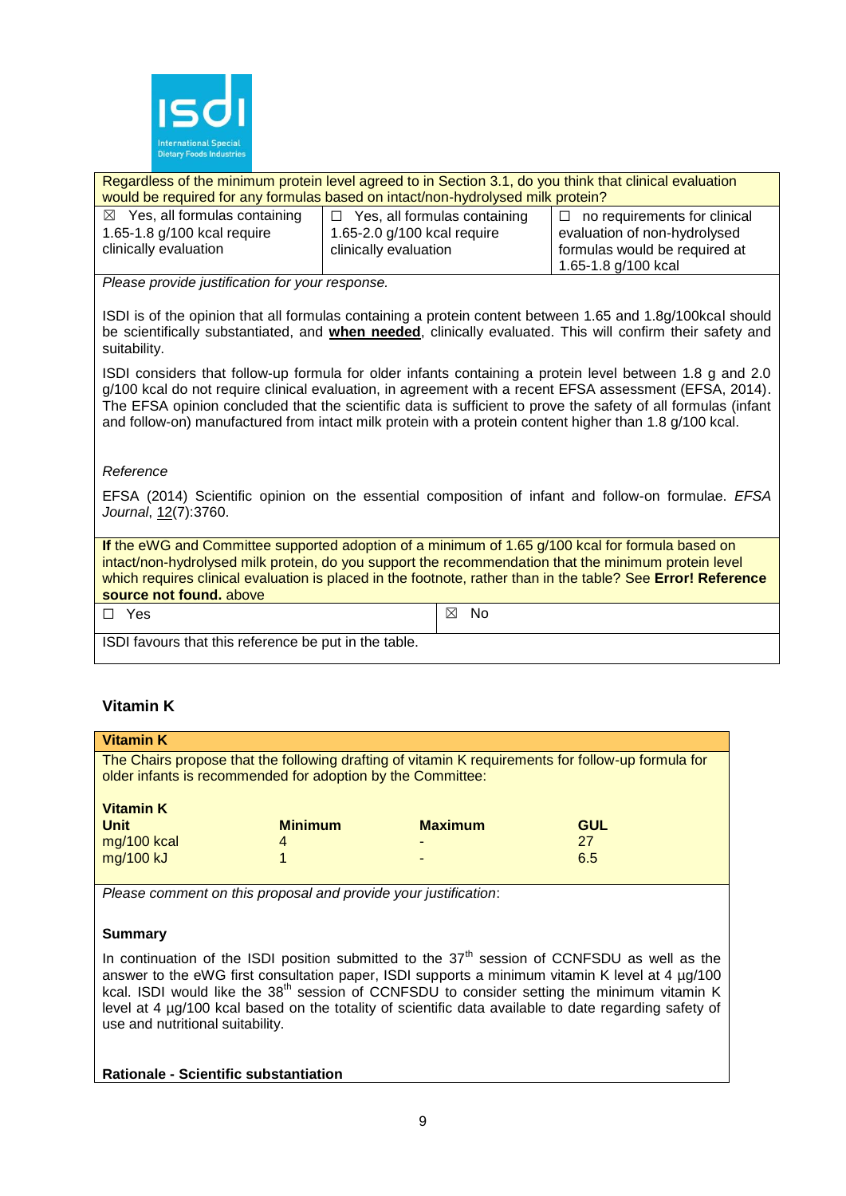Regardless of the minimum protein level agreed to in Section 3.1, do you think that clinical evaluation would be required for any formulas based on intact/non-hydrolysed milk protein?

| ☒ Yes, all formulas containing 1.65-1.8 g/100 kcal require clinically evaluation | ☐ Yes, all formulas containing 1.65-2.0 g/100 kcal require clinically evaluation | ☐ no requirements for clinical evaluation of non-hydrolysed formulas would be required at 1.65-1.8 g/100 kcal |
|---|---|---|

*Please provide justification for your response.*

ISDI is of the opinion that all formulas containing a protein content between 1.65 and 1.8g/100kcal should be scientifically substantiated, and **when needed**, clinically evaluated. This will confirm their safety and suitability.

ISDI considers that follow-up formula for older infants containing a protein level between 1.8 g and 2.0 g/100 kcal do not require clinical evaluation, in agreement with a recent EFSA assessment (EFSA, 2014). The EFSA opinion concluded that the scientific data is sufficient to prove the safety of all formulas (infant and follow-on) manufactured from intact milk protein with a protein content higher than 1.8 g/100 kcal.

*Reference*

EFSA (2014) Scientific opinion on the essential composition of infant and follow-on formulae. *EFSA Journal*, 12(7):3760.

**If** the eWG and Committee supported adoption of a minimum of 1.65 g/100 kcal for formula based on intact/non-hydrolysed milk protein, do you support the recommendation that the minimum protein level which requires clinical evaluation is placed in the footnote, rather than in the table? See **Error! Reference source not found.** above

| ☐ Yes | ☒ No |
|---|---|

ISDI favours that this reference be put in the table.

## Vitamin K

**Vitamin K**

The Chairs propose that the following drafting of vitamin K requirements for follow-up formula for older infants is recommended for adoption by the Committee:

**Vitamin K**

| Unit | Minimum | Maximum | GUL |
|---|---|---|---|
| mg/100 kcal | 4 | - | 27 |
| mg/100 kJ | 1 | - | 6.5 |

*Please comment on this proposal and provide your justification*:

**Summary**

In continuation of the ISDI position submitted to the 37th session of CCNFSDU as well as the answer to the eWG first consultation paper, ISDI supports a minimum vitamin K level at 4 µg/100 kcal. ISDI would like the 38th session of CCNFSDU to consider setting the minimum vitamin K level at 4 µg/100 kcal based on the totality of scientific data available to date regarding safety of use and nutritional suitability.

**Rationale - Scientific substantiation**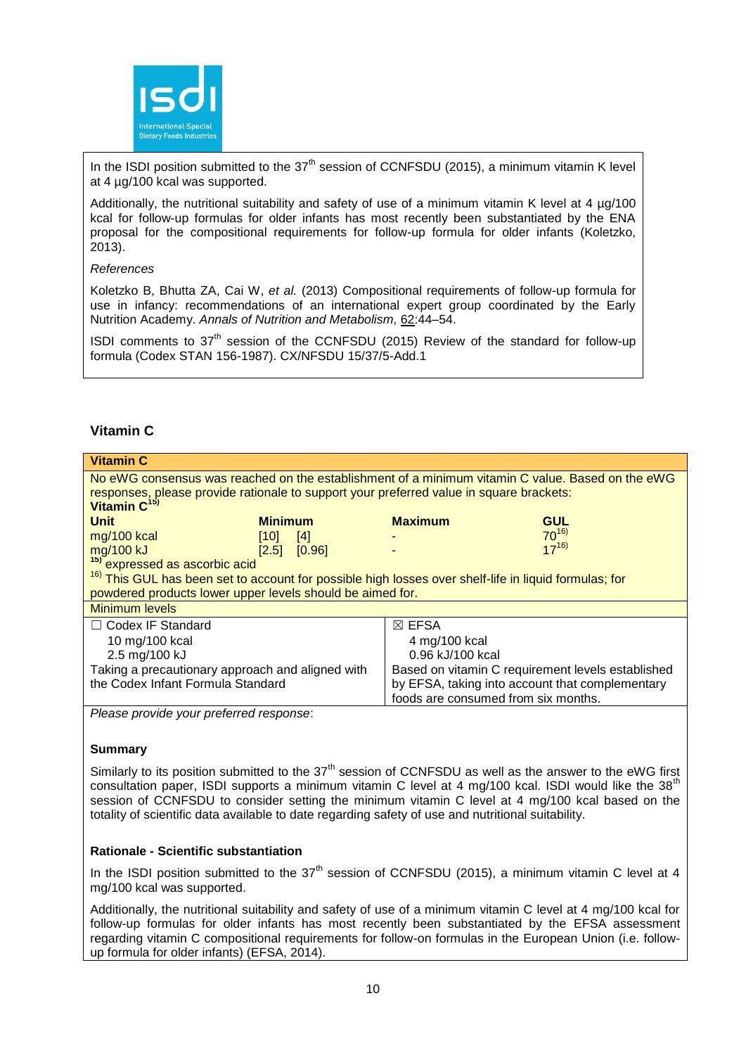In the ISDI position submitted to the 37th session of CCNFSDU (2015), a minimum vitamin K level at 4 µg/100 kcal was supported.

Additionally, the nutritional suitability and safety of use of a minimum vitamin K level at 4 µg/100 kcal for follow-up formulas for older infants has most recently been substantiated by the ENA proposal for the compositional requirements for follow-up formula for older infants (Koletzko, 2013).

*References*

Koletzko B, Bhutta ZA, Cai W, *et al.* (2013) Compositional requirements of follow-up formula for use in infancy: recommendations of an international expert group coordinated by the Early Nutrition Academy. *Annals of Nutrition and Metabolism,* 62:44–54.

ISDI comments to 37th session of the CCNFSDU (2015) Review of the standard for follow-up formula (Codex STAN 156-1987). CX/NFSDU 15/37/5-Add.1

## Vitamin C

**Vitamin C**

No eWG consensus was reached on the establishment of a minimum vitamin C value. Based on the eWG responses, please provide rationale to support your preferred value in square brackets:

**Vitamin C[15)]**

| Unit | Minimum | Maximum | GUL |
|---|---|---|---|
| mg/100 kcal | [10] [4] | - | 70[16)] |
| mg/100 kJ | [2.5] [0.96] | - | 17[16)] |

[15)] expressed as ascorbic acid

[16)] This GUL has been set to account for possible high losses over shelf-life in liquid formulas; for powdered products lower upper levels should be aimed for.

Minimum levels

| ☐ Codex IF Standard | ☒ EFSA |
|---|---|
| 10 mg/100 kcal<br>2.5 mg/100 kJ<br>Taking a precautionary approach and aligned with the Codex Infant Formula Standard | 4 mg/100 kcal<br>0.96 kJ/100 kcal<br>Based on vitamin C requirement levels established by EFSA, taking into account that complementary foods are consumed from six months. |

*Please provide your preferred response*:

**Summary**

Similarly to its position submitted to the 37th session of CCNFSDU as well as the answer to the eWG first consultation paper, ISDI supports a minimum vitamin C level at 4 mg/100 kcal. ISDI would like the 38th session of CCNFSDU to consider setting the minimum vitamin C level at 4 mg/100 kcal based on the totality of scientific data available to date regarding safety of use and nutritional suitability.

**Rationale - Scientific substantiation**

In the ISDI position submitted to the 37th session of CCNFSDU (2015), a minimum vitamin C level at 4 mg/100 kcal was supported.

Additionally, the nutritional suitability and safety of use of a minimum vitamin C level at 4 mg/100 kcal for follow-up formulas for older infants has most recently been substantiated by the EFSA assessment regarding vitamin C compositional requirements for follow-on formulas in the European Union (i.e. follow-up formula for older infants) (EFSA, 2014).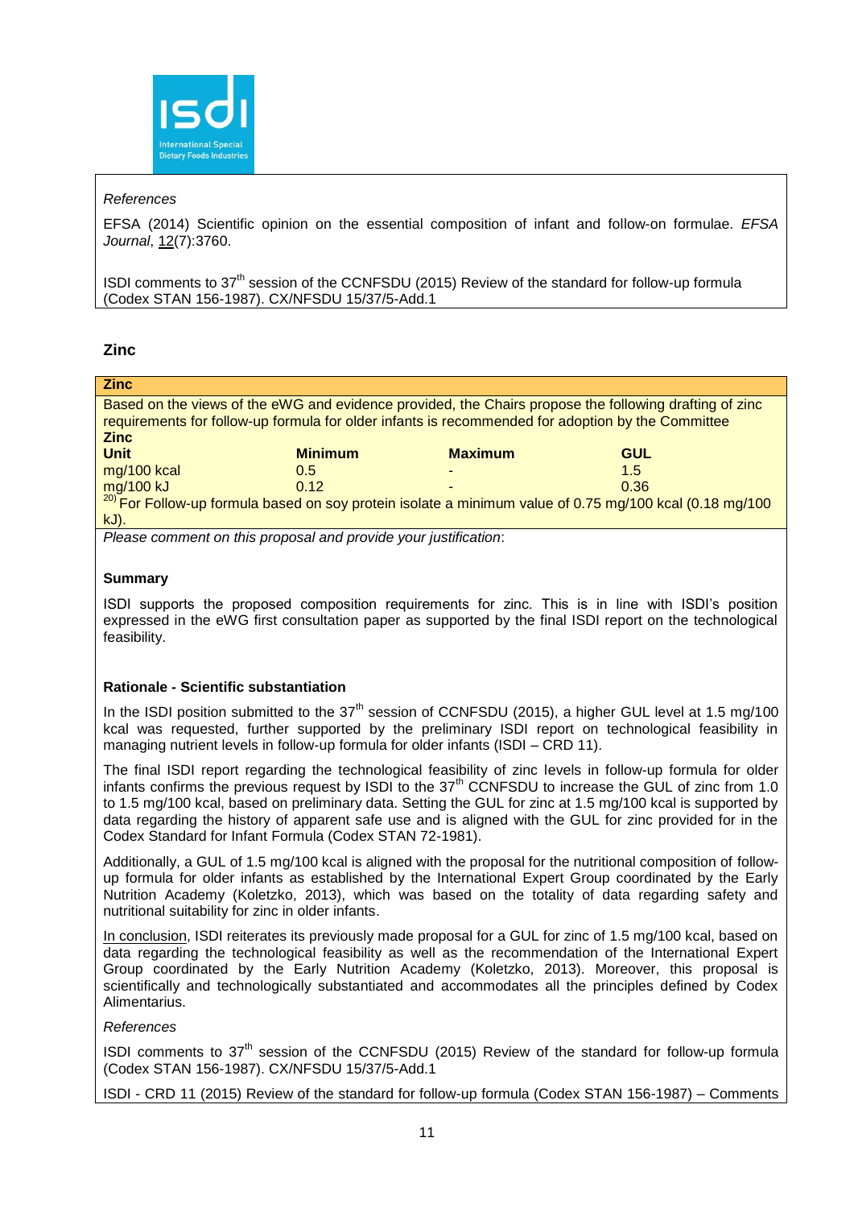*References*

EFSA (2014) Scientific opinion on the essential composition of infant and follow-on formulae. *EFSA Journal*, 12(7):3760.

ISDI comments to 37th session of the CCNFSDU (2015) Review of the standard for follow-up formula (Codex STAN 156-1987). CX/NFSDU 15/37/5-Add.1

## Zinc

**Zinc**

Based on the views of the eWG and evidence provided, the Chairs propose the following drafting of zinc requirements for follow-up formula for older infants is recommended for adoption by the Committee

**Zinc**

| Unit | Minimum | Maximum | GUL |
|---|---|---|---|
| mg/100 kcal | 0.5 | - | 1.5 |
| mg/100 kJ | 0.12 | - | 0.36 |

[20] For Follow-up formula based on soy protein isolate a minimum value of 0.75 mg/100 kcal (0.18 mg/100 kJ).

*Please comment on this proposal and provide your justification*:

**Summary**

ISDI supports the proposed composition requirements for zinc. This is in line with ISDI's position expressed in the eWG first consultation paper as supported by the final ISDI report on the technological feasibility.

**Rationale - Scientific substantiation**

In the ISDI position submitted to the 37th session of CCNFSDU (2015), a higher GUL level at 1.5 mg/100 kcal was requested, further supported by the preliminary ISDI report on technological feasibility in managing nutrient levels in follow-up formula for older infants (ISDI – CRD 11).

The final ISDI report regarding the technological feasibility of zinc levels in follow-up formula for older infants confirms the previous request by ISDI to the 37th CCNFSDU to increase the GUL of zinc from 1.0 to 1.5 mg/100 kcal, based on preliminary data. Setting the GUL for zinc at 1.5 mg/100 kcal is supported by data regarding the history of apparent safe use and is aligned with the GUL for zinc provided for in the Codex Standard for Infant Formula (Codex STAN 72-1981).

Additionally, a GUL of 1.5 mg/100 kcal is aligned with the proposal for the nutritional composition of follow-up formula for older infants as established by the International Expert Group coordinated by the Early Nutrition Academy (Koletzko, 2013), which was based on the totality of data regarding safety and nutritional suitability for zinc in older infants.

In conclusion, ISDI reiterates its previously made proposal for a GUL for zinc of 1.5 mg/100 kcal, based on data regarding the technological feasibility as well as the recommendation of the International Expert Group coordinated by the Early Nutrition Academy (Koletzko, 2013). Moreover, this proposal is scientifically and technologically substantiated and accommodates all the principles defined by Codex Alimentarius.

*References*

ISDI comments to 37th session of the CCNFSDU (2015) Review of the standard for follow-up formula (Codex STAN 156-1987). CX/NFSDU 15/37/5-Add.1

ISDI - CRD 11 (2015) Review of the standard for follow-up formula (Codex STAN 156-1987) – Comments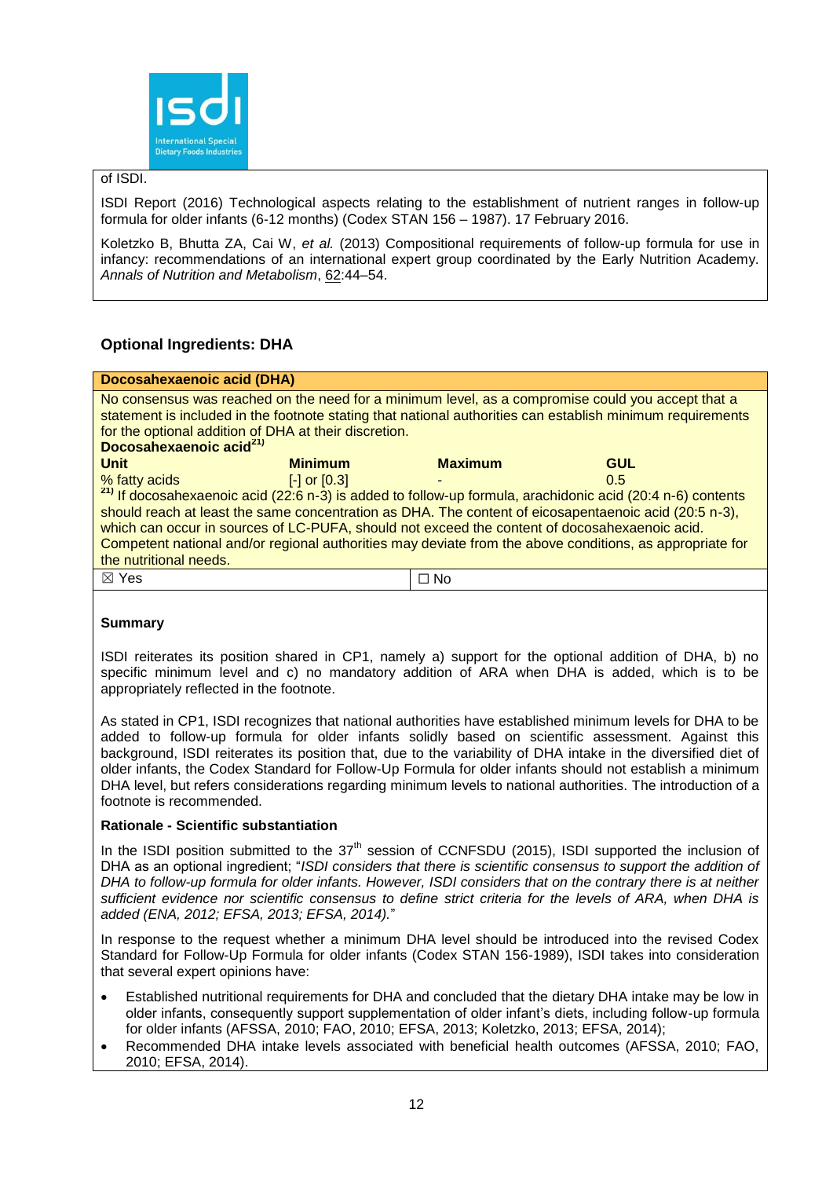of ISDI.

ISDI Report (2016) Technological aspects relating to the establishment of nutrient ranges in follow-up formula for older infants (6-12 months) (Codex STAN 156 – 1987). 17 February 2016.

Koletzko B, Bhutta ZA, Cai W, *et al.* (2013) Compositional requirements of follow-up formula for use in infancy: recommendations of an international expert group coordinated by the Early Nutrition Academy. *Annals of Nutrition and Metabolism*, 62:44–54.

### Optional Ingredients: DHA

**Docosahexaenoic acid (DHA)**

No consensus was reached on the need for a minimum level, as a compromise could you accept that a statement is included in the footnote stating that national authorities can establish minimum requirements for the optional addition of DHA at their discretion.

**Docosahexaenoic acid[21)]**

| Unit | Minimum | Maximum | GUL |
|---|---|---|---|
| % fatty acids | [-] or [0.3] | - | 0.5 |

[21)] If docosahexaenoic acid (22:6 n-3) is added to follow-up formula, arachidonic acid (20:4 n-6) contents should reach at least the same concentration as DHA. The content of eicosapentaenoic acid (20:5 n-3), which can occur in sources of LC-PUFA, should not exceed the content of docosahexaenoic acid. Competent national and/or regional authorities may deviate from the above conditions, as appropriate for the nutritional needs.

| ☒ Yes | ☐ No |
|---|---|

**Summary**

ISDI reiterates its position shared in CP1, namely a) support for the optional addition of DHA, b) no specific minimum level and c) no mandatory addition of ARA when DHA is added, which is to be appropriately reflected in the footnote.

As stated in CP1, ISDI recognizes that national authorities have established minimum levels for DHA to be added to follow-up formula for older infants solidly based on scientific assessment. Against this background, ISDI reiterates its position that, due to the variability of DHA intake in the diversified diet of older infants, the Codex Standard for Follow-Up Formula for older infants should not establish a minimum DHA level, but refers considerations regarding minimum levels to national authorities. The introduction of a footnote is recommended.

**Rationale - Scientific substantiation**

In the ISDI position submitted to the 37[th] session of CCNFSDU (2015), ISDI supported the inclusion of DHA as an optional ingredient; "*ISDI considers that there is scientific consensus to support the addition of DHA to follow-up formula for older infants. However, ISDI considers that on the contrary there is at neither sufficient evidence nor scientific consensus to define strict criteria for the levels of ARA, when DHA is added (ENA, 2012; EFSA, 2013; EFSA, 2014).*"

In response to the request whether a minimum DHA level should be introduced into the revised Codex Standard for Follow-Up Formula for older infants (Codex STAN 156-1989), ISDI takes into consideration that several expert opinions have:

- Established nutritional requirements for DHA and concluded that the dietary DHA intake may be low in older infants, consequently support supplementation of older infant's diets, including follow-up formula for older infants (AFSSA, 2010; FAO, 2010; EFSA, 2013; Koletzko, 2013; EFSA, 2014);
- Recommended DHA intake levels associated with beneficial health outcomes (AFSSA, 2010; FAO, 2010; EFSA, 2014).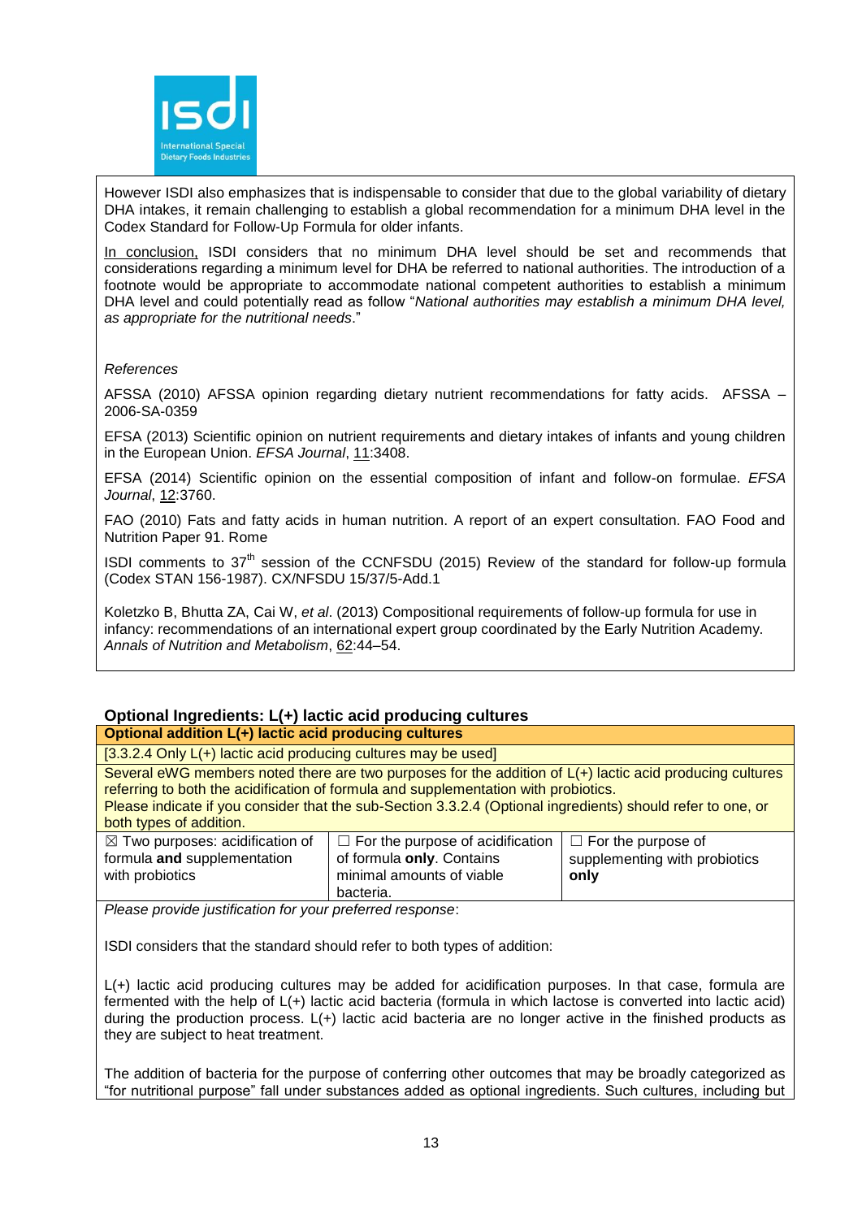However ISDI also emphasizes that is indispensable to consider that due to the global variability of dietary DHA intakes, it remain challenging to establish a global recommendation for a minimum DHA level in the Codex Standard for Follow-Up Formula for older infants.

In conclusion, ISDI considers that no minimum DHA level should be set and recommends that considerations regarding a minimum level for DHA be referred to national authorities. The introduction of a footnote would be appropriate to accommodate national competent authorities to establish a minimum DHA level and could potentially read as follow "*National authorities may establish a minimum DHA level, as appropriate for the nutritional needs*."

*References*

AFSSA (2010) AFSSA opinion regarding dietary nutrient recommendations for fatty acids. AFSSA – 2006-SA-0359

EFSA (2013) Scientific opinion on nutrient requirements and dietary intakes of infants and young children in the European Union. *EFSA Journal*, 11:3408.

EFSA (2014) Scientific opinion on the essential composition of infant and follow-on formulae. *EFSA Journal*, 12:3760.

FAO (2010) Fats and fatty acids in human nutrition. A report of an expert consultation. FAO Food and Nutrition Paper 91. Rome

ISDI comments to 37th session of the CCNFSDU (2015) Review of the standard for follow-up formula (Codex STAN 156-1987). CX/NFSDU 15/37/5-Add.1

Koletzko B, Bhutta ZA, Cai W, *et al*. (2013) Compositional requirements of follow-up formula for use in infancy: recommendations of an international expert group coordinated by the Early Nutrition Academy. *Annals of Nutrition and Metabolism*, 62:44–54.

### Optional Ingredients: L(+) lactic acid producing cultures

| **Optional addition L(+) lactic acid producing cultures** | | |
|---|---|---|
| [3.3.2.4 Only L(+) lactic acid producing cultures may be used] | | |
| Several eWG members noted there are two purposes for the addition of L(+) lactic acid producing cultures referring to both the acidification of formula and supplementation with probiotics. Please indicate if you consider that the sub-Section 3.3.2.4 (Optional ingredients) should refer to one, or both types of addition. | | |
| ☒ Two purposes: acidification of formula **and** supplementation with probiotics | ☐ For the purpose of acidification of formula **only**. Contains minimal amounts of viable bacteria. | ☐ For the purpose of supplementing with probiotics **only** |

*Please provide justification for your preferred response*:

ISDI considers that the standard should refer to both types of addition:

L(+) lactic acid producing cultures may be added for acidification purposes. In that case, formula are fermented with the help of L(+) lactic acid bacteria (formula in which lactose is converted into lactic acid) during the production process. L(+) lactic acid bacteria are no longer active in the finished products as they are subject to heat treatment.

The addition of bacteria for the purpose of conferring other outcomes that may be broadly categorized as "for nutritional purpose" fall under substances added as optional ingredients. Such cultures, including but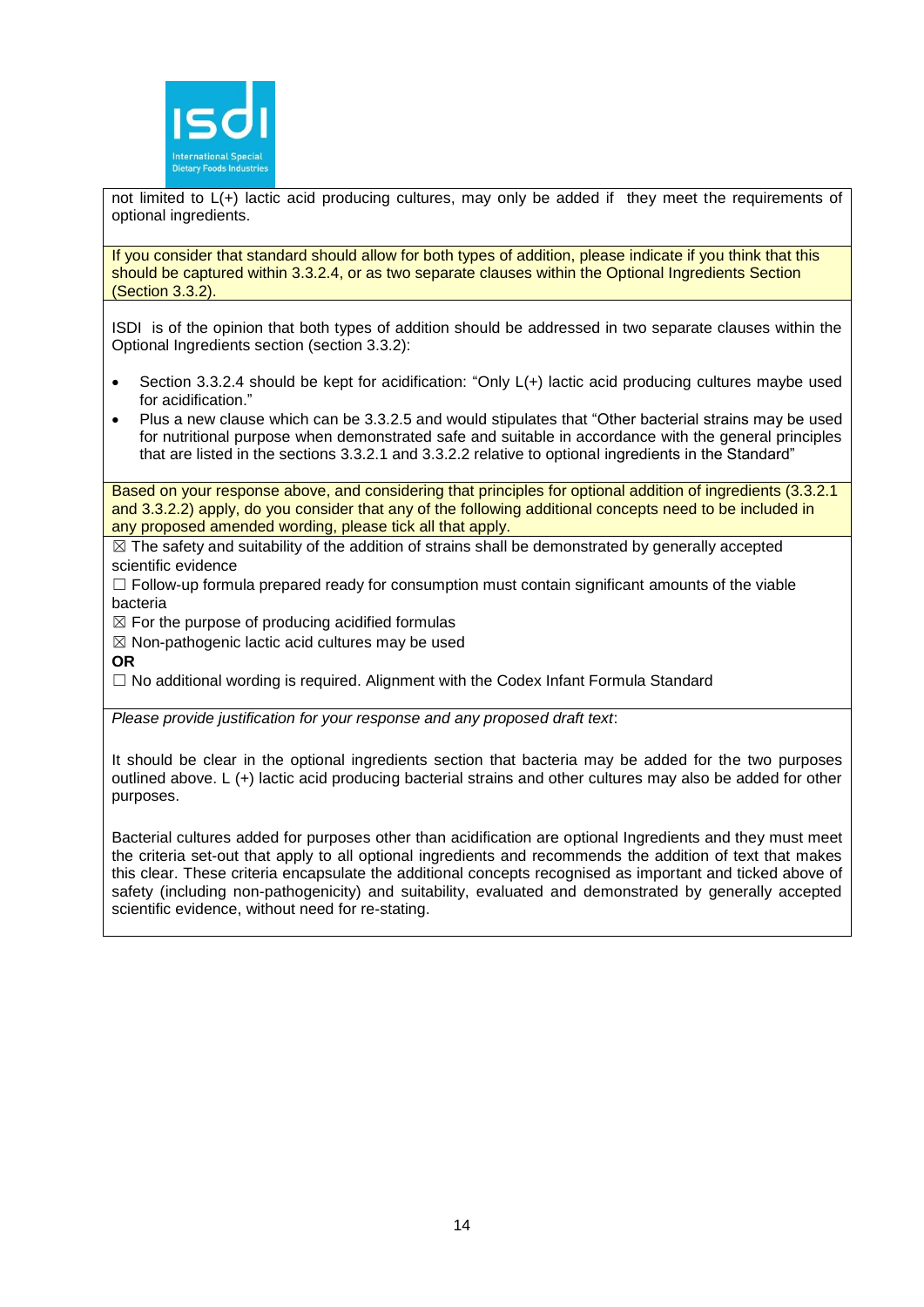not limited to L(+) lactic acid producing cultures, may only be added if they meet the requirements of optional ingredients.

If you consider that standard should allow for both types of addition, please indicate if you think that this should be captured within 3.3.2.4, or as two separate clauses within the Optional Ingredients Section (Section 3.3.2).

ISDI is of the opinion that both types of addition should be addressed in two separate clauses within the Optional Ingredients section (section 3.3.2):

- Section 3.3.2.4 should be kept for acidification: "Only L(+) lactic acid producing cultures maybe used for acidification."
- Plus a new clause which can be 3.3.2.5 and would stipulates that "Other bacterial strains may be used for nutritional purpose when demonstrated safe and suitable in accordance with the general principles that are listed in the sections 3.3.2.1 and 3.3.2.2 relative to optional ingredients in the Standard"

Based on your response above, and considering that principles for optional addition of ingredients (3.3.2.1 and 3.3.2.2) apply, do you consider that any of the following additional concepts need to be included in any proposed amended wording, please tick all that apply.

☒ The safety and suitability of the addition of strains shall be demonstrated by generally accepted scientific evidence

☐ Follow-up formula prepared ready for consumption must contain significant amounts of the viable bacteria

☒ For the purpose of producing acidified formulas

☒ Non-pathogenic lactic acid cultures may be used

**OR**

☐ No additional wording is required. Alignment with the Codex Infant Formula Standard

*Please provide justification for your response and any proposed draft text*:

It should be clear in the optional ingredients section that bacteria may be added for the two purposes outlined above. L (+) lactic acid producing bacterial strains and other cultures may also be added for other purposes.

Bacterial cultures added for purposes other than acidification are optional Ingredients and they must meet the criteria set-out that apply to all optional ingredients and recommends the addition of text that makes this clear. These criteria encapsulate the additional concepts recognised as important and ticked above of safety (including non-pathogenicity) and suitability, evaluated and demonstrated by generally accepted scientific evidence, without need for re-stating.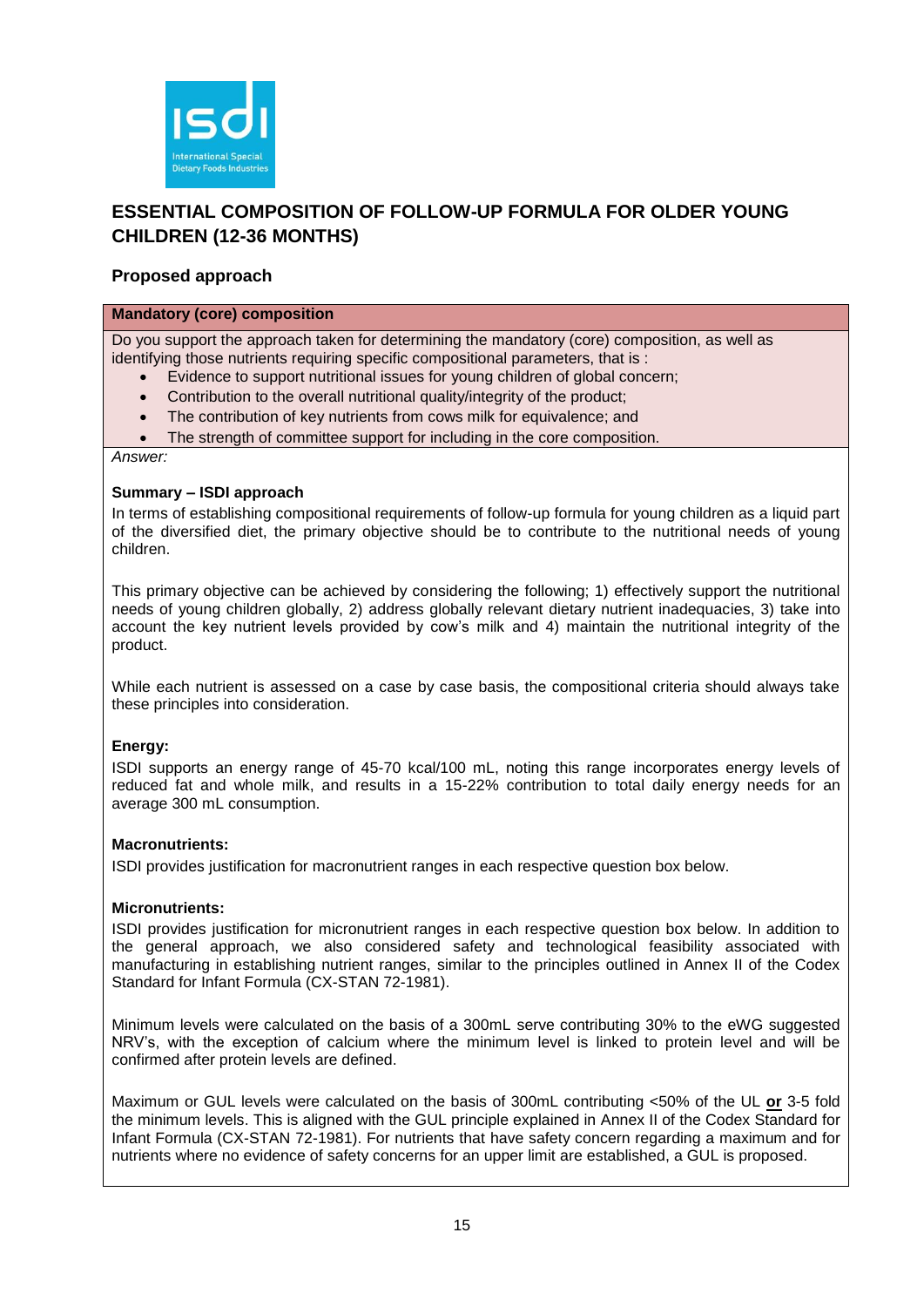## ESSENTIAL COMPOSITION OF FOLLOW-UP FORMULA FOR OLDER YOUNG CHILDREN (12-36 MONTHS)

### Proposed approach

**Mandatory (core) composition**

Do you support the approach taken for determining the mandatory (core) composition, as well as identifying those nutrients requiring specific compositional parameters, that is :

- Evidence to support nutritional issues for young children of global concern;
- Contribution to the overall nutritional quality/integrity of the product;
- The contribution of key nutrients from cows milk for equivalence; and
- The strength of committee support for including in the core composition.

*Answer:*

**Summary – ISDI approach**

In terms of establishing compositional requirements of follow-up formula for young children as a liquid part of the diversified diet, the primary objective should be to contribute to the nutritional needs of young children.

This primary objective can be achieved by considering the following; 1) effectively support the nutritional needs of young children globally, 2) address globally relevant dietary nutrient inadequacies, 3) take into account the key nutrient levels provided by cow's milk and 4) maintain the nutritional integrity of the product.

While each nutrient is assessed on a case by case basis, the compositional criteria should always take these principles into consideration.

**Energy:**

ISDI supports an energy range of 45-70 kcal/100 mL, noting this range incorporates energy levels of reduced fat and whole milk, and results in a 15-22% contribution to total daily energy needs for an average 300 mL consumption.

**Macronutrients:**

ISDI provides justification for macronutrient ranges in each respective question box below.

**Micronutrients:**

ISDI provides justification for micronutrient ranges in each respective question box below. In addition to the general approach, we also considered safety and technological feasibility associated with manufacturing in establishing nutrient ranges, similar to the principles outlined in Annex II of the Codex Standard for Infant Formula (CX-STAN 72-1981).

Minimum levels were calculated on the basis of a 300mL serve contributing 30% to the eWG suggested NRV's, with the exception of calcium where the minimum level is linked to protein level and will be confirmed after protein levels are defined.

Maximum or GUL levels were calculated on the basis of 300mL contributing <50% of the UL **or** 3-5 fold the minimum levels. This is aligned with the GUL principle explained in Annex II of the Codex Standard for Infant Formula (CX-STAN 72-1981). For nutrients that have safety concern regarding a maximum and for nutrients where no evidence of safety concerns for an upper limit are established, a GUL is proposed.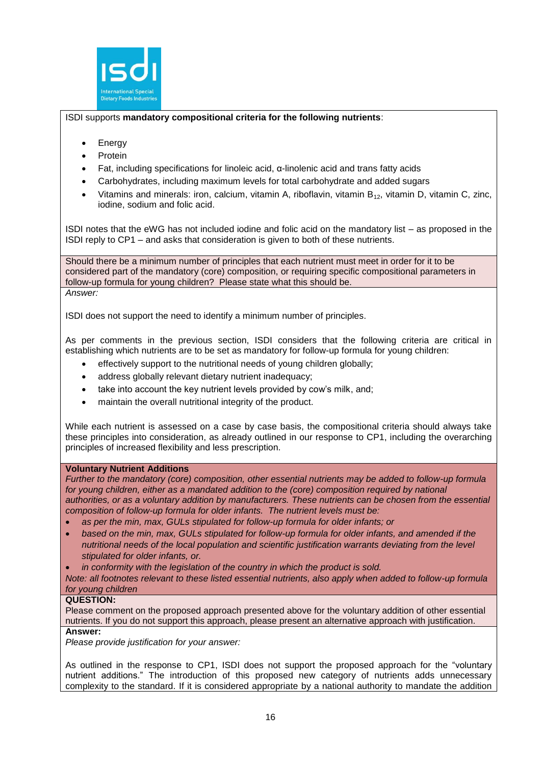ISDI supports **mandatory compositional criteria for the following nutrients**:

- Energy
- Protein
- Fat, including specifications for linoleic acid, α-linolenic acid and trans fatty acids
- Carbohydrates, including maximum levels for total carbohydrate and added sugars
- Vitamins and minerals: iron, calcium, vitamin A, riboflavin, vitamin $B_{12}$, vitamin D, vitamin C, zinc, iodine, sodium and folic acid.

ISDI notes that the eWG has not included iodine and folic acid on the mandatory list – as proposed in the ISDI reply to CP1 – and asks that consideration is given to both of these nutrients.

Should there be a minimum number of principles that each nutrient must meet in order for it to be considered part of the mandatory (core) composition, or requiring specific compositional parameters in follow-up formula for young children? Please state what this should be.

*Answer:*

ISDI does not support the need to identify a minimum number of principles.

As per comments in the previous section, ISDI considers that the following criteria are critical in establishing which nutrients are to be set as mandatory for follow-up formula for young children:

- effectively support to the nutritional needs of young children globally;
- address globally relevant dietary nutrient inadequacy;
- take into account the key nutrient levels provided by cow's milk, and;
- maintain the overall nutritional integrity of the product.

While each nutrient is assessed on a case by case basis, the compositional criteria should always take these principles into consideration, as already outlined in our response to CP1, including the overarching principles of increased flexibility and less prescription.

**Voluntary Nutrient Additions**

*Further to the mandatory (core) composition, other essential nutrients may be added to follow-up formula for young children, either as a mandated addition to the (core) composition required by national authorities, or as a voluntary addition by manufacturers. These nutrients can be chosen from the essential composition of follow-up formula for older infants. The nutrient levels must be:*

- *as per the min, max, GULs stipulated for follow-up formula for older infants; or*
- *based on the min, max, GULs stipulated for follow-up formula for older infants, and amended if the nutritional needs of the local population and scientific justification warrants deviating from the level stipulated for older infants, or.*
- *in conformity with the legislation of the country in which the product is sold.*

*Note: all footnotes relevant to these listed essential nutrients, also apply when added to follow-up formula for young children*

**QUESTION:**

Please comment on the proposed approach presented above for the voluntary addition of other essential nutrients. If you do not support this approach, please present an alternative approach with justification.

**Answer:**

*Please provide justification for your answer:*

As outlined in the response to CP1, ISDI does not support the proposed approach for the "voluntary nutrient additions." The introduction of this proposed new category of nutrients adds unnecessary complexity to the standard. If it is considered appropriate by a national authority to mandate the addition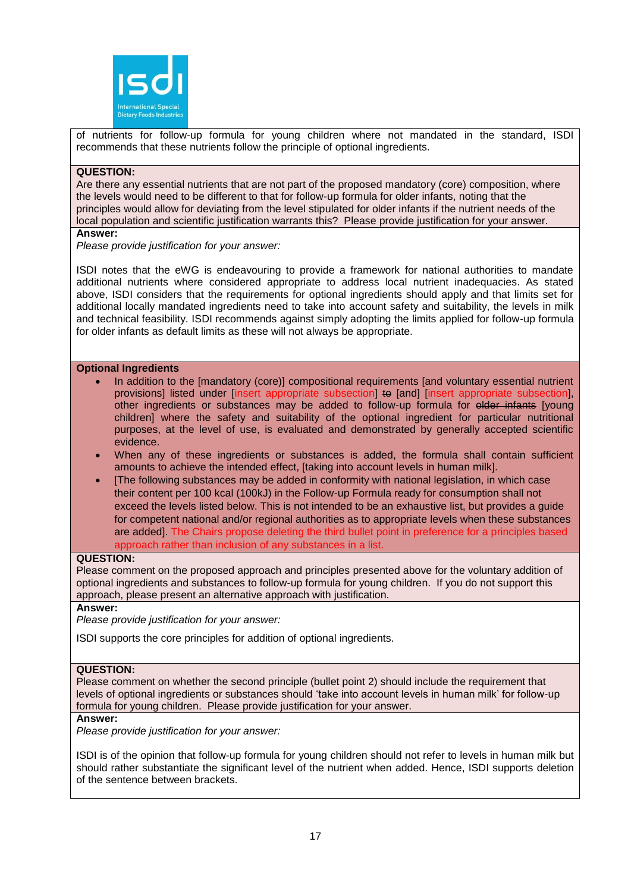of nutrients for follow-up formula for young children where not mandated in the standard, ISDI recommends that these nutrients follow the principle of optional ingredients.

**QUESTION:**
Are there any essential nutrients that are not part of the proposed mandatory (core) composition, where the levels would need to be different to that for follow-up formula for older infants, noting that the principles would allow for deviating from the level stipulated for older infants if the nutrient needs of the local population and scientific justification warrants this? Please provide justification for your answer.

**Answer:**

*Please provide justification for your answer:*

ISDI notes that the eWG is endeavouring to provide a framework for national authorities to mandate additional nutrients where considered appropriate to address local nutrient inadequacies. As stated above, ISDI considers that the requirements for optional ingredients should apply and that limits set for additional locally mandated ingredients need to take into account safety and suitability, the levels in milk and technical feasibility. ISDI recommends against simply adopting the limits applied for follow-up formula for older infants as default limits as these will not always be appropriate.

**Optional Ingredients**

- In addition to the [mandatory (core)] compositional requirements [and voluntary essential nutrient provisions] listed under [insert appropriate subsection] ~~to~~ [and] [insert appropriate subsection], other ingredients or substances may be added to follow-up formula for ~~older infants~~ [young children] where the safety and suitability of the optional ingredient for particular nutritional purposes, at the level of use, is evaluated and demonstrated by generally accepted scientific evidence.
- When any of these ingredients or substances is added, the formula shall contain sufficient amounts to achieve the intended effect, [taking into account levels in human milk].
- [The following substances may be added in conformity with national legislation, in which case their content per 100 kcal (100kJ) in the Follow-up Formula ready for consumption shall not exceed the levels listed below. This is not intended to be an exhaustive list, but provides a guide for competent national and/or regional authorities as to appropriate levels when these substances are added]. The Chairs propose deleting the third bullet point in preference for a principles based approach rather than inclusion of any substances in a list.

**QUESTION:**
Please comment on the proposed approach and principles presented above for the voluntary addition of optional ingredients and substances to follow-up formula for young children. If you do not support this approach, please present an alternative approach with justification.

**Answer:**

*Please provide justification for your answer:*

ISDI supports the core principles for addition of optional ingredients.

**QUESTION:**
Please comment on whether the second principle (bullet point 2) should include the requirement that levels of optional ingredients or substances should 'take into account levels in human milk' for follow-up formula for young children. Please provide justification for your answer.

**Answer:**

*Please provide justification for your answer:*

ISDI is of the opinion that follow-up formula for young children should not refer to levels in human milk but should rather substantiate the significant level of the nutrient when added. Hence, ISDI supports deletion of the sentence between brackets.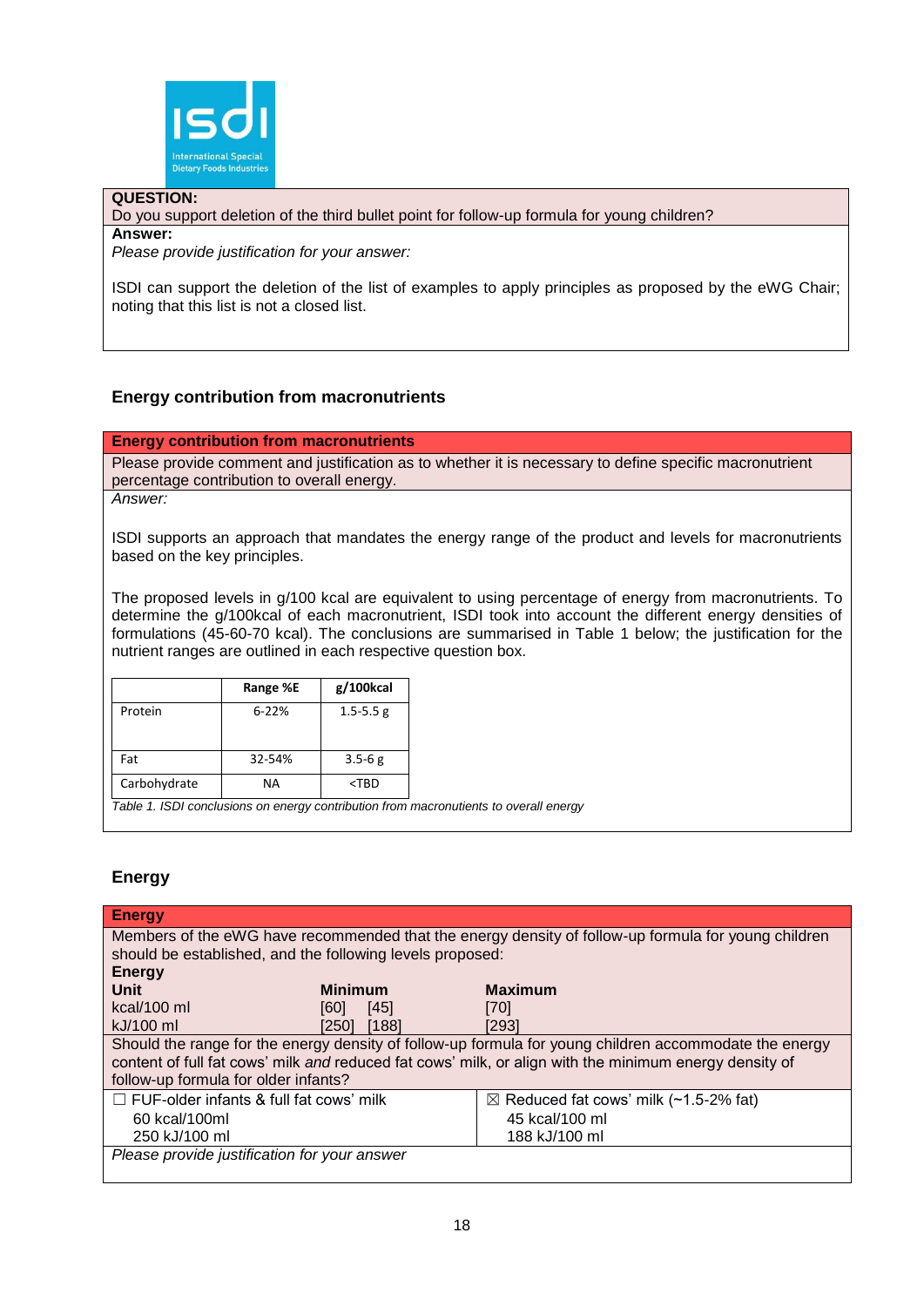| **QUESTION:** |
|---|
| Do you support deletion of the third bullet point for follow-up formula for young children? |
| **Answer:** |
| *Please provide justification for your answer:* <br><br> ISDI can support the deletion of the list of examples to apply principles as proposed by the eWG Chair; noting that this list is not a closed list. |

### Energy contribution from macronutrients

| **Energy contribution from macronutrients** |
|---|
| Please provide comment and justification as to whether it is necessary to define specific macronutrient percentage contribution to overall energy. |
| *Answer:* <br><br> ISDI supports an approach that mandates the energy range of the product and levels for macronutrients based on the key principles. <br><br> The proposed levels in g/100 kcal are equivalent to using percentage of energy from macronutrients. To determine the g/100kcal of each macronutrient, ISDI took into account the different energy densities of formulations (45-60-70 kcal). The conclusions are summarised in Table 1 below; the justification for the nutrient ranges are outlined in each respective question box. |

| | Range %E | g/100kcal |
|---|---|---|
| Protein | 6-22% | 1.5-5.5 g |
| Fat | 32-54% | 3.5-6 g |
| Carbohydrate | NA | <TBD |

*Table 1. ISDI conclusions on energy contribution from macronutrients to overall energy*

### Energy

| **Energy** | | |
|---|---|---|
| Members of the eWG have recommended that the energy density of follow-up formula for young children should be established, and the following levels proposed: | | |
| **Energy** | | |
| **Unit** | **Minimum** | **Maximum** |
| kcal/100 ml | [60] [45] | [70] |
| kJ/100 ml | [250] [188] | [293] |
| Should the range for the energy density of follow-up formula for young children accommodate the energy content of full fat cows' milk *and* reduced fat cows' milk, or align with the minimum energy density of follow-up formula for older infants? | | |
| ☐ FUF-older infants & full fat cows' milk<br>60 kcal/100ml<br>250 kJ/100 ml | | ☒ Reduced fat cows' milk (~1.5-2% fat)<br>45 kcal/100 ml<br>188 kJ/100 ml |
| *Please provide justification for your answer* | | |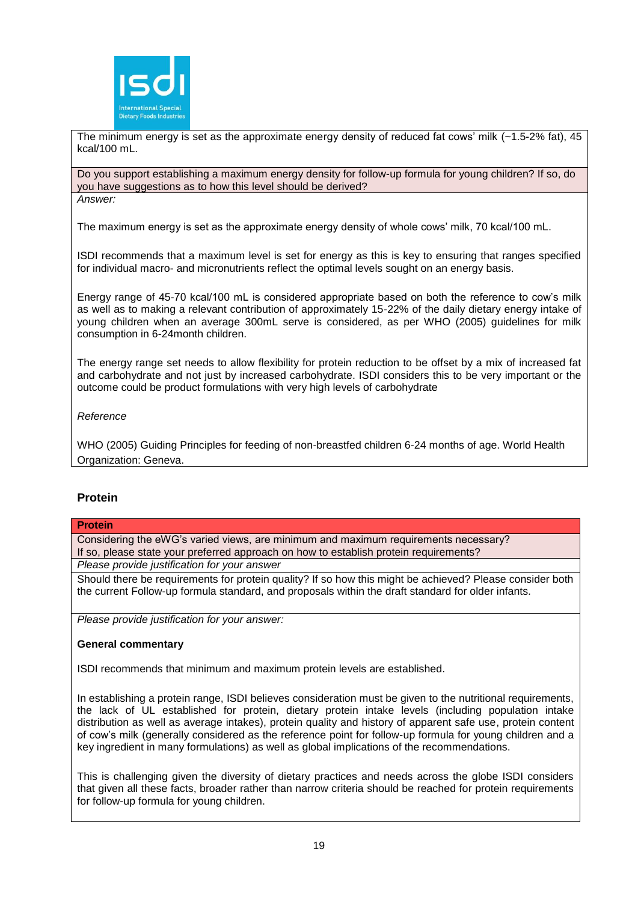The minimum energy is set as the approximate energy density of reduced fat cows' milk (~1.5-2% fat), 45 kcal/100 mL.

Do you support establishing a maximum energy density for follow-up formula for young children? If so, do you have suggestions as to how this level should be derived?

*Answer:*

The maximum energy is set as the approximate energy density of whole cows' milk, 70 kcal/100 mL.

ISDI recommends that a maximum level is set for energy as this is key to ensuring that ranges specified for individual macro- and micronutrients reflect the optimal levels sought on an energy basis.

Energy range of 45-70 kcal/100 mL is considered appropriate based on both the reference to cow's milk as well as to making a relevant contribution of approximately 15-22% of the daily dietary energy intake of young children when an average 300mL serve is considered, as per WHO (2005) guidelines for milk consumption in 6-24month children.

The energy range set needs to allow flexibility for protein reduction to be offset by a mix of increased fat and carbohydrate and not just by increased carbohydrate. ISDI considers this to be very important or the outcome could be product formulations with very high levels of carbohydrate

*Reference*

WHO (2005) Guiding Principles for feeding of non-breastfed children 6-24 months of age. World Health Organization: Geneva.

## Protein

**Protein**

Considering the eWG's varied views, are minimum and maximum requirements necessary? If so, please state your preferred approach on how to establish protein requirements?

*Please provide justification for your answer*

Should there be requirements for protein quality? If so how this might be achieved? Please consider both the current Follow-up formula standard, and proposals within the draft standard for older infants.

*Please provide justification for your answer:*

**General commentary**

ISDI recommends that minimum and maximum protein levels are established.

In establishing a protein range, ISDI believes consideration must be given to the nutritional requirements, the lack of UL established for protein, dietary protein intake levels (including population intake distribution as well as average intakes), protein quality and history of apparent safe use, protein content of cow's milk (generally considered as the reference point for follow-up formula for young children and a key ingredient in many formulations) as well as global implications of the recommendations.

This is challenging given the diversity of dietary practices and needs across the globe ISDI considers that given all these facts, broader rather than narrow criteria should be reached for protein requirements for follow-up formula for young children.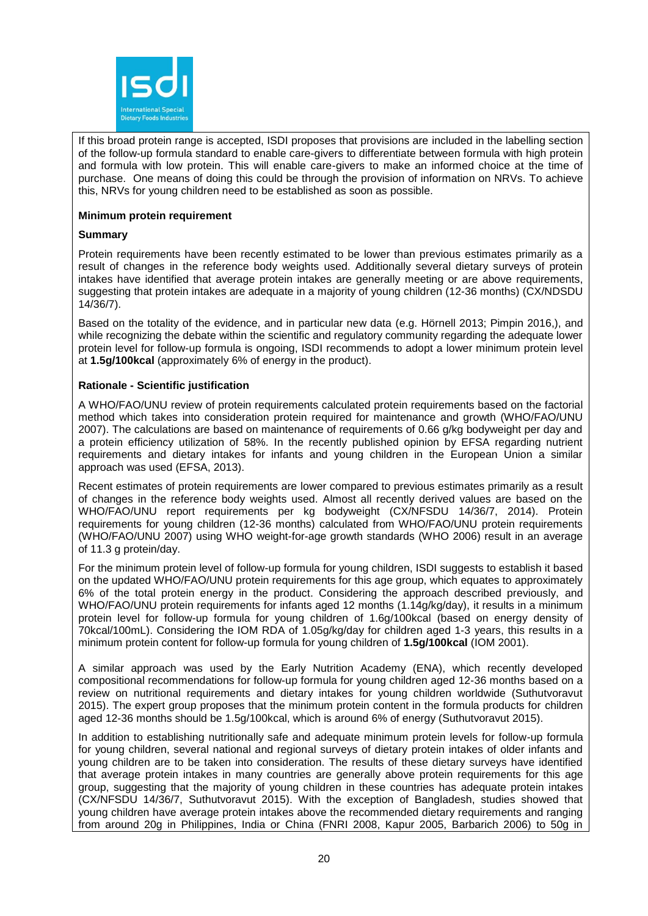If this broad protein range is accepted, ISDI proposes that provisions are included in the labelling section of the follow-up formula standard to enable care-givers to differentiate between formula with high protein and formula with low protein. This will enable care-givers to make an informed choice at the time of purchase. One means of doing this could be through the provision of information on NRVs. To achieve this, NRVs for young children need to be established as soon as possible.

**Minimum protein requirement**

**Summary**

Protein requirements have been recently estimated to be lower than previous estimates primarily as a result of changes in the reference body weights used. Additionally several dietary surveys of protein intakes have identified that average protein intakes are generally meeting or are above requirements, suggesting that protein intakes are adequate in a majority of young children (12-36 months) (CX/NDSDU 14/36/7).

Based on the totality of the evidence, and in particular new data (e.g. Hörnell 2013; Pimpin 2016,), and while recognizing the debate within the scientific and regulatory community regarding the adequate lower protein level for follow-up formula is ongoing, ISDI recommends to adopt a lower minimum protein level at **1.5g/100kcal** (approximately 6% of energy in the product).

**Rationale - Scientific justification**

A WHO/FAO/UNU review of protein requirements calculated protein requirements based on the factorial method which takes into consideration protein required for maintenance and growth (WHO/FAO/UNU 2007). The calculations are based on maintenance of requirements of 0.66 g/kg bodyweight per day and a protein efficiency utilization of 58%. In the recently published opinion by EFSA regarding nutrient requirements and dietary intakes for infants and young children in the European Union a similar approach was used (EFSA, 2013).

Recent estimates of protein requirements are lower compared to previous estimates primarily as a result of changes in the reference body weights used. Almost all recently derived values are based on the WHO/FAO/UNU report requirements per kg bodyweight (CX/NFSDU 14/36/7, 2014). Protein requirements for young children (12-36 months) calculated from WHO/FAO/UNU protein requirements (WHO/FAO/UNU 2007) using WHO weight-for-age growth standards (WHO 2006) result in an average of 11.3 g protein/day.

For the minimum protein level of follow-up formula for young children, ISDI suggests to establish it based on the updated WHO/FAO/UNU protein requirements for this age group, which equates to approximately 6% of the total protein energy in the product. Considering the approach described previously, and WHO/FAO/UNU protein requirements for infants aged 12 months (1.14g/kg/day), it results in a minimum protein level for follow-up formula for young children of 1.6g/100kcal (based on energy density of 70kcal/100mL). Considering the IOM RDA of 1.05g/kg/day for children aged 1-3 years, this results in a minimum protein content for follow-up formula for young children of **1.5g/100kcal** (IOM 2001).

A similar approach was used by the Early Nutrition Academy (ENA), which recently developed compositional recommendations for follow-up formula for young children aged 12-36 months based on a review on nutritional requirements and dietary intakes for young children worldwide (Suthutvoravut 2015). The expert group proposes that the minimum protein content in the formula products for children aged 12-36 months should be 1.5g/100kcal, which is around 6% of energy (Suthutvoravut 2015).

In addition to establishing nutritionally safe and adequate minimum protein levels for follow-up formula for young children, several national and regional surveys of dietary protein intakes of older infants and young children are to be taken into consideration. The results of these dietary surveys have identified that average protein intakes in many countries are generally above protein requirements for this age group, suggesting that the majority of young children in these countries has adequate protein intakes (CX/NFSDU 14/36/7, Suthutvoravut 2015). With the exception of Bangladesh, studies showed that young children have average protein intakes above the recommended dietary requirements and ranging from around 20g in Philippines, India or China (FNRI 2008, Kapur 2005, Barbarich 2006) to 50g in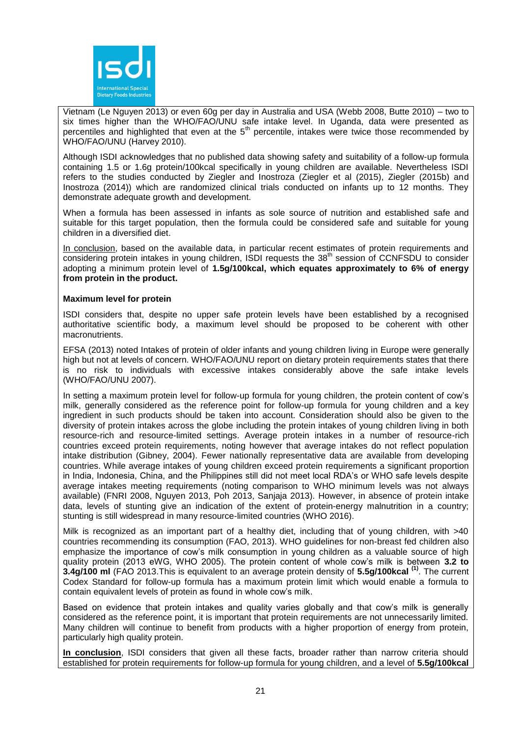Vietnam (Le Nguyen 2013) or even 60g per day in Australia and USA (Webb 2008, Butte 2010) – two to six times higher than the WHO/FAO/UNU safe intake level. In Uganda, data were presented as percentiles and highlighted that even at the 5th percentile, intakes were twice those recommended by WHO/FAO/UNU (Harvey 2010).

Although ISDI acknowledges that no published data showing safety and suitability of a follow-up formula containing 1.5 or 1.6g protein/100kcal specifically in young children are available. Nevertheless ISDI refers to the studies conducted by Ziegler and Inostroza (Ziegler et al (2015), Ziegler (2015b) and Inostroza (2014)) which are randomized clinical trials conducted on infants up to 12 months. They demonstrate adequate growth and development.

When a formula has been assessed in infants as sole source of nutrition and established safe and suitable for this target population, then the formula could be considered safe and suitable for young children in a diversified diet.

In conclusion, based on the available data, in particular recent estimates of protein requirements and considering protein intakes in young children, ISDI requests the 38th session of CCNFSDU to consider adopting a minimum protein level of **1.5g/100kcal, which equates approximately to 6% of energy from protein in the product.**

**Maximum level for protein**

ISDI considers that, despite no upper safe protein levels have been established by a recognised authoritative scientific body, a maximum level should be proposed to be coherent with other macronutrients.

EFSA (2013) noted Intakes of protein of older infants and young children living in Europe were generally high but not at levels of concern. WHO/FAO/UNU report on dietary protein requirements states that there is no risk to individuals with excessive intakes considerably above the safe intake levels (WHO/FAO/UNU 2007).

In setting a maximum protein level for follow-up formula for young children, the protein content of cow's milk, generally considered as the reference point for follow-up formula for young children and a key ingredient in such products should be taken into account. Consideration should also be given to the diversity of protein intakes across the globe including the protein intakes of young children living in both resource-rich and resource-limited settings. Average protein intakes in a number of resource-rich countries exceed protein requirements, noting however that average intakes do not reflect population intake distribution (Gibney, 2004). Fewer nationally representative data are available from developing countries. While average intakes of young children exceed protein requirements a significant proportion in India, Indonesia, China, and the Philippines still did not meet local RDA's or WHO safe levels despite average intakes meeting requirements (noting comparison to WHO minimum levels was not always available) (FNRI 2008, Nguyen 2013, Poh 2013, Sanjaja 2013). However, in absence of protein intake data, levels of stunting give an indication of the extent of protein-energy malnutrition in a country; stunting is still widespread in many resource-limited countries (WHO 2016).

Milk is recognized as an important part of a healthy diet, including that of young children, with >40 countries recommending its consumption (FAO, 2013). WHO guidelines for non-breast fed children also emphasize the importance of cow's milk consumption in young children as a valuable source of high quality protein (2013 eWG, WHO 2005). The protein content of whole cow's milk is between **3.2 to 3.4g/100 ml** (FAO 2013.This is equivalent to an average protein density of **5.5g/100kcal** [(1)]. The current Codex Standard for follow-up formula has a maximum protein limit which would enable a formula to contain equivalent levels of protein as found in whole cow's milk.

Based on evidence that protein intakes and quality varies globally and that cow's milk is generally considered as the reference point, it is important that protein requirements are not unnecessarily limited. Many children will continue to benefit from products with a higher proportion of energy from protein, particularly high quality protein.

**In conclusion**, ISDI considers that given all these facts, broader rather than narrow criteria should established for protein requirements for follow-up formula for young children, and a level of **5.5g/100kcal**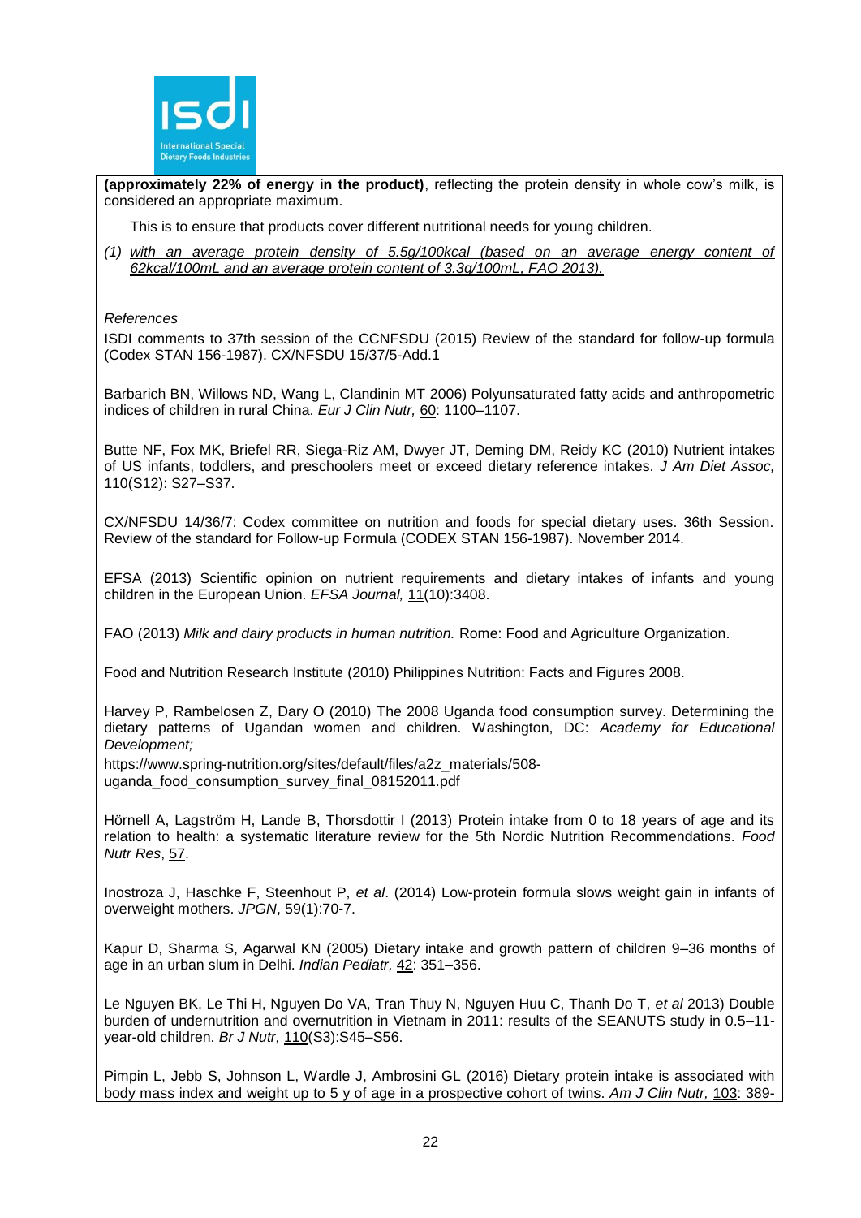**(approximately 22% of energy in the product)**, reflecting the protein density in whole cow's milk, is considered an appropriate maximum.

This is to ensure that products cover different nutritional needs for young children.

*(1) with an average protein density of 5.5g/100kcal (based on an average energy content of 62kcal/100mL and an average protein content of 3.3g/100mL, FAO 2013).*

*References*

ISDI comments to 37th session of the CCNFSDU (2015) Review of the standard for follow-up formula (Codex STAN 156-1987). CX/NFSDU 15/37/5-Add.1

Barbarich BN, Willows ND, Wang L, Clandinin MT 2006) Polyunsaturated fatty acids and anthropometric indices of children in rural China. *Eur J Clin Nutr,* 60: 1100–1107.

Butte NF, Fox MK, Briefel RR, Siega-Riz AM, Dwyer JT, Deming DM, Reidy KC (2010) Nutrient intakes of US infants, toddlers, and preschoolers meet or exceed dietary reference intakes. *J Am Diet Assoc,* 110(S12): S27–S37.

CX/NFSDU 14/36/7: Codex committee on nutrition and foods for special dietary uses. 36th Session. Review of the standard for Follow-up Formula (CODEX STAN 156-1987). November 2014.

EFSA (2013) Scientific opinion on nutrient requirements and dietary intakes of infants and young children in the European Union. *EFSA Journal,* 11(10):3408.

FAO (2013) *Milk and dairy products in human nutrition.* Rome: Food and Agriculture Organization.

Food and Nutrition Research Institute (2010) Philippines Nutrition: Facts and Figures 2008.

Harvey P, Rambelosen Z, Dary O (2010) The 2008 Uganda food consumption survey. Determining the dietary patterns of Ugandan women and children. Washington, DC: *Academy for Educational Development;*
https://www.spring-nutrition.org/sites/default/files/a2z_materials/508-uganda_food_consumption_survey_final_08152011.pdf

Hörnell A, Lagström H, Lande B, Thorsdottir I (2013) Protein intake from 0 to 18 years of age and its relation to health: a systematic literature review for the 5th Nordic Nutrition Recommendations. *Food Nutr Res*, 57.

Inostroza J, Haschke F, Steenhout P, *et al*. (2014) Low-protein formula slows weight gain in infants of overweight mothers. *JPGN*, 59(1):70-7.

Kapur D, Sharma S, Agarwal KN (2005) Dietary intake and growth pattern of children 9–36 months of age in an urban slum in Delhi. *Indian Pediatr,* 42: 351–356.

Le Nguyen BK, Le Thi H, Nguyen Do VA, Tran Thuy N, Nguyen Huu C, Thanh Do T, *et al* 2013) Double burden of undernutrition and overnutrition in Vietnam in 2011: results of the SEANUTS study in 0.5–11-year-old children. *Br J Nutr,* 110(S3):S45–S56.

Pimpin L, Jebb S, Johnson L, Wardle J, Ambrosini GL (2016) Dietary protein intake is associated with body mass index and weight up to 5 y of age in a prospective cohort of twins. *Am J Clin Nutr,* 103: 389-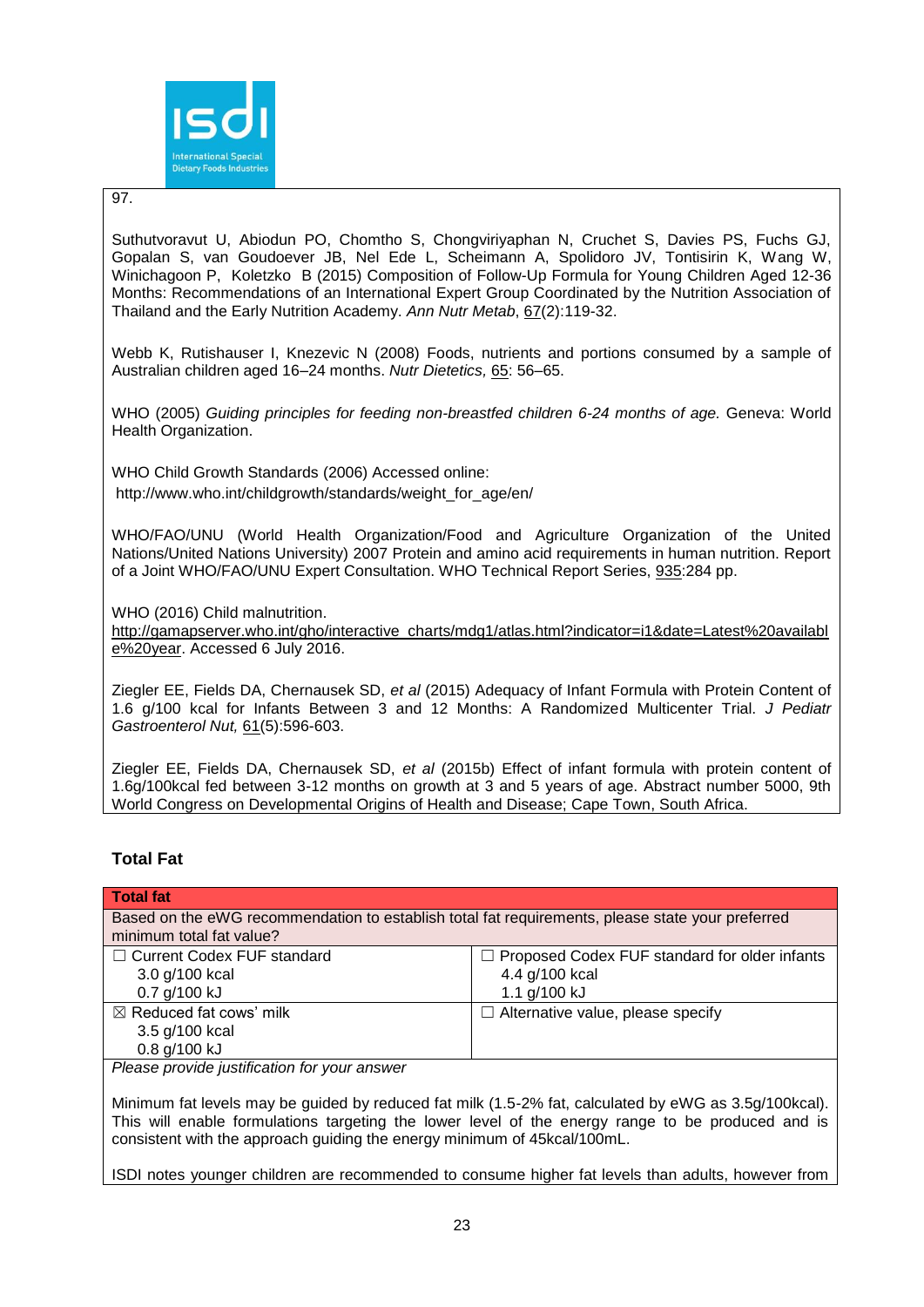97.

Suthutvoravut U, Abiodun PO, Chomtho S, Chongviriyaphan N, Cruchet S, Davies PS, Fuchs GJ, Gopalan S, van Goudoever JB, Nel Ede L, Scheimann A, Spolidoro JV, Tontisirin K, Wang W, Winichagoon P, Koletzko B (2015) Composition of Follow-Up Formula for Young Children Aged 12-36 Months: Recommendations of an International Expert Group Coordinated by the Nutrition Association of Thailand and the Early Nutrition Academy. *Ann Nutr Metab*, 67(2):119-32.

Webb K, Rutishauser I, Knezevic N (2008) Foods, nutrients and portions consumed by a sample of Australian children aged 16–24 months. *Nutr Dietetics,* 65: 56–65.

WHO (2005) *Guiding principles for feeding non-breastfed children 6-24 months of age.* Geneva: World Health Organization.

WHO Child Growth Standards (2006) Accessed online: http://www.who.int/childgrowth/standards/weight_for_age/en/

WHO/FAO/UNU (World Health Organization/Food and Agriculture Organization of the United Nations/United Nations University) 2007 Protein and amino acid requirements in human nutrition. Report of a Joint WHO/FAO/UNU Expert Consultation. WHO Technical Report Series, 935:284 pp.

WHO (2016) Child malnutrition. http://gamapserver.who.int/gho/interactive_charts/mdg1/atlas.html?indicator=i1&date=Latest%20available%20year. Accessed 6 July 2016.

Ziegler EE, Fields DA, Chernausek SD, *et al* (2015) Adequacy of Infant Formula with Protein Content of 1.6 g/100 kcal for Infants Between 3 and 12 Months: A Randomized Multicenter Trial. *J Pediatr Gastroenterol Nut,* 61(5):596-603.

Ziegler EE, Fields DA, Chernausek SD, *et al* (2015b) Effect of infant formula with protein content of 1.6g/100kcal fed between 3-12 months on growth at 3 and 5 years of age. Abstract number 5000, 9th World Congress on Developmental Origins of Health and Disease; Cape Town, South Africa.

## Total Fat

| **Total fat** | |
|---|---|
| Based on the eWG recommendation to establish total fat requirements, please state your preferred minimum total fat value? | |
| ☐ Current Codex FUF standard<br>3.0 g/100 kcal<br>0.7 g/100 kJ | ☐ Proposed Codex FUF standard for older infants<br>4.4 g/100 kcal<br>1.1 g/100 kJ |
| ☒ Reduced fat cows' milk<br>3.5 g/100 kcal<br>0.8 g/100 kJ | ☐ Alternative value, please specify |

*Please provide justification for your answer*

Minimum fat levels may be guided by reduced fat milk (1.5-2% fat, calculated by eWG as 3.5g/100kcal). This will enable formulations targeting the lower level of the energy range to be produced and is consistent with the approach guiding the energy minimum of 45kcal/100mL.

ISDI notes younger children are recommended to consume higher fat levels than adults, however from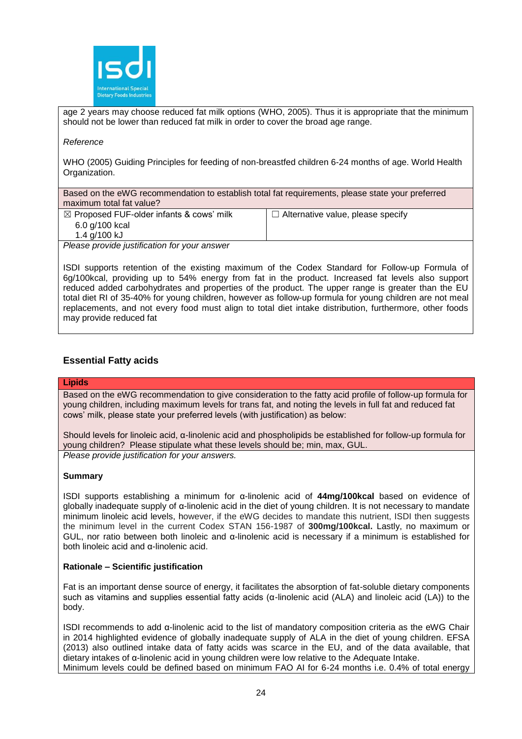age 2 years may choose reduced fat milk options (WHO, 2005). Thus it is appropriate that the minimum should not be lower than reduced fat milk in order to cover the broad age range.

*Reference*

WHO (2005) Guiding Principles for feeding of non-breastfed children 6-24 months of age. World Health Organization.

Based on the eWG recommendation to establish total fat requirements, please state your preferred maximum total fat value?

| ☒ Proposed FUF-older infants & cows' milk<br>6.0 g/100 kcal<br>1.4 g/100 kJ | ☐ Alternative value, please specify |
|---|---|

*Please provide justification for your answer*

ISDI supports retention of the existing maximum of the Codex Standard for Follow-up Formula of 6g/100kcal, providing up to 54% energy from fat in the product. Increased fat levels also support reduced added carbohydrates and properties of the product. The upper range is greater than the EU total diet RI of 35-40% for young children, however as follow-up formula for young children are not meal replacements, and not every food must align to total diet intake distribution, furthermore, other foods may provide reduced fat

## Essential Fatty acids

**Lipids**

Based on the eWG recommendation to give consideration to the fatty acid profile of follow-up formula for young children, including maximum levels for trans fat, and noting the levels in full fat and reduced fat cows' milk, please state your preferred levels (with justification) as below:

Should levels for linoleic acid, α-linolenic acid and phospholipids be established for follow-up formula for young children? Please stipulate what these levels should be; min, max, GUL.

*Please provide justification for your answers.*

**Summary**

ISDI supports establishing a minimum for α-linolenic acid of **44mg/100kcal** based on evidence of globally inadequate supply of α-linolenic acid in the diet of young children. It is not necessary to mandate minimum linoleic acid levels, however, if the eWG decides to mandate this nutrient, ISDI then suggests the minimum level in the current Codex STAN 156-1987 of **300mg/100kcal.** Lastly, no maximum or GUL, nor ratio between both linoleic and α-linolenic acid is necessary if a minimum is established for both linoleic acid and α-linolenic acid.

**Rationale – Scientific justification**

Fat is an important dense source of energy, it facilitates the absorption of fat-soluble dietary components such as vitamins and supplies essential fatty acids (α-linolenic acid (ALA) and linoleic acid (LA)) to the body.

ISDI recommends to add α-linolenic acid to the list of mandatory composition criteria as the eWG Chair in 2014 highlighted evidence of globally inadequate supply of ALA in the diet of young children. EFSA (2013) also outlined intake data of fatty acids was scarce in the EU, and of the data available, that dietary intakes of α-linolenic acid in young children were low relative to the Adequate Intake.
Minimum levels could be defined based on minimum FAO AI for 6-24 months i.e. 0.4% of total energy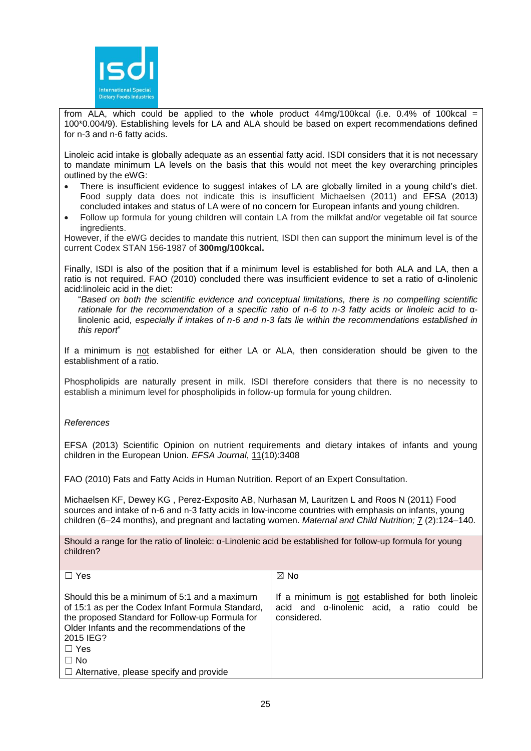from ALA, which could be applied to the whole product 44mg/100kcal (i.e. 0.4% of 100kcal = 100*0.004/9). Establishing levels for LA and ALA should be based on expert recommendations defined for n-3 and n-6 fatty acids.

Linoleic acid intake is globally adequate as an essential fatty acid. ISDI considers that it is not necessary to mandate minimum LA levels on the basis that this would not meet the key overarching principles outlined by the eWG:

- There is insufficient evidence to suggest intakes of LA are globally limited in a young child's diet. Food supply data does not indicate this is insufficient Michaelsen (2011) and EFSA (2013) concluded intakes and status of LA were of no concern for European infants and young children.
- Follow up formula for young children will contain LA from the milkfat and/or vegetable oil fat source ingredients.

However, if the eWG decides to mandate this nutrient, ISDI then can support the minimum level is of the current Codex STAN 156-1987 of **300mg/100kcal.**

Finally, ISDI is also of the position that if a minimum level is established for both ALA and LA, then a ratio is not required. FAO (2010) concluded there was insufficient evidence to set a ratio of α-linolenic acid:linoleic acid in the diet:

"*Based on both the scientific evidence and conceptual limitations, there is no compelling scientific rationale for the recommendation of a specific ratio of n-6 to n-3 fatty acids or linoleic acid to* α-linolenic acid*, especially if intakes of n-6 and n-3 fats lie within the recommendations established in this report*"

If a minimum is <u>not</u> established for either LA or ALA, then consideration should be given to the establishment of a ratio.

Phospholipids are naturally present in milk. ISDI therefore considers that there is no necessity to establish a minimum level for phospholipids in follow-up formula for young children.

*References*

EFSA (2013) Scientific Opinion on nutrient requirements and dietary intakes of infants and young children in the European Union. *EFSA Journal*, <u>11</u>(10):3408

FAO (2010) Fats and Fatty Acids in Human Nutrition. Report of an Expert Consultation.

Michaelsen KF, Dewey KG , Perez-Exposito AB, Nurhasan M, Lauritzen L and Roos N (2011) Food sources and intake of n-6 and n-3 fatty acids in low-income countries with emphasis on infants, young children (6–24 months), and pregnant and lactating women. *Maternal and Child Nutrition;* <u>7</u> (2):124–140.

| Should a range for the ratio of linoleic: α-Linolenic acid be established for follow-up formula for young children? | |
|---|---|
| ☐ Yes<br><br>Should this be a minimum of 5:1 and a maximum of 15:1 as per the Codex Infant Formula Standard, the proposed Standard for Follow-up Formula for Older Infants and the recommendations of the 2015 IEG?<br>☐ Yes<br>☐ No<br>☐ Alternative, please specify and provide | ☒ No<br><br>If a minimum is <u>not</u> established for both linoleic acid and α-linolenic acid, a ratio could be considered. |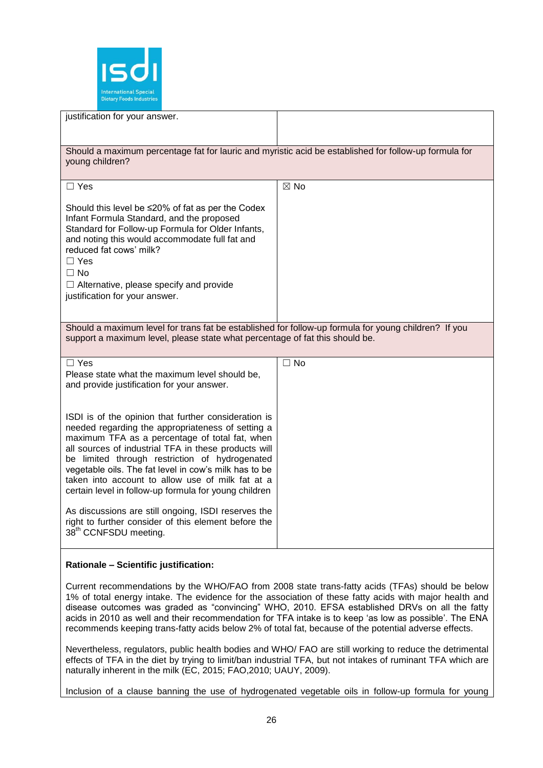| justification for your answer. | |
|---|---|
| **Should a maximum percentage fat for lauric and myristic acid be established for follow-up formula for young children?** | |
| ☐ Yes<br><br>Should this level be ≤20% of fat as per the Codex Infant Formula Standard, and the proposed Standard for Follow-up Formula for Older Infants, and noting this would accommodate full fat and reduced fat cows' milk?<br>☐ Yes<br>☐ No<br>☐ Alternative, please specify and provide justification for your answer. | ☒ No |
| **Should a maximum level for trans fat be established for follow-up formula for young children? If you support a maximum level, please state what percentage of fat this should be.** | |
| ☐ Yes<br>Please state what the maximum level should be, and provide justification for your answer.<br><br>ISDI is of the opinion that further consideration is needed regarding the appropriateness of setting a maximum TFA as a percentage of total fat, when all sources of industrial TFA in these products will be limited through restriction of hydrogenated vegetable oils. The fat level in cow's milk has to be taken into account to allow use of milk fat at a certain level in follow-up formula for young children<br><br>As discussions are still ongoing, ISDI reserves the right to further consider of this element before the 38th CCNFSDU meeting. | ☐ No |

**Rationale – Scientific justification:**

Current recommendations by the WHO/FAO from 2008 state trans-fatty acids (TFAs) should be below 1% of total energy intake. The evidence for the association of these fatty acids with major health and disease outcomes was graded as "convincing" WHO, 2010. EFSA established DRVs on all the fatty acids in 2010 and their recommendation for TFA intake is to keep 'as low as possible'. The ENA recommends keeping trans-fatty acids below 2% of total fat, because of the potential adverse effects.

Nevertheless, regulators, public health bodies and WHO/ FAO are still working to reduce the detrimental effects of TFA in the diet by trying to limit/ban industrial TFA, but not intakes of ruminant TFA which are naturally inherent in the milk (EC, 2015; FAO,2010; UAUY, 2009).

Inclusion of a clause banning the use of hydrogenated vegetable oils in follow-up formula for young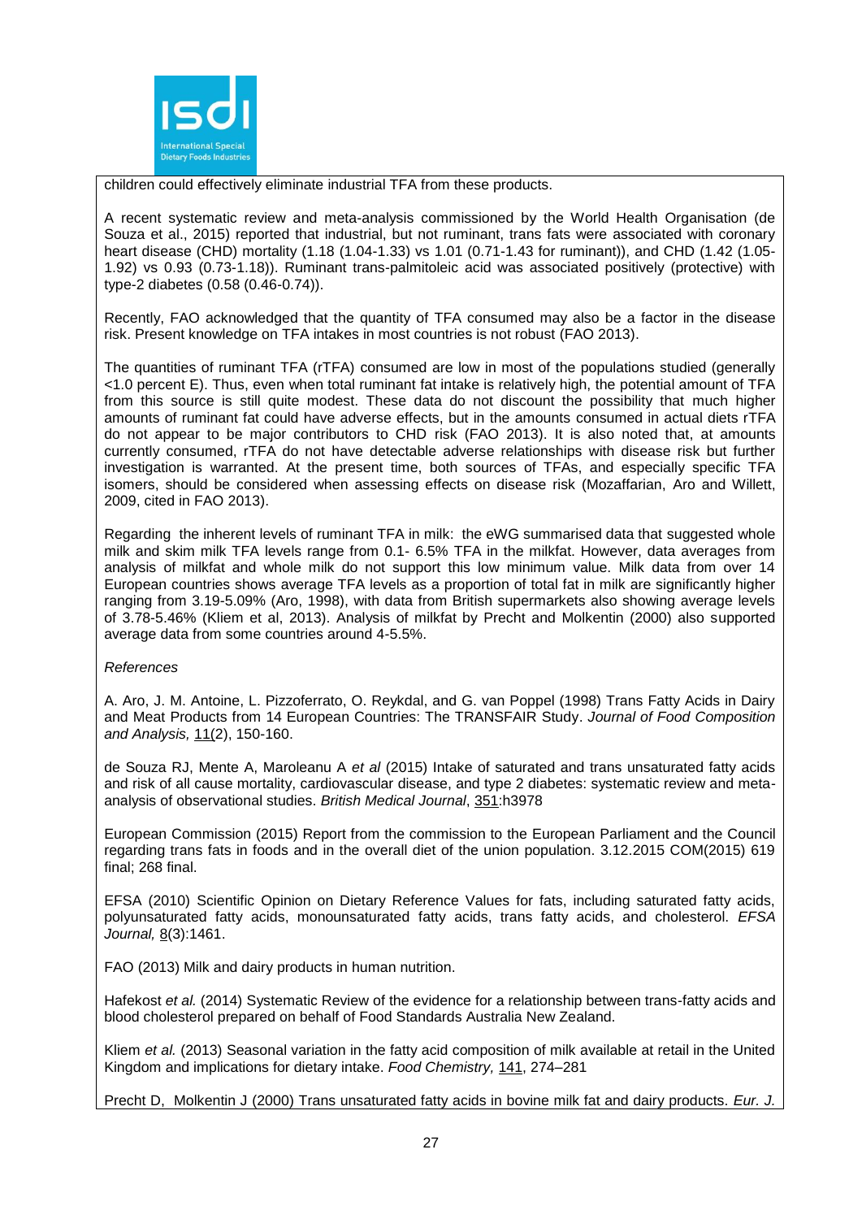children could effectively eliminate industrial TFA from these products.

A recent systematic review and meta-analysis commissioned by the World Health Organisation (de Souza et al., 2015) reported that industrial, but not ruminant, trans fats were associated with coronary heart disease (CHD) mortality (1.18 (1.04-1.33) vs 1.01 (0.71-1.43 for ruminant)), and CHD (1.42 (1.05-1.92) vs 0.93 (0.73-1.18)). Ruminant trans-palmitoleic acid was associated positively (protective) with type-2 diabetes (0.58 (0.46-0.74)).

Recently, FAO acknowledged that the quantity of TFA consumed may also be a factor in the disease risk. Present knowledge on TFA intakes in most countries is not robust (FAO 2013).

The quantities of ruminant TFA (rTFA) consumed are low in most of the populations studied (generally <1.0 percent E). Thus, even when total ruminant fat intake is relatively high, the potential amount of TFA from this source is still quite modest. These data do not discount the possibility that much higher amounts of ruminant fat could have adverse effects, but in the amounts consumed in actual diets rTFA do not appear to be major contributors to CHD risk (FAO 2013). It is also noted that, at amounts currently consumed, rTFA do not have detectable adverse relationships with disease risk but further investigation is warranted. At the present time, both sources of TFAs, and especially specific TFA isomers, should be considered when assessing effects on disease risk (Mozaffarian, Aro and Willett, 2009, cited in FAO 2013).

Regarding the inherent levels of ruminant TFA in milk: the eWG summarised data that suggested whole milk and skim milk TFA levels range from 0.1- 6.5% TFA in the milkfat. However, data averages from analysis of milkfat and whole milk do not support this low minimum value. Milk data from over 14 European countries shows average TFA levels as a proportion of total fat in milk are significantly higher ranging from 3.19-5.09% (Aro, 1998), with data from British supermarkets also showing average levels of 3.78-5.46% (Kliem et al, 2013). Analysis of milkfat by Precht and Molkentin (2000) also supported average data from some countries around 4-5.5%.

*References*

A. Aro, J. M. Antoine, L. Pizzoferrato, O. Reykdal, and G. van Poppel (1998) Trans Fatty Acids in Dairy and Meat Products from 14 European Countries: The TRANSFAIR Study. *Journal of Food Composition and Analysis,* 11(2), 150-160.

de Souza RJ, Mente A, Maroleanu A *et al* (2015) Intake of saturated and trans unsaturated fatty acids and risk of all cause mortality, cardiovascular disease, and type 2 diabetes: systematic review and meta-analysis of observational studies. *British Medical Journal*, 351:h3978

European Commission (2015) Report from the commission to the European Parliament and the Council regarding trans fats in foods and in the overall diet of the union population. 3.12.2015 COM(2015) 619 final; 268 final.

EFSA (2010) Scientific Opinion on Dietary Reference Values for fats, including saturated fatty acids, polyunsaturated fatty acids, monounsaturated fatty acids, trans fatty acids, and cholesterol. *EFSA Journal,* 8(3):1461.

FAO (2013) Milk and dairy products in human nutrition.

Hafekost *et al.* (2014) Systematic Review of the evidence for a relationship between trans-fatty acids and blood cholesterol prepared on behalf of Food Standards Australia New Zealand.

Kliem *et al.* (2013) Seasonal variation in the fatty acid composition of milk available at retail in the United Kingdom and implications for dietary intake. *Food Chemistry,* 141, 274–281

Precht D, Molkentin J (2000) Trans unsaturated fatty acids in bovine milk fat and dairy products. *Eur. J.*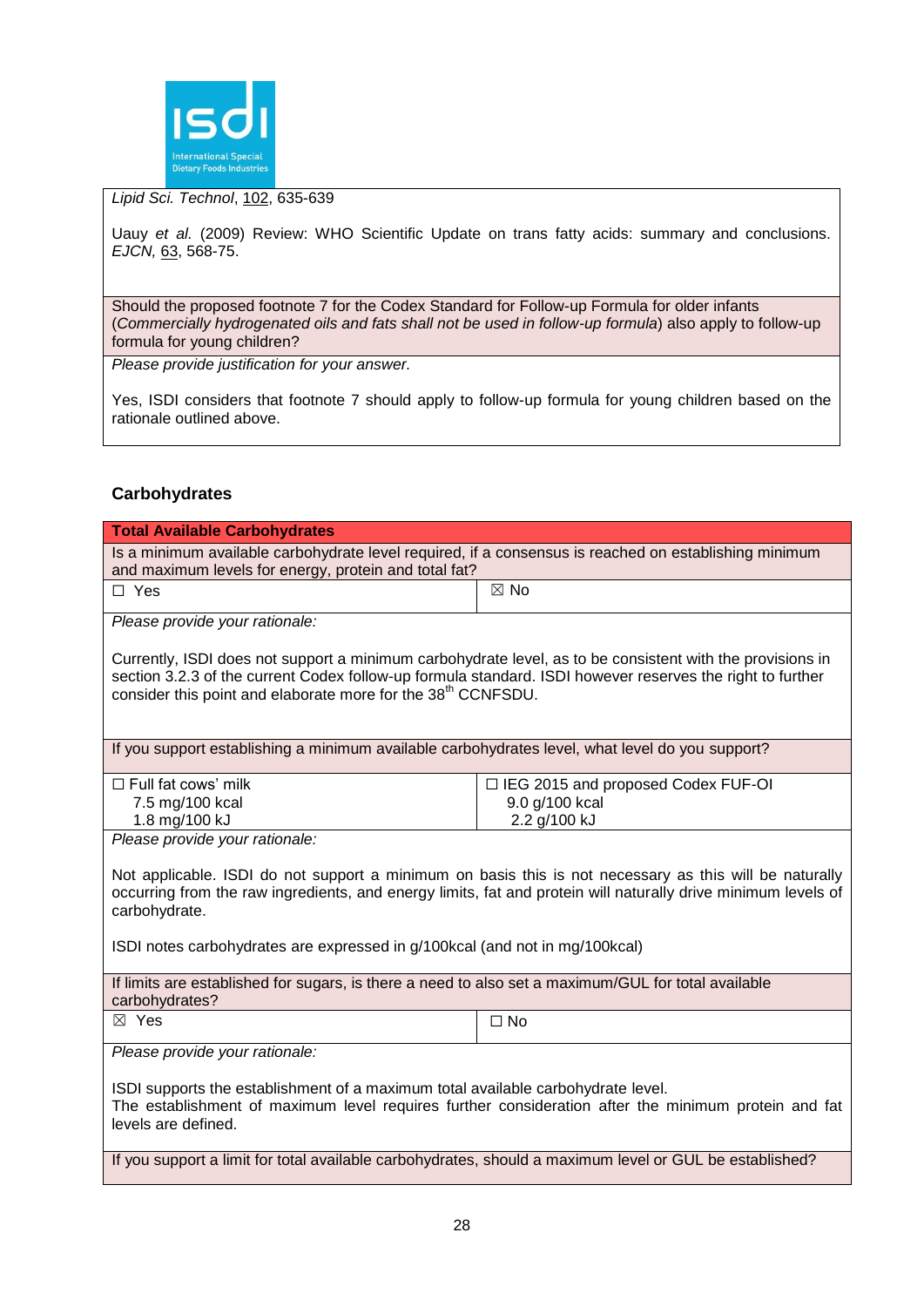*Lipid Sci. Technol*, 102, 635-639

Uauy *et al.* (2009) Review: WHO Scientific Update on trans fatty acids: summary and conclusions. *EJCN,* 63, 568-75.

Should the proposed footnote 7 for the Codex Standard for Follow-up Formula for older infants (*Commercially hydrogenated oils and fats shall not be used in follow-up formula*) also apply to follow-up formula for young children?

*Please provide justification for your answer.*

Yes, ISDI considers that footnote 7 should apply to follow-up formula for young children based on the rationale outlined above.

### Carbohydrates

| **Total Available Carbohydrates** | |
|---|---|
| Is a minimum available carbohydrate level required, if a consensus is reached on establishing minimum and maximum levels for energy, protein and total fat? | |
| ☐ Yes | ☒ No |
| *Please provide your rationale:*<br><br>Currently, ISDI does not support a minimum carbohydrate level, as to be consistent with the provisions in section 3.2.3 of the current Codex follow-up formula standard. ISDI however reserves the right to further consider this point and elaborate more for the 38th CCNFSDU. | |
| If you support establishing a minimum available carbohydrates level, what level do you support? | |
| ☐ Full fat cows' milk<br>7.5 mg/100 kcal<br>1.8 mg/100 kJ | ☐ IEG 2015 and proposed Codex FUF-OI<br>9.0 g/100 kcal<br>2.2 g/100 kJ |
| *Please provide your rationale:*<br><br>Not applicable. ISDI do not support a minimum on basis this is not necessary as this will be naturally occurring from the raw ingredients, and energy limits, fat and protein will naturally drive minimum levels of carbohydrate.<br><br>ISDI notes carbohydrates are expressed in g/100kcal (and not in mg/100kcal) | |
| If limits are established for sugars, is there a need to also set a maximum/GUL for total available carbohydrates? | |
| ☒ Yes | ☐ No |
| *Please provide your rationale:*<br><br>ISDI supports the establishment of a maximum total available carbohydrate level.<br>The establishment of maximum level requires further consideration after the minimum protein and fat levels are defined. | |
| If you support a limit for total available carbohydrates, should a maximum level or GUL be established? | |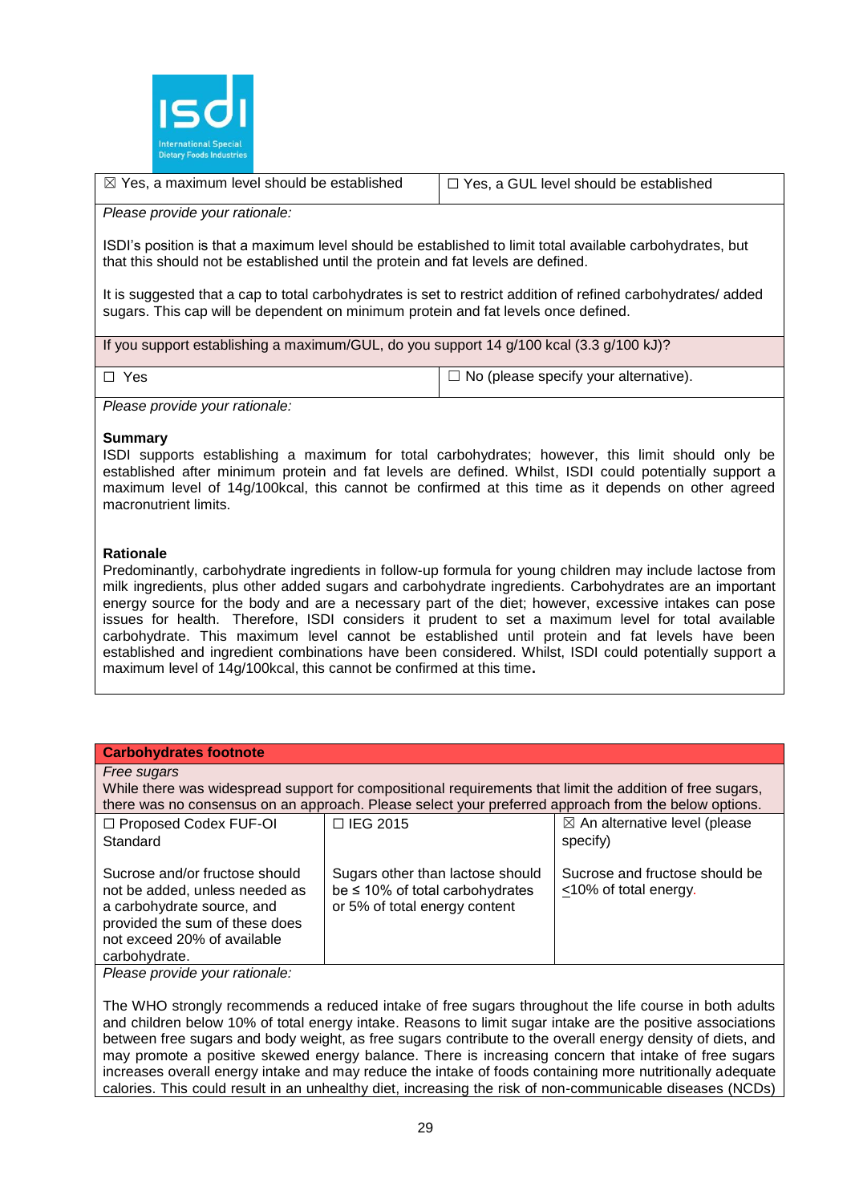| ☒ Yes, a maximum level should be established | ☐ Yes, a GUL level should be established |
|---|---|

*Please provide your rationale:*

ISDI's position is that a maximum level should be established to limit total available carbohydrates, but that this should not be established until the protein and fat levels are defined.

It is suggested that a cap to total carbohydrates is set to restrict addition of refined carbohydrates/ added sugars. This cap will be dependent on minimum protein and fat levels once defined.

If you support establishing a maximum/GUL, do you support 14 g/100 kcal (3.3 g/100 kJ)?

| ☐ Yes | ☐ No (please specify your alternative). |
|---|---|

*Please provide your rationale:*

**Summary**

ISDI supports establishing a maximum for total carbohydrates; however, this limit should only be established after minimum protein and fat levels are defined. Whilst, ISDI could potentially support a maximum level of 14g/100kcal, this cannot be confirmed at this time as it depends on other agreed macronutrient limits.

**Rationale**

Predominantly, carbohydrate ingredients in follow-up formula for young children may include lactose from milk ingredients, plus other added sugars and carbohydrate ingredients. Carbohydrates are an important energy source for the body and are a necessary part of the diet; however, excessive intakes can pose issues for health. Therefore, ISDI considers it prudent to set a maximum level for total available carbohydrate. This maximum level cannot be established until protein and fat levels have been established and ingredient combinations have been considered. Whilst, ISDI could potentially support a maximum level of 14g/100kcal, this cannot be confirmed at this time**.**

**Carbohydrates footnote**

*Free sugars*

While there was widespread support for compositional requirements that limit the addition of free sugars, there was no consensus on an approach. Please select your preferred approach from the below options.

| ☐ Proposed Codex FUF-OI Standard | ☐ IEG 2015 | ☒ An alternative level (please specify) |
|---|---|---|
| Sucrose and/or fructose should not be added, unless needed as a carbohydrate source, and provided the sum of these does not exceed 20% of available carbohydrate. | Sugars other than lactose should be ≤ 10% of total carbohydrates or 5% of total energy content | Sucrose and fructose should be ≤10% of total energy. |

*Please provide your rationale:*

The WHO strongly recommends a reduced intake of free sugars throughout the life course in both adults and children below 10% of total energy intake. Reasons to limit sugar intake are the positive associations between free sugars and body weight, as free sugars contribute to the overall energy density of diets, and may promote a positive skewed energy balance. There is increasing concern that intake of free sugars increases overall energy intake and may reduce the intake of foods containing more nutritionally adequate calories. This could result in an unhealthy diet, increasing the risk of non-communicable diseases (NCDs)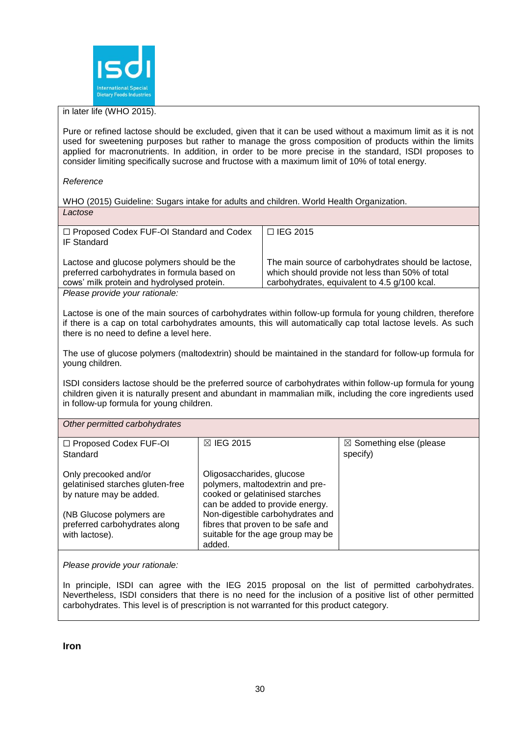in later life (WHO 2015).

Pure or refined lactose should be excluded, given that it can be used without a maximum limit as it is not used for sweetening purposes but rather to manage the gross composition of products within the limits applied for macronutrients. In addition, in order to be more precise in the standard, ISDI proposes to consider limiting specifically sucrose and fructose with a maximum limit of 10% of total energy.

*Reference*

WHO (2015) Guideline: Sugars intake for adults and children. World Health Organization.

*Lactose*

| ☐ Proposed Codex FUF-OI Standard and Codex IF Standard | ☐ IEG 2015 |
|---|---|
| Lactose and glucose polymers should be the preferred carbohydrates in formula based on cows' milk protein and hydrolysed protein. | The main source of carbohydrates should be lactose, which should provide not less than 50% of total carbohydrates, equivalent to 4.5 g/100 kcal. |

*Please provide your rationale:*

Lactose is one of the main sources of carbohydrates within follow-up formula for young children, therefore if there is a cap on total carbohydrates amounts, this will automatically cap total lactose levels. As such there is no need to define a level here.

The use of glucose polymers (maltodextrin) should be maintained in the standard for follow-up formula for young children.

ISDI considers lactose should be the preferred source of carbohydrates within follow-up formula for young children given it is naturally present and abundant in mammalian milk, including the core ingredients used in follow-up formula for young children.

*Other permitted carbohydrates*

| ☐ Proposed Codex FUF-OI Standard | ☒ IEG 2015 | ☒ Something else (please specify) |
|---|---|---|
| Only precooked and/or gelatinised starches gluten-free by nature may be added.<br><br>(NB Glucose polymers are preferred carbohydrates along with lactose). | Oligosaccharides, glucose polymers, maltodextrin and pre-cooked or gelatinised starches can be added to provide energy. Non-digestible carbohydrates and fibres that proven to be safe and suitable for the age group may be added. | |

*Please provide your rationale:*

In principle, ISDI can agree with the IEG 2015 proposal on the list of permitted carbohydrates. Nevertheless, ISDI considers that there is no need for the inclusion of a positive list of other permitted carbohydrates. This level is of prescription is not warranted for this product category.

**Iron**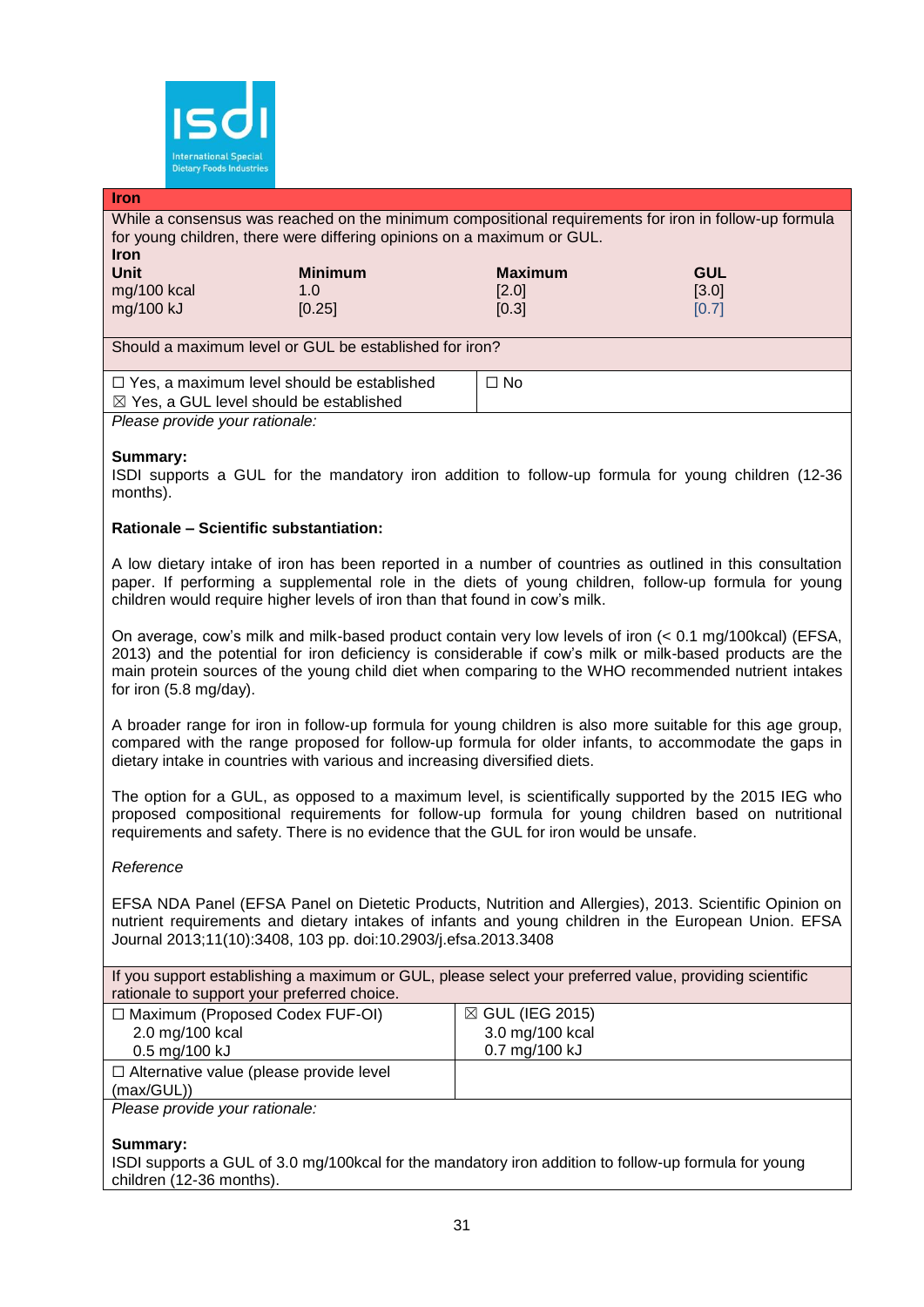**Iron**

While a consensus was reached on the minimum compositional requirements for iron in follow-up formula for young children, there were differing opinions on a maximum or GUL.

**Iron**

| **Unit** | **Minimum** | **Maximum** | **GUL** |
|---|---|---|---|
| mg/100 kcal | 1.0 | [2.0] | [3.0] |
| mg/100 kJ | [0.25] | [0.3] | [0.7] |

Should a maximum level or GUL be established for iron?

| | |
|---|---|
| ☐ Yes, a maximum level should be established<br>☒ Yes, a GUL level should be established | ☐ No |

*Please provide your rationale:*

**Summary:**

ISDI supports a GUL for the mandatory iron addition to follow-up formula for young children (12-36 months).

**Rationale – Scientific substantiation:**

A low dietary intake of iron has been reported in a number of countries as outlined in this consultation paper. If performing a supplemental role in the diets of young children, follow-up formula for young children would require higher levels of iron than that found in cow's milk.

On average, cow's milk and milk-based product contain very low levels of iron (< 0.1 mg/100kcal) (EFSA, 2013) and the potential for iron deficiency is considerable if cow's milk or milk-based products are the main protein sources of the young child diet when comparing to the WHO recommended nutrient intakes for iron (5.8 mg/day).

A broader range for iron in follow-up formula for young children is also more suitable for this age group, compared with the range proposed for follow-up formula for older infants, to accommodate the gaps in dietary intake in countries with various and increasing diversified diets.

The option for a GUL, as opposed to a maximum level, is scientifically supported by the 2015 IEG who proposed compositional requirements for follow-up formula for young children based on nutritional requirements and safety. There is no evidence that the GUL for iron would be unsafe.

*Reference*

EFSA NDA Panel (EFSA Panel on Dietetic Products, Nutrition and Allergies), 2013. Scientific Opinion on nutrient requirements and dietary intakes of infants and young children in the European Union. EFSA Journal 2013;11(10):3408, 103 pp. doi:10.2903/j.efsa.2013.3408

If you support establishing a maximum or GUL, please select your preferred value, providing scientific rationale to support your preferred choice.

| | |
|---|---|
| ☐ Maximum (Proposed Codex FUF-OI)<br>2.0 mg/100 kcal<br>0.5 mg/100 kJ | ☒ GUL (IEG 2015)<br>3.0 mg/100 kcal<br>0.7 mg/100 kJ |
| ☐ Alternative value (please provide level (max/GUL)) | |

*Please provide your rationale:*

**Summary:**

ISDI supports a GUL of 3.0 mg/100kcal for the mandatory iron addition to follow-up formula for young children (12-36 months).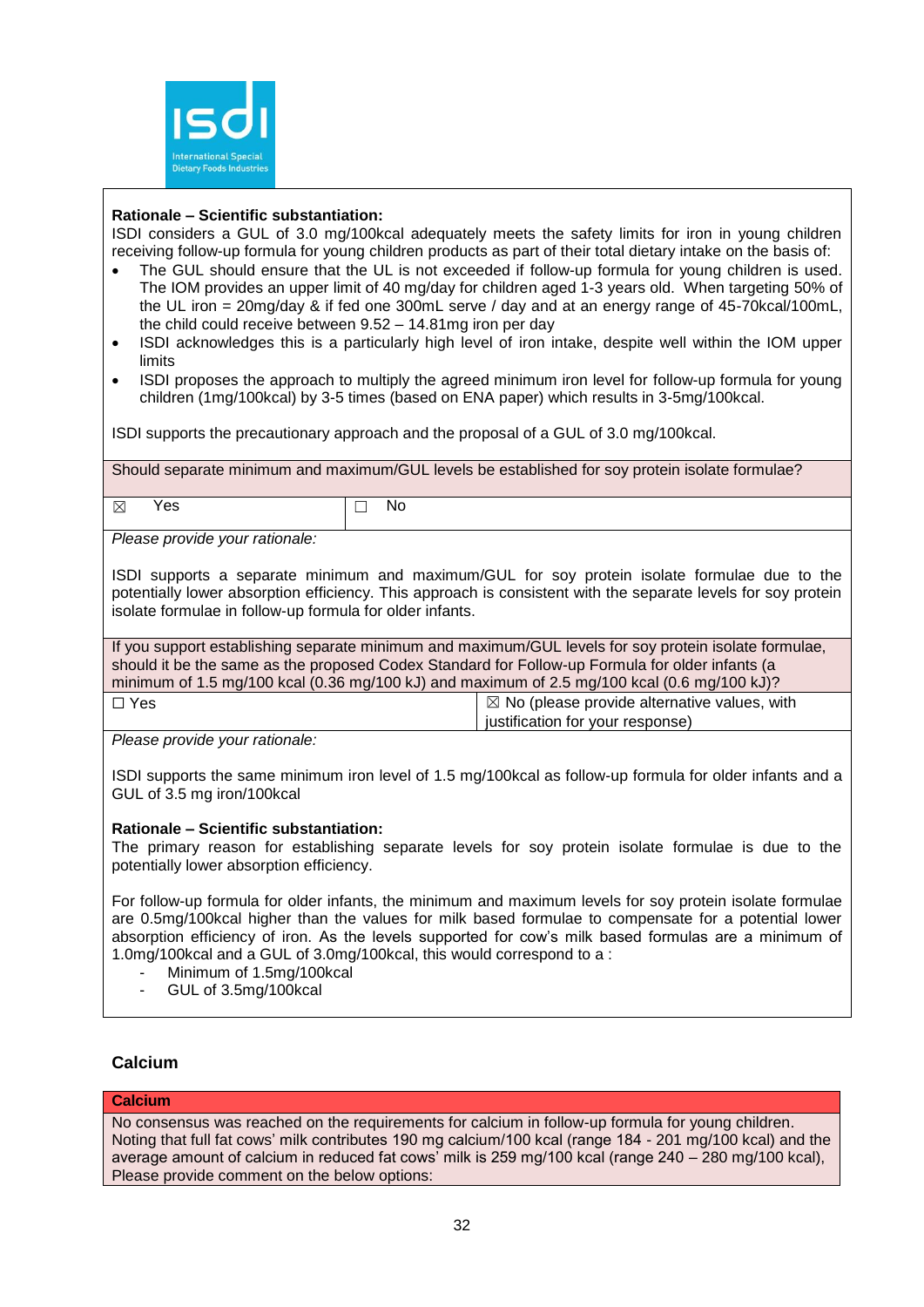**Rationale – Scientific substantiation:**
ISDI considers a GUL of 3.0 mg/100kcal adequately meets the safety limits for iron in young children receiving follow-up formula for young children products as part of their total dietary intake on the basis of:

- The GUL should ensure that the UL is not exceeded if follow-up formula for young children is used. The IOM provides an upper limit of 40 mg/day for children aged 1-3 years old. When targeting 50% of the UL iron = 20mg/day & if fed one 300mL serve / day and at an energy range of 45-70kcal/100mL, the child could receive between 9.52 – 14.81mg iron per day
- ISDI acknowledges this is a particularly high level of iron intake, despite well within the IOM upper limits
- ISDI proposes the approach to multiply the agreed minimum iron level for follow-up formula for young children (1mg/100kcal) by 3-5 times (based on ENA paper) which results in 3-5mg/100kcal.

ISDI supports the precautionary approach and the proposal of a GUL of 3.0 mg/100kcal.

Should separate minimum and maximum/GUL levels be established for soy protein isolate formulae?

| ☒ Yes | ☐ No |
|---|---|

*Please provide your rationale:*

ISDI supports a separate minimum and maximum/GUL for soy protein isolate formulae due to the potentially lower absorption efficiency. This approach is consistent with the separate levels for soy protein isolate formulae in follow-up formula for older infants.

If you support establishing separate minimum and maximum/GUL levels for soy protein isolate formulae, should it be the same as the proposed Codex Standard for Follow-up Formula for older infants (a minimum of 1.5 mg/100 kcal (0.36 mg/100 kJ) and maximum of 2.5 mg/100 kcal (0.6 mg/100 kJ)?

| ☐ Yes | ☒ No (please provide alternative values, with justification for your response) |
|---|---|

*Please provide your rationale:*

ISDI supports the same minimum iron level of 1.5 mg/100kcal as follow-up formula for older infants and a GUL of 3.5 mg iron/100kcal

**Rationale – Scientific substantiation:**
The primary reason for establishing separate levels for soy protein isolate formulae is due to the potentially lower absorption efficiency.

For follow-up formula for older infants, the minimum and maximum levels for soy protein isolate formulae are 0.5mg/100kcal higher than the values for milk based formulae to compensate for a potential lower absorption efficiency of iron. As the levels supported for cow's milk based formulas are a minimum of 1.0mg/100kcal and a GUL of 3.0mg/100kcal, this would correspond to a :

- Minimum of 1.5mg/100kcal
- GUL of 3.5mg/100kcal

## Calcium

**Calcium**

No consensus was reached on the requirements for calcium in follow-up formula for young children. Noting that full fat cows' milk contributes 190 mg calcium/100 kcal (range 184 - 201 mg/100 kcal) and the average amount of calcium in reduced fat cows' milk is 259 mg/100 kcal (range 240 – 280 mg/100 kcal), Please provide comment on the below options: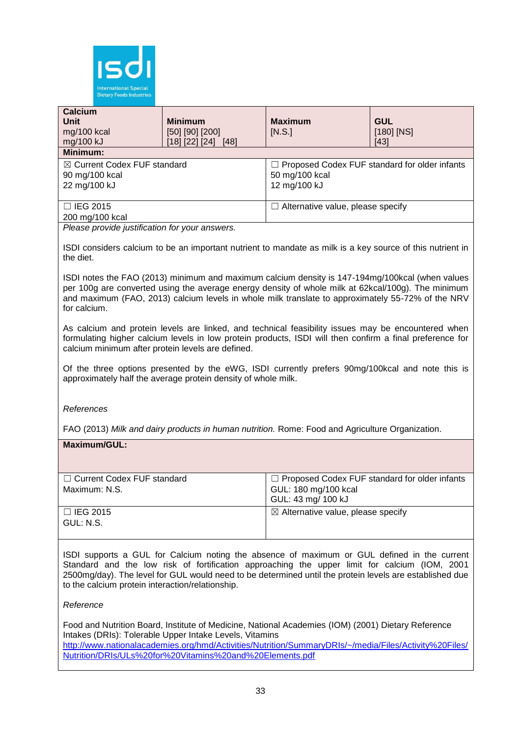| Calcium<br>Unit<br>mg/100 kcal<br>mg/100 kJ | Minimum<br>[50] [90] [200]<br>[18] [22] [24] [48] | Maximum<br>[N.S.] | GUL<br>[180] [NS]<br>[43] |
|---|---|---|---|

**Minimum:**

| | |
|---|---|
| ☒ Current Codex FUF standard<br>90 mg/100 kcal<br>22 mg/100 kJ | ☐ Proposed Codex FUF standard for older infants<br>50 mg/100 kcal<br>12 mg/100 kJ |
| ☐ IEG 2015<br>200 mg/100 kcal | ☐ Alternative value, please specify |

*Please provide justification for your answers.*

ISDI considers calcium to be an important nutrient to mandate as milk is a key source of this nutrient in the diet.

ISDI notes the FAO (2013) minimum and maximum calcium density is 147-194mg/100kcal (when values per 100g are converted using the average energy density of whole milk at 62kcal/100g). The minimum and maximum (FAO, 2013) calcium levels in whole milk translate to approximately 55-72% of the NRV for calcium.

As calcium and protein levels are linked, and technical feasibility issues may be encountered when formulating higher calcium levels in low protein products, ISDI will then confirm a final preference for calcium minimum after protein levels are defined.

Of the three options presented by the eWG, ISDI currently prefers 90mg/100kcal and note this is approximately half the average protein density of whole milk.

*References*

FAO (2013) *Milk and dairy products in human nutrition.* Rome: Food and Agriculture Organization.

**Maximum/GUL:**

| | |
|---|---|
| ☐ Current Codex FUF standard<br>Maximum: N.S. | ☐ Proposed Codex FUF standard for older infants<br>GUL: 180 mg/100 kcal<br>GUL: 43 mg/ 100 kJ |
| ☐ IEG 2015<br>GUL: N.S. | ☒ Alternative value, please specify |

ISDI supports a GUL for Calcium noting the absence of maximum or GUL defined in the current Standard and the low risk of fortification approaching the upper limit for calcium (IOM, 2001 2500mg/day). The level for GUL would need to be determined until the protein levels are established due to the calcium protein interaction/relationship.

*Reference*

Food and Nutrition Board, Institute of Medicine, National Academies (IOM) (2001) Dietary Reference Intakes (DRIs): Tolerable Upper Intake Levels, Vitamins
http://www.nationalacademies.org/hmd/Activities/Nutrition/SummaryDRIs/~/media/Files/Activity%20Files/Nutrition/DRIs/ULs%20for%20Vitamins%20and%20Elements.pdf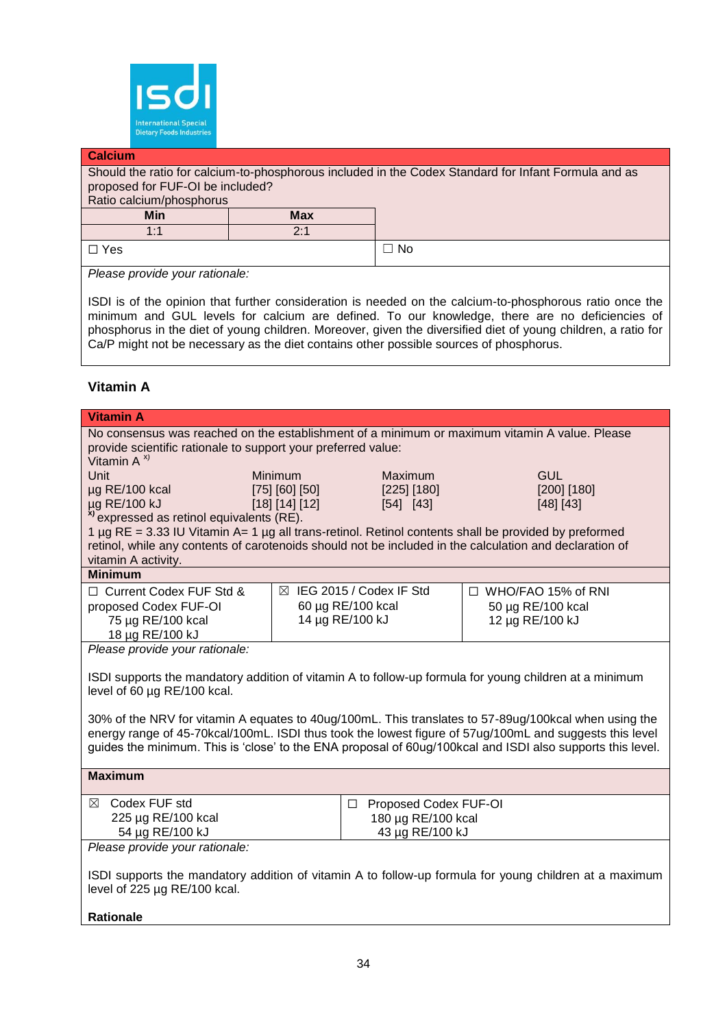**Calcium**

Should the ratio for calcium-to-phosphorous included in the Codex Standard for Infant Formula and as proposed for FUF-OI be included?

Ratio calcium/phosphorus

| Min | Max |
|---|---|
| 1:1 | 2:1 |

☐ Yes ☐ No

*Please provide your rationale:*

ISDI is of the opinion that further consideration is needed on the calcium-to-phosphorous ratio once the minimum and GUL levels for calcium are defined. To our knowledge, there are no deficiencies of phosphorus in the diet of young children. Moreover, given the diversified diet of young children, a ratio for Ca/P might not be necessary as the diet contains other possible sources of phosphorus.

### Vitamin A

**Vitamin A**

No consensus was reached on the establishment of a minimum or maximum vitamin A value. Please provide scientific rationale to support your preferred value:

Vitamin A [x)]

| Unit | Minimum | Maximum | GUL |
|---|---|---|---|
| µg RE/100 kcal | [75] [60] [50] | [225] [180] | [200] [180] |
| µg RE/100 kJ | [18] [14] [12] | [54] [43] | [48] [43] |

[x)] expressed as retinol equivalents (RE).

1 µg RE = 3.33 IU Vitamin A= 1 µg all trans-retinol. Retinol contents shall be provided by preformed retinol, while any contents of carotenoids should not be included in the calculation and declaration of vitamin A activity.

**Minimum**

| ☐ Current Codex FUF Std & proposed Codex FUF-OI | ☒ IEG 2015 / Codex IF Std | ☐ WHO/FAO 15% of RNI |
|---|---|---|
| 75 µg RE/100 kcal | 60 µg RE/100 kcal | 50 µg RE/100 kcal |
| 18 µg RE/100 kJ | 14 µg RE/100 kJ | 12 µg RE/100 kJ |

*Please provide your rationale:*

ISDI supports the mandatory addition of vitamin A to follow-up formula for young children at a minimum level of 60 µg RE/100 kcal.

30% of the NRV for vitamin A equates to 40ug/100mL. This translates to 57-89ug/100kcal when using the energy range of 45-70kcal/100mL. ISDI thus took the lowest figure of 57ug/100mL and suggests this level guides the minimum. This is 'close' to the ENA proposal of 60ug/100kcal and ISDI also supports this level.

**Maximum**

| ☒ Codex FUF std | ☐ Proposed Codex FUF-OI |
|---|---|
| 225 µg RE/100 kcal | 180 µg RE/100 kcal |
| 54 µg RE/100 kJ | 43 µg RE/100 kJ |

*Please provide your rationale:*

ISDI supports the mandatory addition of vitamin A to follow-up formula for young children at a maximum level of 225 µg RE/100 kcal.

**Rationale**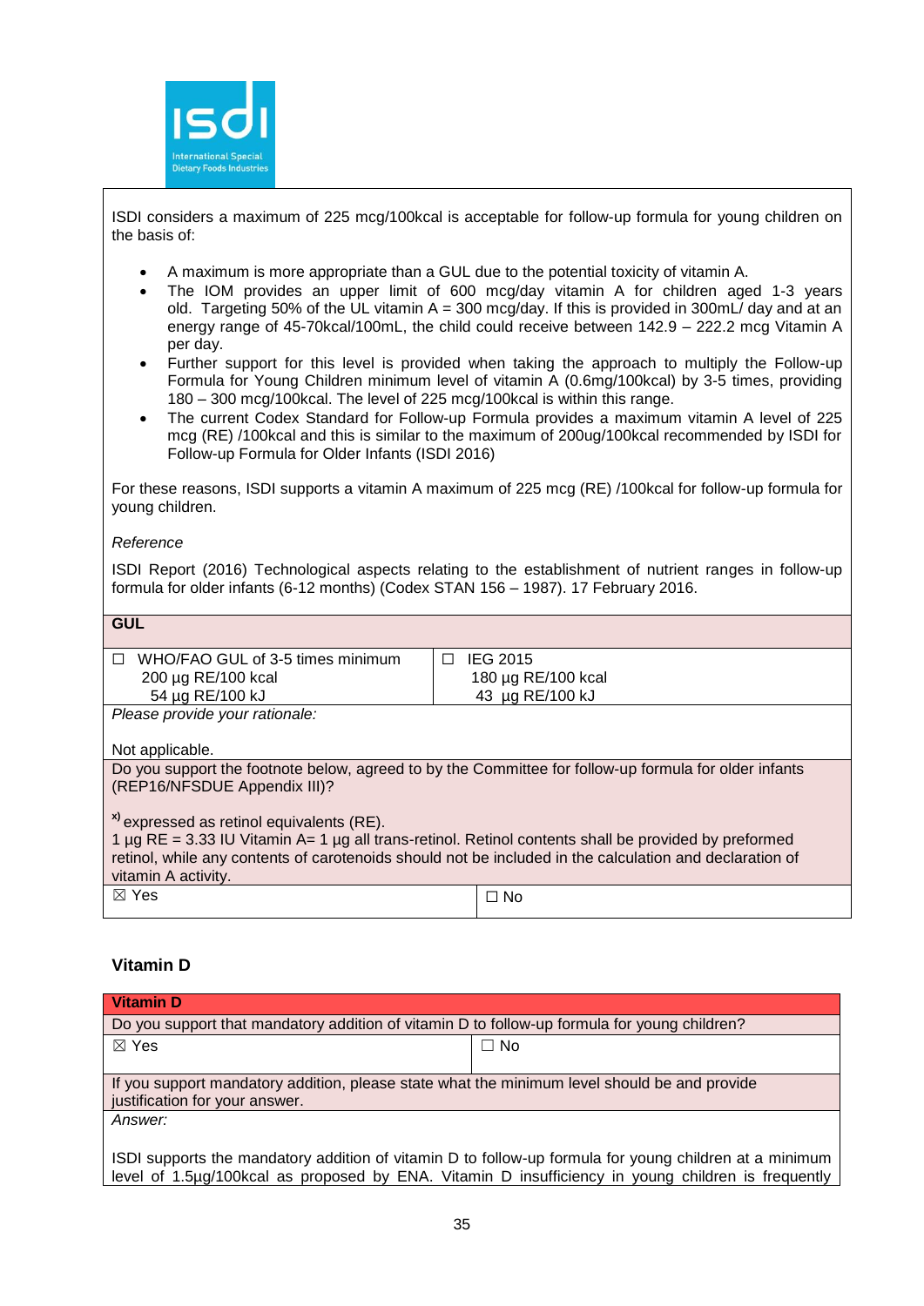ISDI considers a maximum of 225 mcg/100kcal is acceptable for follow-up formula for young children on the basis of:

- A maximum is more appropriate than a GUL due to the potential toxicity of vitamin A.
- The IOM provides an upper limit of 600 mcg/day vitamin A for children aged 1-3 years old. Targeting 50% of the UL vitamin A = 300 mcg/day. If this is provided in 300mL/ day and at an energy range of 45-70kcal/100mL, the child could receive between 142.9 – 222.2 mcg Vitamin A per day.
- Further support for this level is provided when taking the approach to multiply the Follow-up Formula for Young Children minimum level of vitamin A (0.6mg/100kcal) by 3-5 times, providing 180 – 300 mcg/100kcal. The level of 225 mcg/100kcal is within this range.
- The current Codex Standard for Follow-up Formula provides a maximum vitamin A level of 225 mcg (RE) /100kcal and this is similar to the maximum of 200ug/100kcal recommended by ISDI for Follow-up Formula for Older Infants (ISDI 2016)

For these reasons, ISDI supports a vitamin A maximum of 225 mcg (RE) /100kcal for follow-up formula for young children.

*Reference*

ISDI Report (2016) Technological aspects relating to the establishment of nutrient ranges in follow-up formula for older infants (6-12 months) (Codex STAN 156 – 1987). 17 February 2016.

| **GUL** | |
|---|---|
| ☐ WHO/FAO GUL of 3-5 times minimum 200 µg RE/100 kcal 54 µg RE/100 kJ | ☐ IEG 2015 180 µg RE/100 kcal 43 µg RE/100 kJ |
| *Please provide your rationale:* Not applicable. | |
| Do you support the footnote below, agreed to by the Committee for follow-up formula for older infants (REP16/NFSDUE Appendix III)? [x)] expressed as retinol equivalents (RE). 1 µg RE = 3.33 IU Vitamin A= 1 µg all trans-retinol. Retinol contents shall be provided by preformed retinol, while any contents of carotenoids should not be included in the calculation and declaration of vitamin A activity. | |
| ☒ Yes | ☐ No |

## Vitamin D

| **Vitamin D** | |
|---|---|
| Do you support that mandatory addition of vitamin D to follow-up formula for young children? | |
| ☒ Yes | ☐ No |
| If you support mandatory addition, please state what the minimum level should be and provide justification for your answer. | |
| *Answer:* ISDI supports the mandatory addition of vitamin D to follow-up formula for young children at a minimum level of 1.5µg/100kcal as proposed by ENA. Vitamin D insufficiency in young children is frequently | |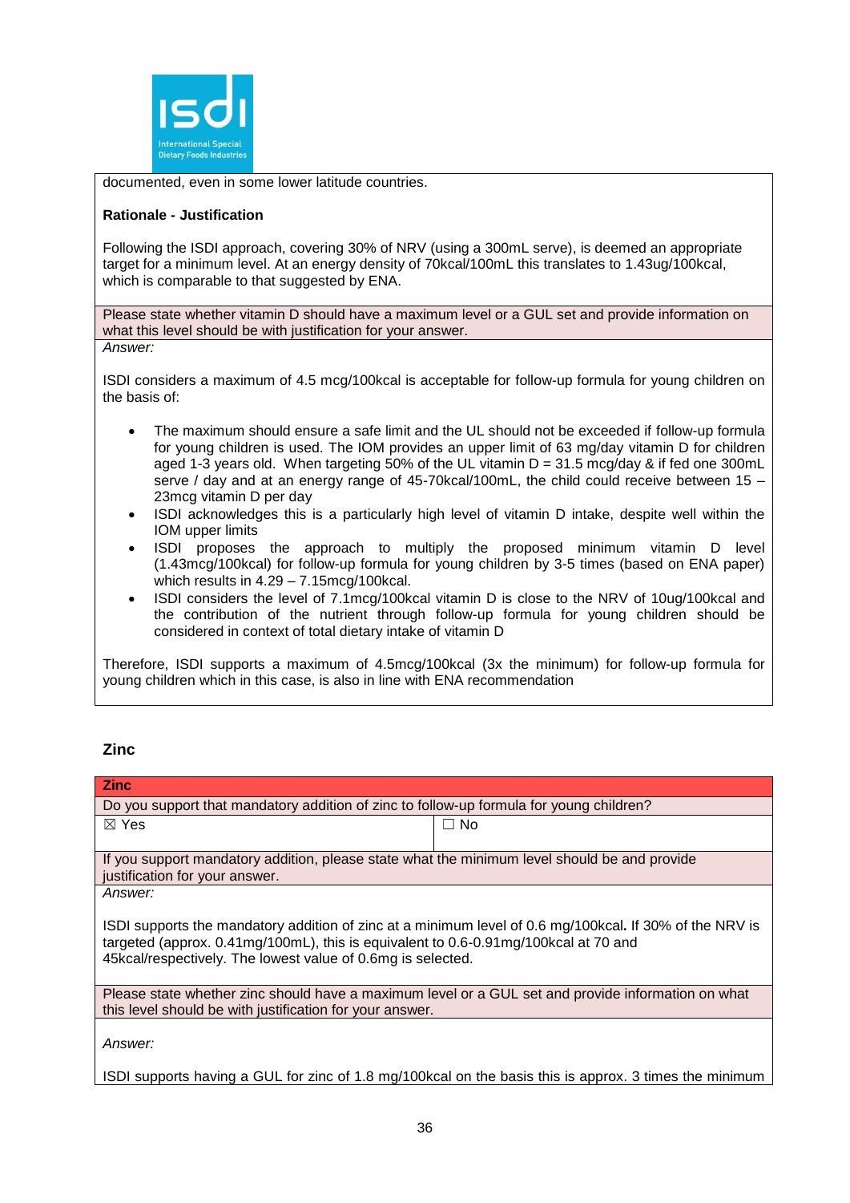documented, even in some lower latitude countries.

**Rationale - Justification**

Following the ISDI approach, covering 30% of NRV (using a 300mL serve), is deemed an appropriate target for a minimum level. At an energy density of 70kcal/100mL this translates to 1.43ug/100kcal, which is comparable to that suggested by ENA.

Please state whether vitamin D should have a maximum level or a GUL set and provide information on what this level should be with justification for your answer.

*Answer:*

ISDI considers a maximum of 4.5 mcg/100kcal is acceptable for follow-up formula for young children on the basis of:

- The maximum should ensure a safe limit and the UL should not be exceeded if follow-up formula for young children is used. The IOM provides an upper limit of 63 mg/day vitamin D for children aged 1-3 years old. When targeting 50% of the UL vitamin D = 31.5 mcg/day & if fed one 300mL serve / day and at an energy range of 45-70kcal/100mL, the child could receive between 15 – 23mcg vitamin D per day
- ISDI acknowledges this is a particularly high level of vitamin D intake, despite well within the IOM upper limits
- ISDI proposes the approach to multiply the proposed minimum vitamin D level (1.43mcg/100kcal) for follow-up formula for young children by 3-5 times (based on ENA paper) which results in 4.29 – 7.15mcg/100kcal.
- ISDI considers the level of 7.1mcg/100kcal vitamin D is close to the NRV of 10ug/100kcal and the contribution of the nutrient through follow-up formula for young children should be considered in context of total dietary intake of vitamin D

Therefore, ISDI supports a maximum of 4.5mcg/100kcal (3x the minimum) for follow-up formula for young children which in this case, is also in line with ENA recommendation

## Zinc

| **Zinc** | |
|---|---|
| Do you support that mandatory addition of zinc to follow-up formula for young children? | |
| ☒ Yes | ☐ No |

If you support mandatory addition, please state what the minimum level should be and provide justification for your answer.

*Answer:*

ISDI supports the mandatory addition of zinc at a minimum level of 0.6 mg/100kcal**.** If 30% of the NRV is targeted (approx. 0.41mg/100mL), this is equivalent to 0.6-0.91mg/100kcal at 70 and 45kcal/respectively. The lowest value of 0.6mg is selected.

Please state whether zinc should have a maximum level or a GUL set and provide information on what this level should be with justification for your answer.

*Answer:*

ISDI supports having a GUL for zinc of 1.8 mg/100kcal on the basis this is approx. 3 times the minimum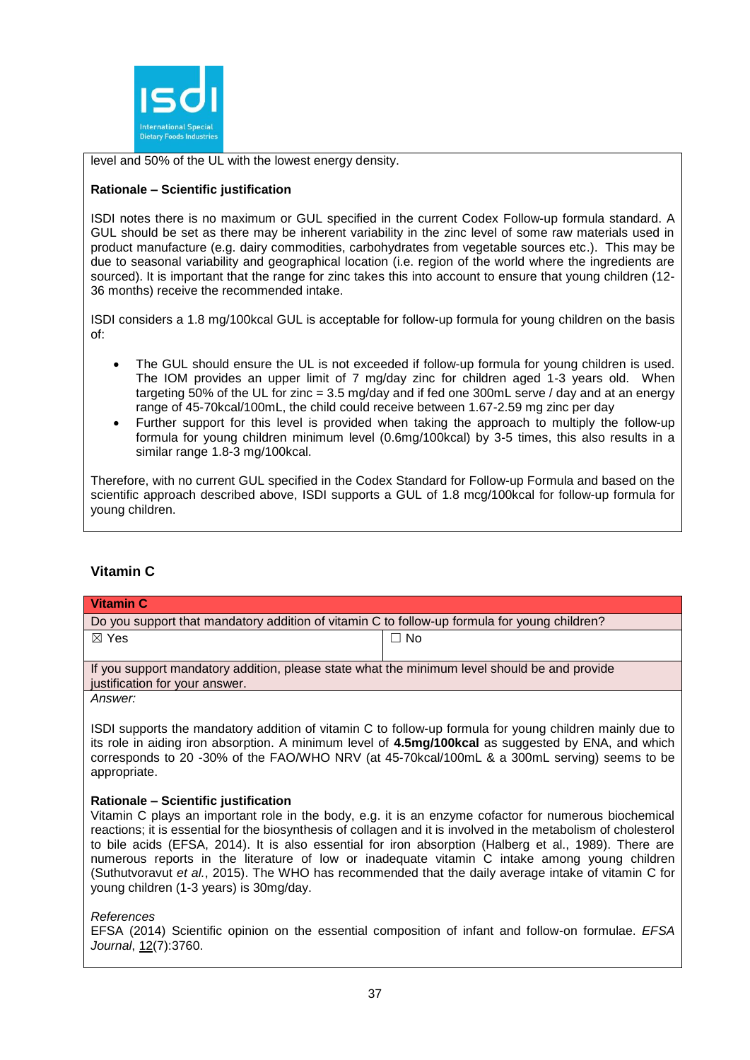level and 50% of the UL with the lowest energy density.

**Rationale – Scientific justification**

ISDI notes there is no maximum or GUL specified in the current Codex Follow-up formula standard. A GUL should be set as there may be inherent variability in the zinc level of some raw materials used in product manufacture (e.g. dairy commodities, carbohydrates from vegetable sources etc.). This may be due to seasonal variability and geographical location (i.e. region of the world where the ingredients are sourced). It is important that the range for zinc takes this into account to ensure that young children (12-36 months) receive the recommended intake.

ISDI considers a 1.8 mg/100kcal GUL is acceptable for follow-up formula for young children on the basis of:

- The GUL should ensure the UL is not exceeded if follow-up formula for young children is used. The IOM provides an upper limit of 7 mg/day zinc for children aged 1-3 years old. When targeting 50% of the UL for zinc = 3.5 mg/day and if fed one 300mL serve / day and at an energy range of 45-70kcal/100mL, the child could receive between 1.67-2.59 mg zinc per day
- Further support for this level is provided when taking the approach to multiply the follow-up formula for young children minimum level (0.6mg/100kcal) by 3-5 times, this also results in a similar range 1.8-3 mg/100kcal.

Therefore, with no current GUL specified in the Codex Standard for Follow-up Formula and based on the scientific approach described above, ISDI supports a GUL of 1.8 mcg/100kcal for follow-up formula for young children.

## Vitamin C

| **Vitamin C** | |
|---|---|
| Do you support that mandatory addition of vitamin C to follow-up formula for young children? | |
| ☒ Yes | ☐ No |
| If you support mandatory addition, please state what the minimum level should be and provide justification for your answer. | |

*Answer:*

ISDI supports the mandatory addition of vitamin C to follow-up formula for young children mainly due to its role in aiding iron absorption. A minimum level of **4.5mg/100kcal** as suggested by ENA, and which corresponds to 20 -30% of the FAO/WHO NRV (at 45-70kcal/100mL & a 300mL serving) seems to be appropriate.

**Rationale – Scientific justification**

Vitamin C plays an important role in the body, e.g. it is an enzyme cofactor for numerous biochemical reactions; it is essential for the biosynthesis of collagen and it is involved in the metabolism of cholesterol to bile acids (EFSA, 2014). It is also essential for iron absorption (Halberg et al., 1989). There are numerous reports in the literature of low or inadequate vitamin C intake among young children (Suthutvoravut *et al.*, 2015). The WHO has recommended that the daily average intake of vitamin C for young children (1-3 years) is 30mg/day.

*References*

EFSA (2014) Scientific opinion on the essential composition of infant and follow-on formulae. *EFSA Journal*, 12(7):3760.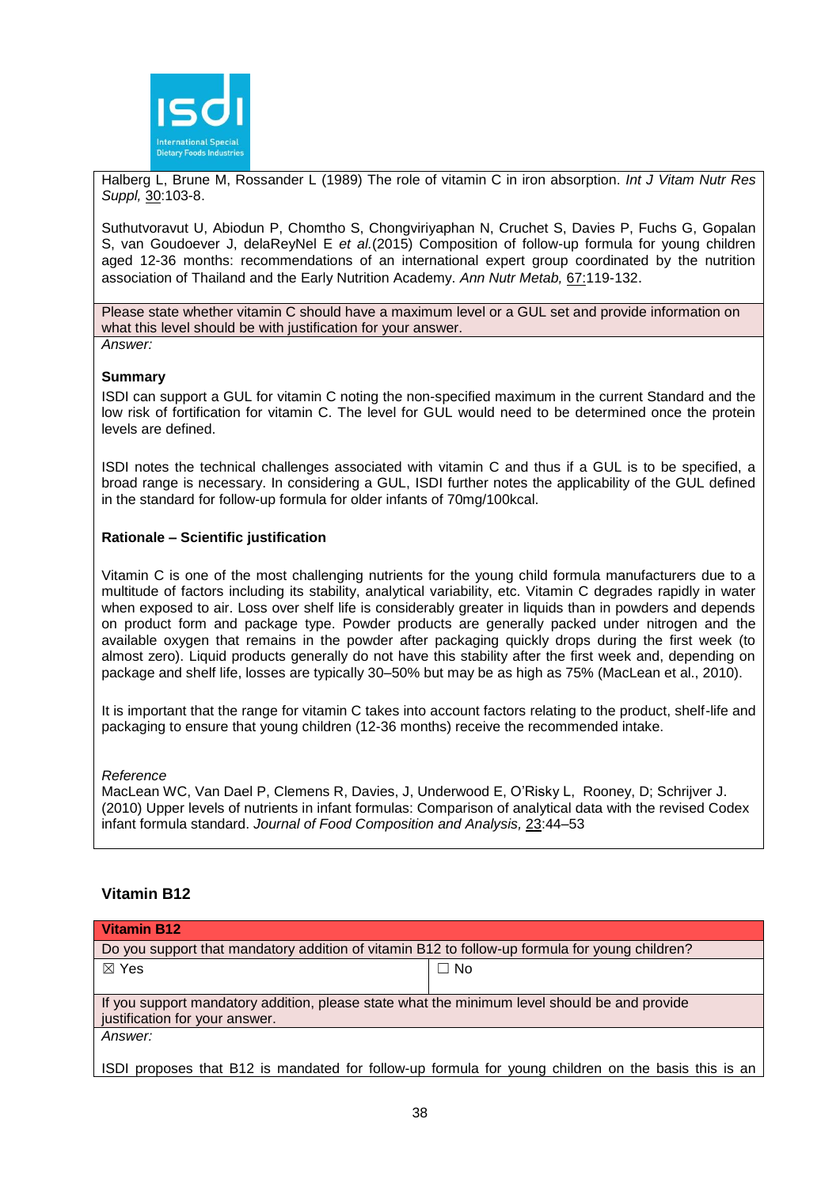Halberg L, Brune M, Rossander L (1989) The role of vitamin C in iron absorption. *Int J Vitam Nutr Res Suppl,* 30:103-8.

Suthutvoravut U, Abiodun P, Chomtho S, Chongviriyaphan N, Cruchet S, Davies P, Fuchs G, Gopalan S, van Goudoever J, delaReyNel E *et al.*(2015) Composition of follow-up formula for young children aged 12-36 months: recommendations of an international expert group coordinated by the nutrition association of Thailand and the Early Nutrition Academy. *Ann Nutr Metab,* 67:119-132.

Please state whether vitamin C should have a maximum level or a GUL set and provide information on what this level should be with justification for your answer.

*Answer:*

**Summary**

ISDI can support a GUL for vitamin C noting the non-specified maximum in the current Standard and the low risk of fortification for vitamin C. The level for GUL would need to be determined once the protein levels are defined.

ISDI notes the technical challenges associated with vitamin C and thus if a GUL is to be specified, a broad range is necessary. In considering a GUL, ISDI further notes the applicability of the GUL defined in the standard for follow-up formula for older infants of 70mg/100kcal.

**Rationale – Scientific justification**

Vitamin C is one of the most challenging nutrients for the young child formula manufacturers due to a multitude of factors including its stability, analytical variability, etc. Vitamin C degrades rapidly in water when exposed to air. Loss over shelf life is considerably greater in liquids than in powders and depends on product form and package type. Powder products are generally packed under nitrogen and the available oxygen that remains in the powder after packaging quickly drops during the first week (to almost zero). Liquid products generally do not have this stability after the first week and, depending on package and shelf life, losses are typically 30–50% but may be as high as 75% (MacLean et al., 2010).

It is important that the range for vitamin C takes into account factors relating to the product, shelf-life and packaging to ensure that young children (12-36 months) receive the recommended intake.

*Reference*

MacLean WC, Van Dael P, Clemens R, Davies, J, Underwood E, O'Risky L, Rooney, D; Schrijver J. (2010) Upper levels of nutrients in infant formulas: Comparison of analytical data with the revised Codex infant formula standard. *Journal of Food Composition and Analysis,* 23:44–53

## Vitamin B12

| **Vitamin B12** | |
|---|---|
| Do you support that mandatory addition of vitamin B12 to follow-up formula for young children? | |
| ☒ Yes | ☐ No |
| If you support mandatory addition, please state what the minimum level should be and provide justification for your answer. | |
| *Answer:* | |
| ISDI proposes that B12 is mandated for follow-up formula for young children on the basis this is an | |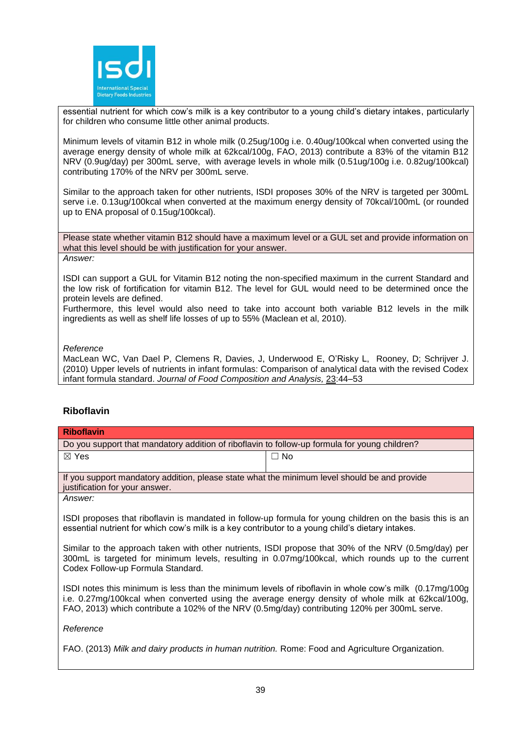essential nutrient for which cow's milk is a key contributor to a young child's dietary intakes, particularly for children who consume little other animal products.

Minimum levels of vitamin B12 in whole milk (0.25ug/100g i.e. 0.40ug/100kcal when converted using the average energy density of whole milk at 62kcal/100g, FAO, 2013) contribute a 83% of the vitamin B12 NRV (0.9ug/day) per 300mL serve, with average levels in whole milk (0.51ug/100g i.e. 0.82ug/100kcal) contributing 170% of the NRV per 300mL serve.

Similar to the approach taken for other nutrients, ISDI proposes 30% of the NRV is targeted per 300mL serve i.e. 0.13ug/100kcal when converted at the maximum energy density of 70kcal/100mL (or rounded up to ENA proposal of 0.15ug/100kcal).

Please state whether vitamin B12 should have a maximum level or a GUL set and provide information on what this level should be with justification for your answer.

*Answer:*

ISDI can support a GUL for Vitamin B12 noting the non-specified maximum in the current Standard and the low risk of fortification for vitamin B12. The level for GUL would need to be determined once the protein levels are defined.
Furthermore, this level would also need to take into account both variable B12 levels in the milk ingredients as well as shelf life losses of up to 55% (Maclean et al, 2010).

*Reference*

MacLean WC, Van Dael P, Clemens R, Davies, J, Underwood E, O'Risky L, Rooney, D; Schrijver J. (2010) Upper levels of nutrients in infant formulas: Comparison of analytical data with the revised Codex infant formula standard. *Journal of Food Composition and Analysis,* 23:44–53

### Riboflavin

**Riboflavin**

Do you support that mandatory addition of riboflavin to follow-up formula for young children?

| ☒ Yes | ☐ No |
|---|---|

If you support mandatory addition, please state what the minimum level should be and provide justification for your answer.

*Answer:*

ISDI proposes that riboflavin is mandated in follow-up formula for young children on the basis this is an essential nutrient for which cow's milk is a key contributor to a young child's dietary intakes.

Similar to the approach taken with other nutrients, ISDI propose that 30% of the NRV (0.5mg/day) per 300mL is targeted for minimum levels, resulting in 0.07mg/100kcal, which rounds up to the current Codex Follow-up Formula Standard.

ISDI notes this minimum is less than the minimum levels of riboflavin in whole cow's milk (0.17mg/100g i.e. 0.27mg/100kcal when converted using the average energy density of whole milk at 62kcal/100g, FAO, 2013) which contribute a 102% of the NRV (0.5mg/day) contributing 120% per 300mL serve.

*Reference*

FAO. (2013) *Milk and dairy products in human nutrition.* Rome: Food and Agriculture Organization.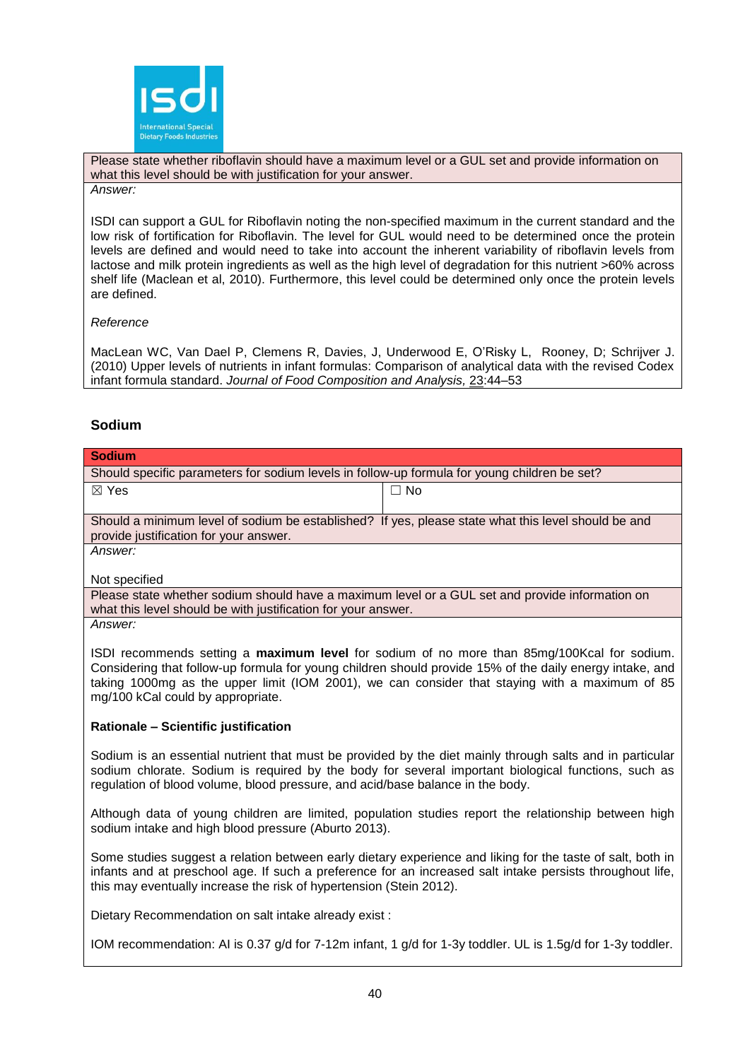| Please state whether riboflavin should have a maximum level or a GUL set and provide information on what this level should be with justification for your answer. |
|---|
| *Answer:*<br><br>ISDI can support a GUL for Riboflavin noting the non-specified maximum in the current standard and the low risk of fortification for Riboflavin. The level for GUL would need to be determined once the protein levels are defined and would need to take into account the inherent variability of riboflavin levels from lactose and milk protein ingredients as well as the high level of degradation for this nutrient >60% across shelf life (Maclean et al, 2010). Furthermore, this level could be determined only once the protein levels are defined.<br><br>*Reference*<br><br>MacLean WC, Van Dael P, Clemens R, Davies, J, Underwood E, O'Risky L, Rooney, D; Schrijver J. (2010) Upper levels of nutrients in infant formulas: Comparison of analytical data with the revised Codex infant formula standard. *Journal of Food Composition and Analysis,* 23:44–53 |

## Sodium

| **Sodium** | |
|---|---|
| Should specific parameters for sodium levels in follow-up formula for young children be set? | |
| ☒ Yes | ☐ No |
| Should a minimum level of sodium be established? If yes, please state what this level should be and provide justification for your answer. | |
| *Answer:*<br><br>Not specified | |
| Please state whether sodium should have a maximum level or a GUL set and provide information on what this level should be with justification for your answer. | |
| *Answer:*<br><br>ISDI recommends setting a **maximum level** for sodium of no more than 85mg/100Kcal for sodium. Considering that follow-up formula for young children should provide 15% of the daily energy intake, and taking 1000mg as the upper limit (IOM 2001), we can consider that staying with a maximum of 85 mg/100 kCal could by appropriate.<br><br>**Rationale – Scientific justification**<br><br>Sodium is an essential nutrient that must be provided by the diet mainly through salts and in particular sodium chlorate. Sodium is required by the body for several important biological functions, such as regulation of blood volume, blood pressure, and acid/base balance in the body.<br><br>Although data of young children are limited, population studies report the relationship between high sodium intake and high blood pressure (Aburto 2013).<br><br>Some studies suggest a relation between early dietary experience and liking for the taste of salt, both in infants and at preschool age. If such a preference for an increased salt intake persists throughout life, this may eventually increase the risk of hypertension (Stein 2012).<br><br>Dietary Recommendation on salt intake already exist :<br><br>IOM recommendation: AI is 0.37 g/d for 7-12m infant, 1 g/d for 1-3y toddler. UL is 1.5g/d for 1-3y toddler. | |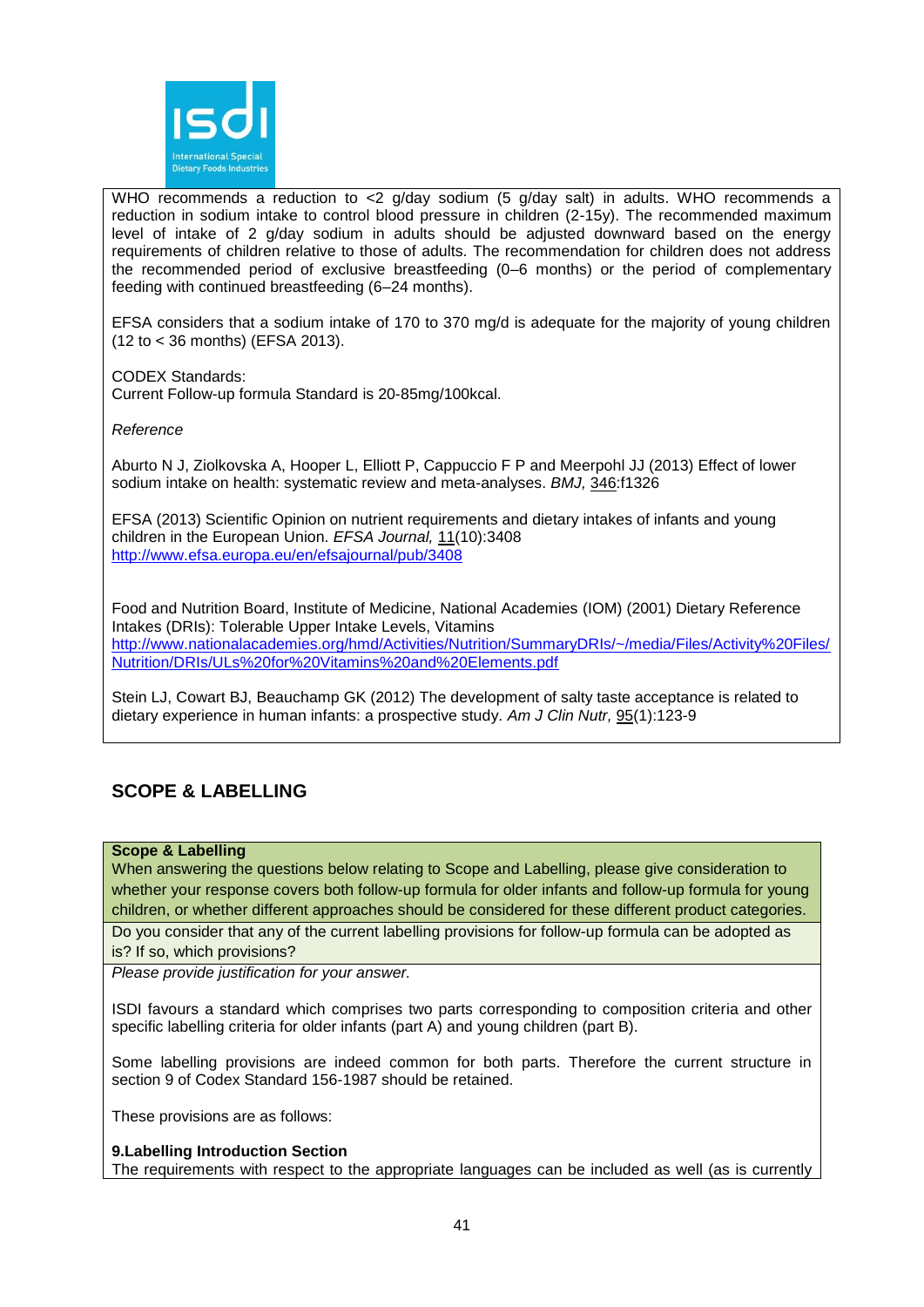WHO recommends a reduction to <2 g/day sodium (5 g/day salt) in adults. WHO recommends a reduction in sodium intake to control blood pressure in children (2-15y). The recommended maximum level of intake of 2 g/day sodium in adults should be adjusted downward based on the energy requirements of children relative to those of adults. The recommendation for children does not address the recommended period of exclusive breastfeeding (0–6 months) or the period of complementary feeding with continued breastfeeding (6–24 months).

EFSA considers that a sodium intake of 170 to 370 mg/d is adequate for the majority of young children (12 to < 36 months) (EFSA 2013).

CODEX Standards:
Current Follow-up formula Standard is 20-85mg/100kcal.

*Reference*

Aburto N J, Ziolkovska A, Hooper L, Elliott P, Cappuccio F P and Meerpohl JJ (2013) Effect of lower sodium intake on health: systematic review and meta-analyses. *BMJ,* 346:f1326

EFSA (2013) Scientific Opinion on nutrient requirements and dietary intakes of infants and young children in the European Union. *EFSA Journal,* 11(10):3408
http://www.efsa.europa.eu/en/efsajournal/pub/3408

Food and Nutrition Board, Institute of Medicine, National Academies (IOM) (2001) Dietary Reference Intakes (DRIs): Tolerable Upper Intake Levels, Vitamins
http://www.nationalacademies.org/hmd/Activities/Nutrition/SummaryDRIs/~/media/Files/Activity%20Files/Nutrition/DRIs/ULs%20for%20Vitamins%20and%20Elements.pdf

Stein LJ, Cowart BJ, Beauchamp GK (2012) The development of salty taste acceptance is related to dietary experience in human infants: a prospective study. *Am J Clin Nutr,* 95(1):123-9

## SCOPE & LABELLING

**Scope & Labelling**
When answering the questions below relating to Scope and Labelling, please give consideration to whether your response covers both follow-up formula for older infants and follow-up formula for young children, or whether different approaches should be considered for these different product categories.

Do you consider that any of the current labelling provisions for follow-up formula can be adopted as is? If so, which provisions?

*Please provide justification for your answer.*

ISDI favours a standard which comprises two parts corresponding to composition criteria and other specific labelling criteria for older infants (part A) and young children (part B).

Some labelling provisions are indeed common for both parts. Therefore the current structure in section 9 of Codex Standard 156-1987 should be retained.

These provisions are as follows:

**9.Labelling Introduction Section**
The requirements with respect to the appropriate languages can be included as well (as is currently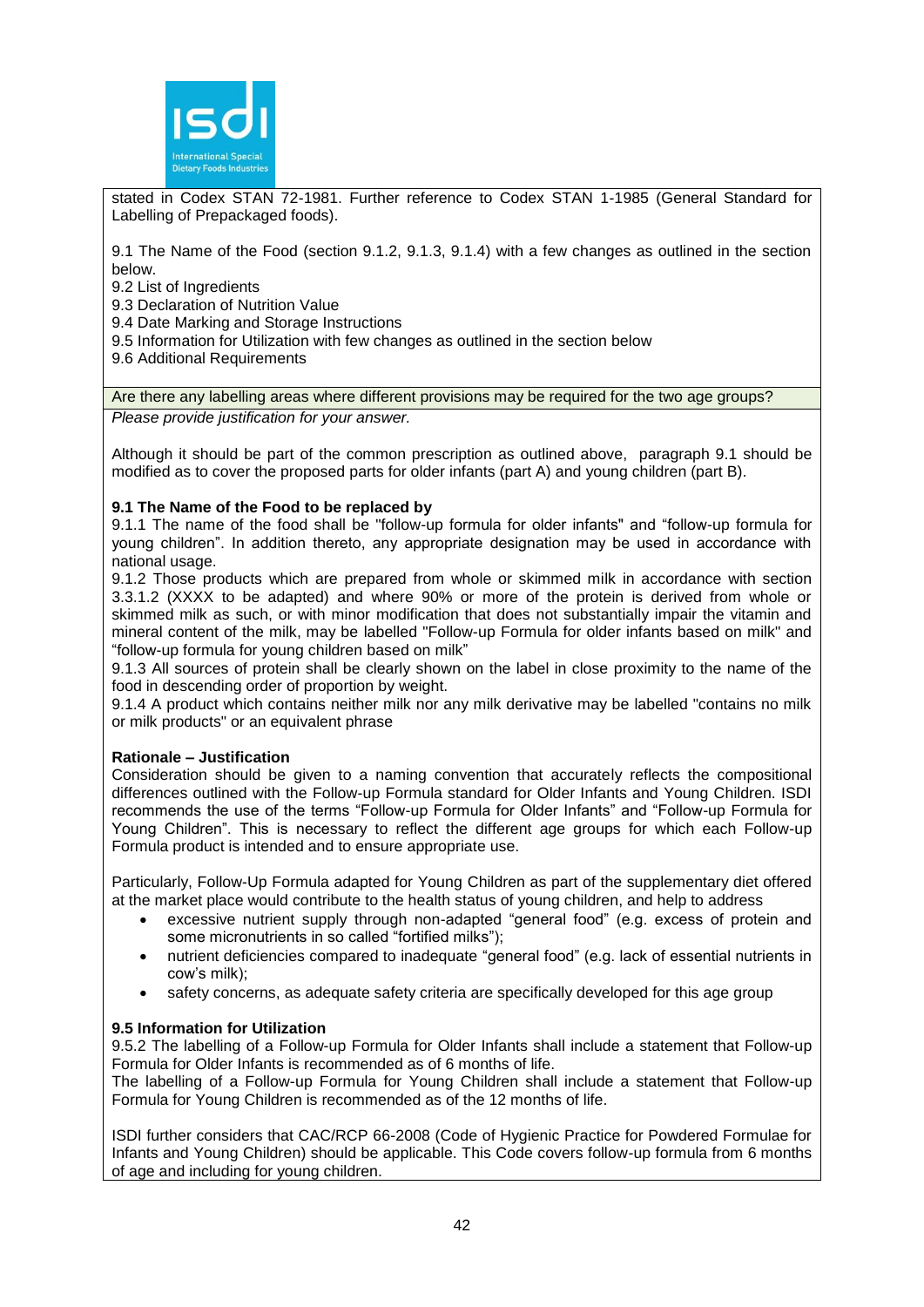stated in Codex STAN 72-1981. Further reference to Codex STAN 1-1985 (General Standard for Labelling of Prepackaged foods).

9.1 The Name of the Food (section 9.1.2, 9.1.3, 9.1.4) with a few changes as outlined in the section below.
9.2 List of Ingredients
9.3 Declaration of Nutrition Value
9.4 Date Marking and Storage Instructions
9.5 Information for Utilization with few changes as outlined in the section below
9.6 Additional Requirements

Are there any labelling areas where different provisions may be required for the two age groups?
*Please provide justification for your answer.*

Although it should be part of the common prescription as outlined above, paragraph 9.1 should be modified as to cover the proposed parts for older infants (part A) and young children (part B).

**9.1 The Name of the Food to be replaced by**

9.1.1 The name of the food shall be "follow-up formula for older infants" and "follow-up formula for young children". In addition thereto, any appropriate designation may be used in accordance with national usage.

9.1.2 Those products which are prepared from whole or skimmed milk in accordance with section 3.3.1.2 (XXXX to be adapted) and where 90% or more of the protein is derived from whole or skimmed milk as such, or with minor modification that does not substantially impair the vitamin and mineral content of the milk, may be labelled "Follow-up Formula for older infants based on milk" and "follow-up formula for young children based on milk"

9.1.3 All sources of protein shall be clearly shown on the label in close proximity to the name of the food in descending order of proportion by weight.

9.1.4 A product which contains neither milk nor any milk derivative may be labelled "contains no milk or milk products" or an equivalent phrase

**Rationale – Justification**

Consideration should be given to a naming convention that accurately reflects the compositional differences outlined with the Follow-up Formula standard for Older Infants and Young Children. ISDI recommends the use of the terms "Follow-up Formula for Older Infants" and "Follow-up Formula for Young Children". This is necessary to reflect the different age groups for which each Follow-up Formula product is intended and to ensure appropriate use.

Particularly, Follow-Up Formula adapted for Young Children as part of the supplementary diet offered at the market place would contribute to the health status of young children, and help to address

- excessive nutrient supply through non-adapted "general food" (e.g. excess of protein and some micronutrients in so called "fortified milks");
- nutrient deficiencies compared to inadequate "general food" (e.g. lack of essential nutrients in cow's milk);
- safety concerns, as adequate safety criteria are specifically developed for this age group

**9.5 Information for Utilization**

9.5.2 The labelling of a Follow-up Formula for Older Infants shall include a statement that Follow-up Formula for Older Infants is recommended as of 6 months of life.

The labelling of a Follow-up Formula for Young Children shall include a statement that Follow-up Formula for Young Children is recommended as of the 12 months of life.

ISDI further considers that CAC/RCP 66-2008 (Code of Hygienic Practice for Powdered Formulae for Infants and Young Children) should be applicable. This Code covers follow-up formula from 6 months of age and including for young children.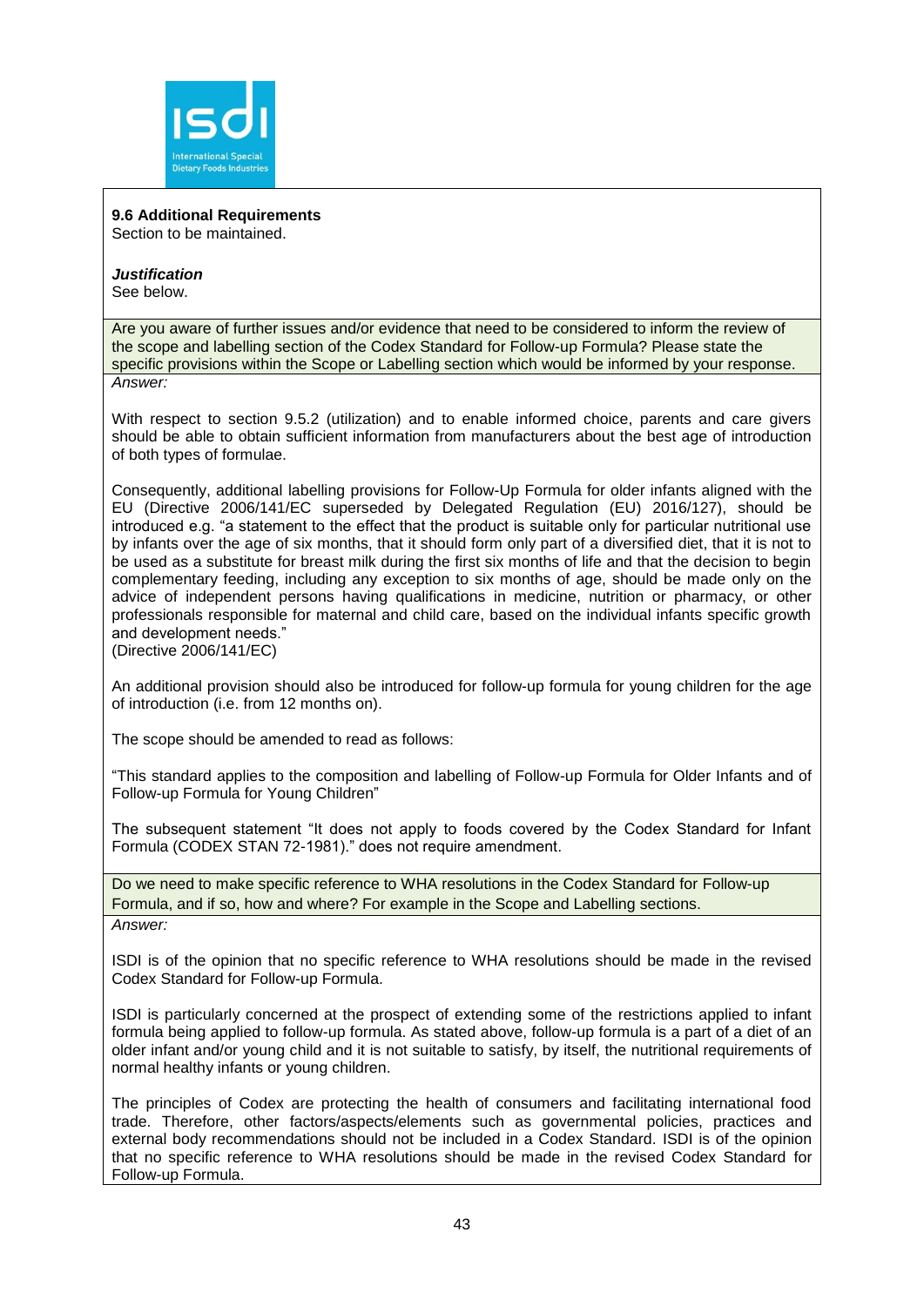**9.6 Additional Requirements**
Section to be maintained.

***Justification***
See below.

Are you aware of further issues and/or evidence that need to be considered to inform the review of the scope and labelling section of the Codex Standard for Follow-up Formula? Please state the specific provisions within the Scope or Labelling section which would be informed by your response.

*Answer:*

With respect to section 9.5.2 (utilization) and to enable informed choice, parents and care givers should be able to obtain sufficient information from manufacturers about the best age of introduction of both types of formulae.

Consequently, additional labelling provisions for Follow-Up Formula for older infants aligned with the EU (Directive 2006/141/EC superseded by Delegated Regulation (EU) 2016/127), should be introduced e.g. "a statement to the effect that the product is suitable only for particular nutritional use by infants over the age of six months, that it should form only part of a diversified diet, that it is not to be used as a substitute for breast milk during the first six months of life and that the decision to begin complementary feeding, including any exception to six months of age, should be made only on the advice of independent persons having qualifications in medicine, nutrition or pharmacy, or other professionals responsible for maternal and child care, based on the individual infants specific growth and development needs."
(Directive 2006/141/EC)

An additional provision should also be introduced for follow-up formula for young children for the age of introduction (i.e. from 12 months on).

The scope should be amended to read as follows:

"This standard applies to the composition and labelling of Follow-up Formula for Older Infants and of Follow-up Formula for Young Children"

The subsequent statement "It does not apply to foods covered by the Codex Standard for Infant Formula (CODEX STAN 72-1981)." does not require amendment.

Do we need to make specific reference to WHA resolutions in the Codex Standard for Follow-up Formula, and if so, how and where? For example in the Scope and Labelling sections.

*Answer:*

ISDI is of the opinion that no specific reference to WHA resolutions should be made in the revised Codex Standard for Follow-up Formula.

ISDI is particularly concerned at the prospect of extending some of the restrictions applied to infant formula being applied to follow-up formula. As stated above, follow-up formula is a part of a diet of an older infant and/or young child and it is not suitable to satisfy, by itself, the nutritional requirements of normal healthy infants or young children.

The principles of Codex are protecting the health of consumers and facilitating international food trade. Therefore, other factors/aspects/elements such as governmental policies, practices and external body recommendations should not be included in a Codex Standard. ISDI is of the opinion that no specific reference to WHA resolutions should be made in the revised Codex Standard for Follow-up Formula.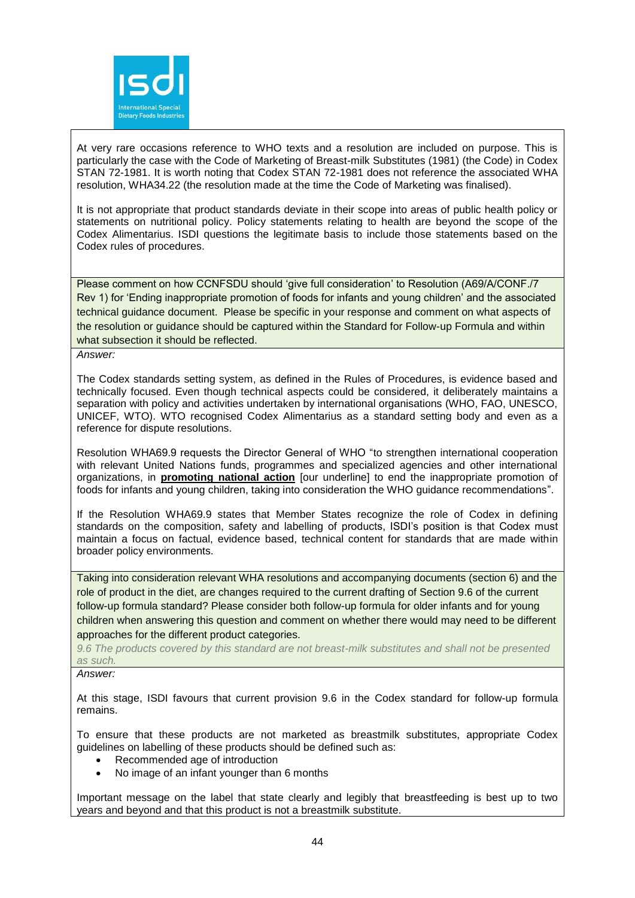At very rare occasions reference to WHO texts and a resolution are included on purpose. This is particularly the case with the Code of Marketing of Breast-milk Substitutes (1981) (the Code) in Codex STAN 72-1981. It is worth noting that Codex STAN 72-1981 does not reference the associated WHA resolution, WHA34.22 (the resolution made at the time the Code of Marketing was finalised).

It is not appropriate that product standards deviate in their scope into areas of public health policy or statements on nutritional policy. Policy statements relating to health are beyond the scope of the Codex Alimentarius. ISDI questions the legitimate basis to include those statements based on the Codex rules of procedures.

Please comment on how CCNFSDU should 'give full consideration' to Resolution (A69/A/CONF./7 Rev 1) for 'Ending inappropriate promotion of foods for infants and young children' and the associated technical guidance document. Please be specific in your response and comment on what aspects of the resolution or guidance should be captured within the Standard for Follow-up Formula and within what subsection it should be reflected.

*Answer:*

The Codex standards setting system, as defined in the Rules of Procedures, is evidence based and technically focused. Even though technical aspects could be considered, it deliberately maintains a separation with policy and activities undertaken by international organisations (WHO, FAO, UNESCO, UNICEF, WTO). WTO recognised Codex Alimentarius as a standard setting body and even as a reference for dispute resolutions.

Resolution WHA69.9 requests the Director General of WHO "to strengthen international cooperation with relevant United Nations funds, programmes and specialized agencies and other international organizations, in **promoting national action** [our underline] to end the inappropriate promotion of foods for infants and young children, taking into consideration the WHO guidance recommendations".

If the Resolution WHA69.9 states that Member States recognize the role of Codex in defining standards on the composition, safety and labelling of products, ISDI's position is that Codex must maintain a focus on factual, evidence based, technical content for standards that are made within broader policy environments.

Taking into consideration relevant WHA resolutions and accompanying documents (section 6) and the role of product in the diet, are changes required to the current drafting of Section 9.6 of the current follow-up formula standard? Please consider both follow-up formula for older infants and for young children when answering this question and comment on whether there would may need to be different approaches for the different product categories.

*9.6 The products covered by this standard are not breast-milk substitutes and shall not be presented as such.*

*Answer:*

At this stage, ISDI favours that current provision 9.6 in the Codex standard for follow-up formula remains.

To ensure that these products are not marketed as breastmilk substitutes, appropriate Codex guidelines on labelling of these products should be defined such as:

- Recommended age of introduction
- No image of an infant younger than 6 months

Important message on the label that state clearly and legibly that breastfeeding is best up to two years and beyond and that this product is not a breastmilk substitute.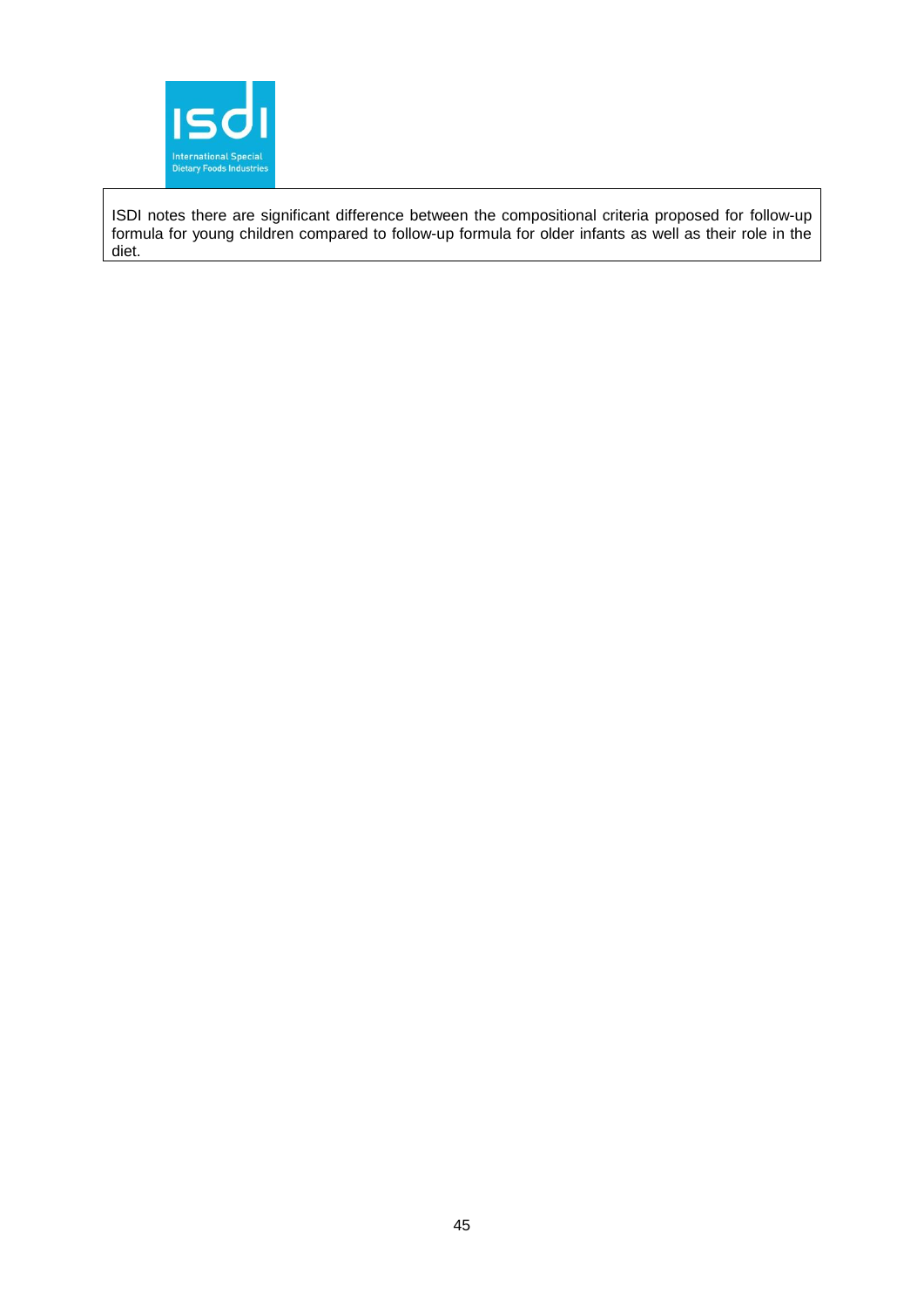ISDI notes there are significant difference between the compositional criteria proposed for follow-up formula for young children compared to follow-up formula for older infants as well as their role in the diet.